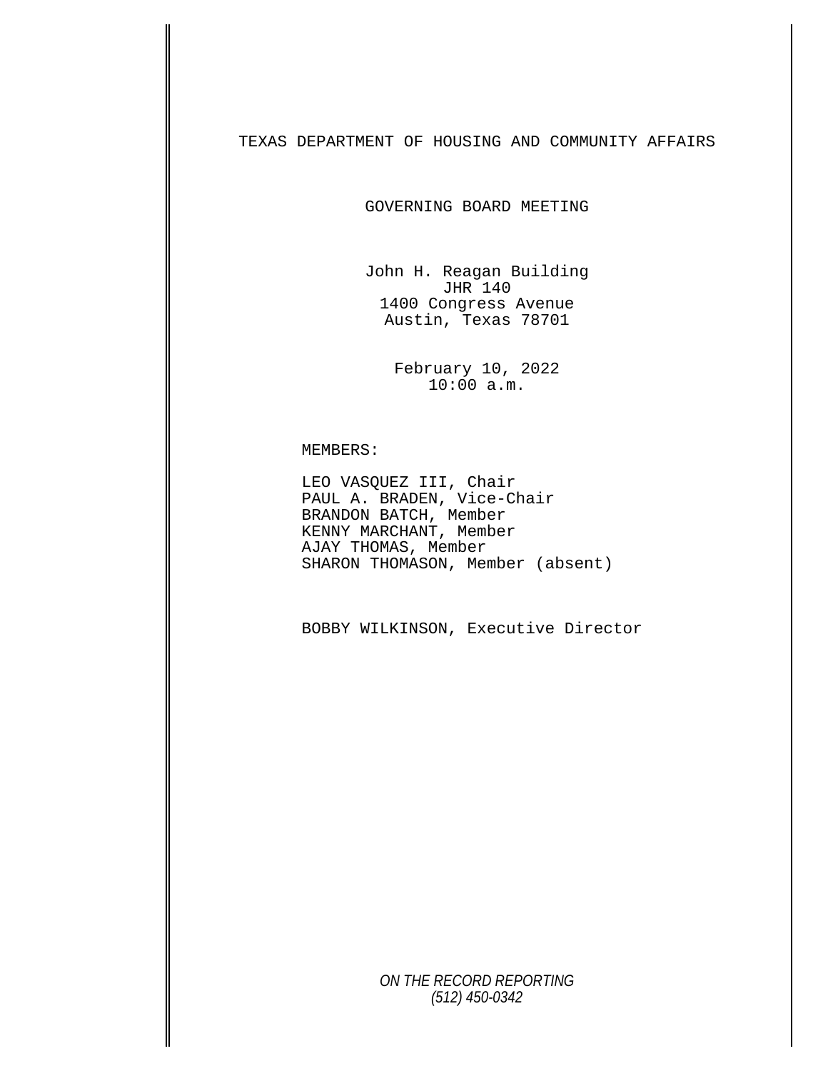# TEXAS DEPARTMENT OF HOUSING AND COMMUNITY AFFAIRS

## GOVERNING BOARD MEETING

John H. Reagan Building
JHR 140
1400 Congress Avenue
Austin, Texas 78701

February 10, 2022
10:00 a.m.

MEMBERS:

LEO VASQUEZ III, Chair
PAUL A. BRADEN, Vice-Chair
BRANDON BATCH, Member
KENNY MARCHANT, Member
AJAY THOMAS, Member
SHARON THOMASON, Member (absent)

BOBBY WILKINSON, Executive Director

*ON THE RECORD REPORTING*
*(512) 450-0342*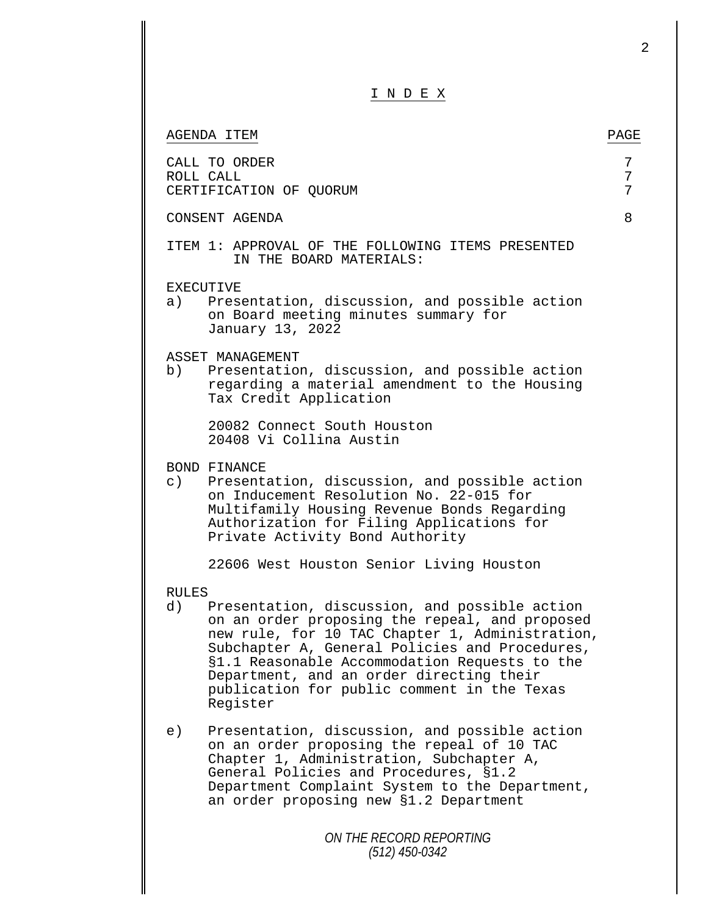# I N D E X

| AGENDA ITEM | PAGE |
|---|---|
| CALL TO ORDER | 7 |
| ROLL CALL | 7 |
| CERTIFICATION OF QUORUM | 7 |
| CONSENT AGENDA | 8 |

ITEM 1: APPROVAL OF THE FOLLOWING ITEMS PRESENTED IN THE BOARD MATERIALS:

EXECUTIVE

a) Presentation, discussion, and possible action on Board meeting minutes summary for January 13, 2022

ASSET MANAGEMENT

b) Presentation, discussion, and possible action regarding a material amendment to the Housing Tax Credit Application

   20082 Connect South Houston
   20408 Vi Collina Austin

BOND FINANCE

c) Presentation, discussion, and possible action on Inducement Resolution No. 22-015 for Multifamily Housing Revenue Bonds Regarding Authorization for Filing Applications for Private Activity Bond Authority

   22606 West Houston Senior Living Houston

RULES

d) Presentation, discussion, and possible action on an order proposing the repeal, and proposed new rule, for 10 TAC Chapter 1, Administration, Subchapter A, General Policies and Procedures, §1.1 Reasonable Accommodation Requests to the Department, and an order directing their publication for public comment in the Texas Register

e) Presentation, discussion, and possible action on an order proposing the repeal of 10 TAC Chapter 1, Administration, Subchapter A, General Policies and Procedures, §1.2 Department Complaint System to the Department, an order proposing new §1.2 Department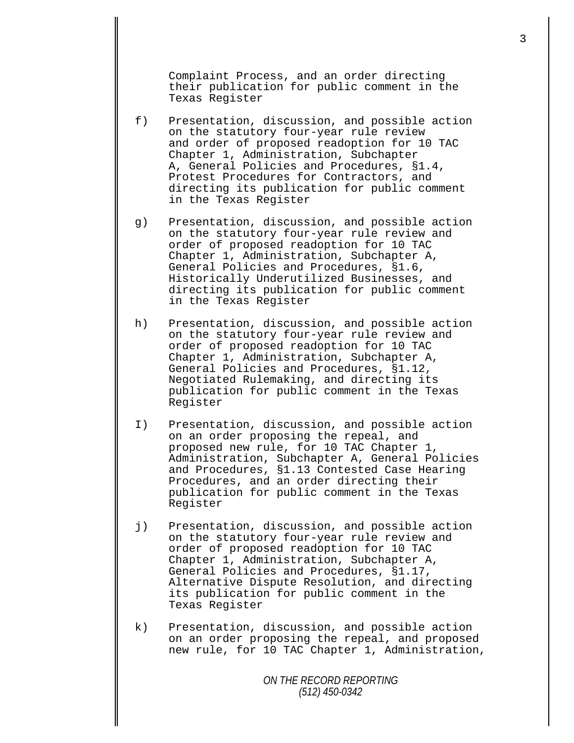Complaint Process, and an order directing their publication for public comment in the Texas Register

f) Presentation, discussion, and possible action on the statutory four-year rule review and order of proposed readoption for 10 TAC Chapter 1, Administration, Subchapter A, General Policies and Procedures, §1.4, Protest Procedures for Contractors, and directing its publication for public comment in the Texas Register

g) Presentation, discussion, and possible action on the statutory four-year rule review and order of proposed readoption for 10 TAC Chapter 1, Administration, Subchapter A, General Policies and Procedures, §1.6, Historically Underutilized Businesses, and directing its publication for public comment in the Texas Register

h) Presentation, discussion, and possible action on the statutory four-year rule review and order of proposed readoption for 10 TAC Chapter 1, Administration, Subchapter A, General Policies and Procedures, §1.12, Negotiated Rulemaking, and directing its publication for public comment in the Texas Register

I) Presentation, discussion, and possible action on an order proposing the repeal, and proposed new rule, for 10 TAC Chapter 1, Administration, Subchapter A, General Policies and Procedures, §1.13 Contested Case Hearing Procedures, and an order directing their publication for public comment in the Texas Register

j) Presentation, discussion, and possible action on the statutory four-year rule review and order of proposed readoption for 10 TAC Chapter 1, Administration, Subchapter A, General Policies and Procedures, §1.17, Alternative Dispute Resolution, and directing its publication for public comment in the Texas Register

k) Presentation, discussion, and possible action on an order proposing the repeal, and proposed new rule, for 10 TAC Chapter 1, Administration,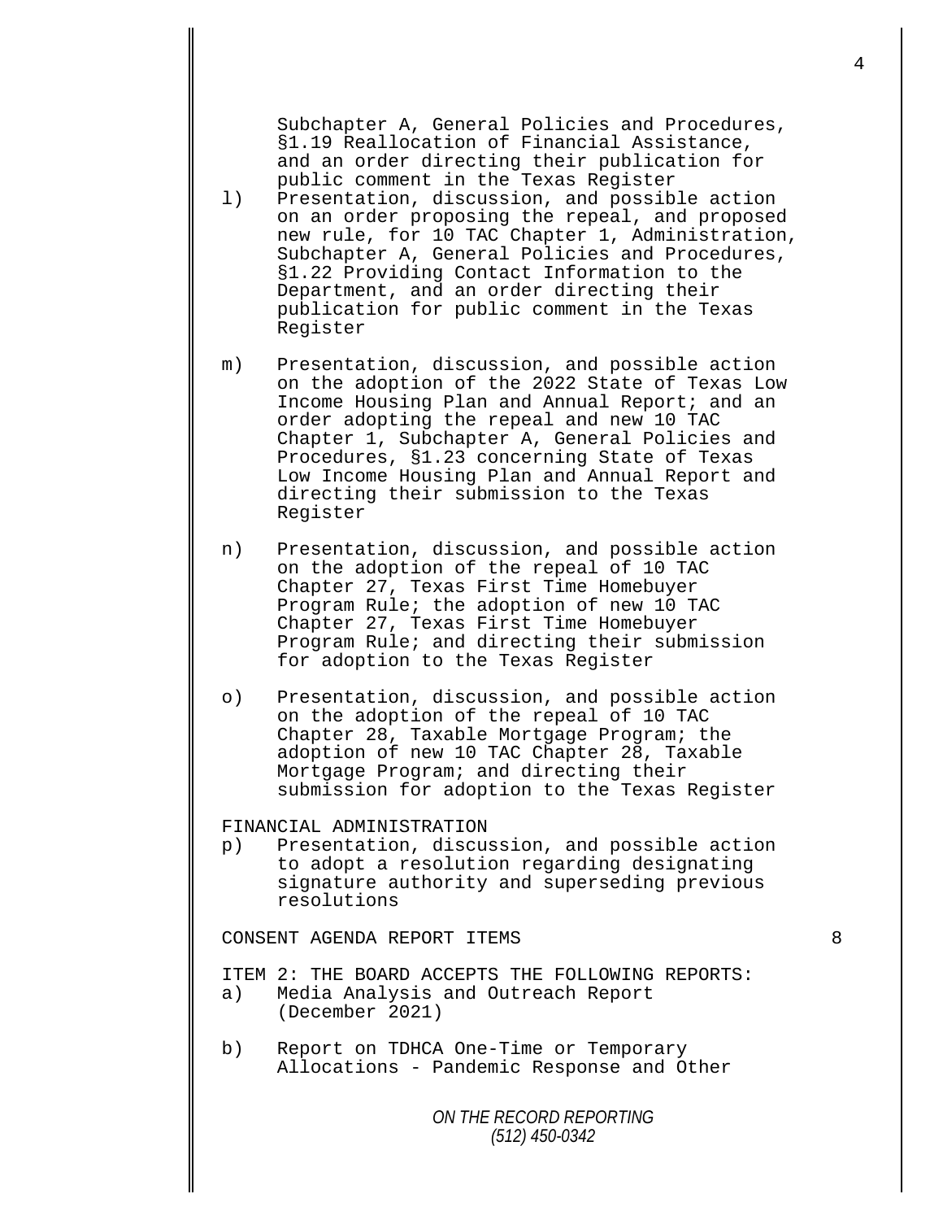Subchapter A, General Policies and Procedures, §1.19 Reallocation of Financial Assistance, and an order directing their publication for public comment in the Texas Register

l) Presentation, discussion, and possible action on an order proposing the repeal, and proposed new rule, for 10 TAC Chapter 1, Administration, Subchapter A, General Policies and Procedures, §1.22 Providing Contact Information to the Department, and an order directing their publication for public comment in the Texas Register

m) Presentation, discussion, and possible action on the adoption of the 2022 State of Texas Low Income Housing Plan and Annual Report; and an order adopting the repeal and new 10 TAC Chapter 1, Subchapter A, General Policies and Procedures, §1.23 concerning State of Texas Low Income Housing Plan and Annual Report and directing their submission to the Texas Register

n) Presentation, discussion, and possible action on the adoption of the repeal of 10 TAC Chapter 27, Texas First Time Homebuyer Program Rule; the adoption of new 10 TAC Chapter 27, Texas First Time Homebuyer Program Rule; and directing their submission for adoption to the Texas Register

o) Presentation, discussion, and possible action on the adoption of the repeal of 10 TAC Chapter 28, Taxable Mortgage Program; the adoption of new 10 TAC Chapter 28, Taxable Mortgage Program; and directing their submission for adoption to the Texas Register

FINANCIAL ADMINISTRATION

p) Presentation, discussion, and possible action to adopt a resolution regarding designating signature authority and superseding previous resolutions

CONSENT AGENDA REPORT ITEMS 8

ITEM 2: THE BOARD ACCEPTS THE FOLLOWING REPORTS:

a) Media Analysis and Outreach Report (December 2021)

b) Report on TDHCA One-Time or Temporary Allocations - Pandemic Response and Other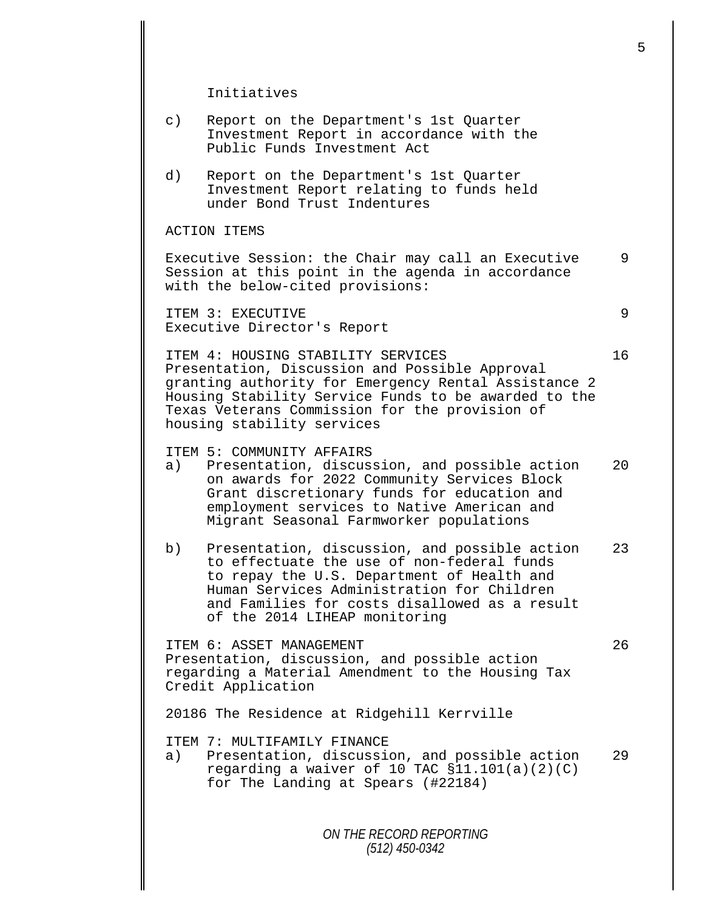Initiatives

c) Report on the Department's 1st Quarter Investment Report in accordance with the Public Funds Investment Act

d) Report on the Department's 1st Quarter Investment Report relating to funds held under Bond Trust Indentures

ACTION ITEMS

| | |
|---|---|
| Executive Session: the Chair may call an Executive Session at this point in the agenda in accordance with the below-cited provisions: | 9 |
| ITEM 3: EXECUTIVE<br>Executive Director's Report | 9 |
| ITEM 4: HOUSING STABILITY SERVICES<br>Presentation, Discussion and Possible Approval granting authority for Emergency Rental Assistance 2 Housing Stability Service Funds to be awarded to the Texas Veterans Commission for the provision of housing stability services | 16 |
| ITEM 5: COMMUNITY AFFAIRS<br>a) Presentation, discussion, and possible action on awards for 2022 Community Services Block Grant discretionary funds for education and employment services to Native American and Migrant Seasonal Farmworker populations | 20 |
| b) Presentation, discussion, and possible action to effectuate the use of non-federal funds to repay the U.S. Department of Health and Human Services Administration for Children and Families for costs disallowed as a result of the 2014 LIHEAP monitoring | 23 |
| ITEM 6: ASSET MANAGEMENT<br>Presentation, discussion, and possible action regarding a Material Amendment to the Housing Tax Credit Application<br><br>20186 The Residence at Ridgehill Kerrville | 26 |
| ITEM 7: MULTIFAMILY FINANCE<br>a) Presentation, discussion, and possible action regarding a waiver of 10 TAC §11.101(a)(2)(C) for The Landing at Spears (#22184) | 29 |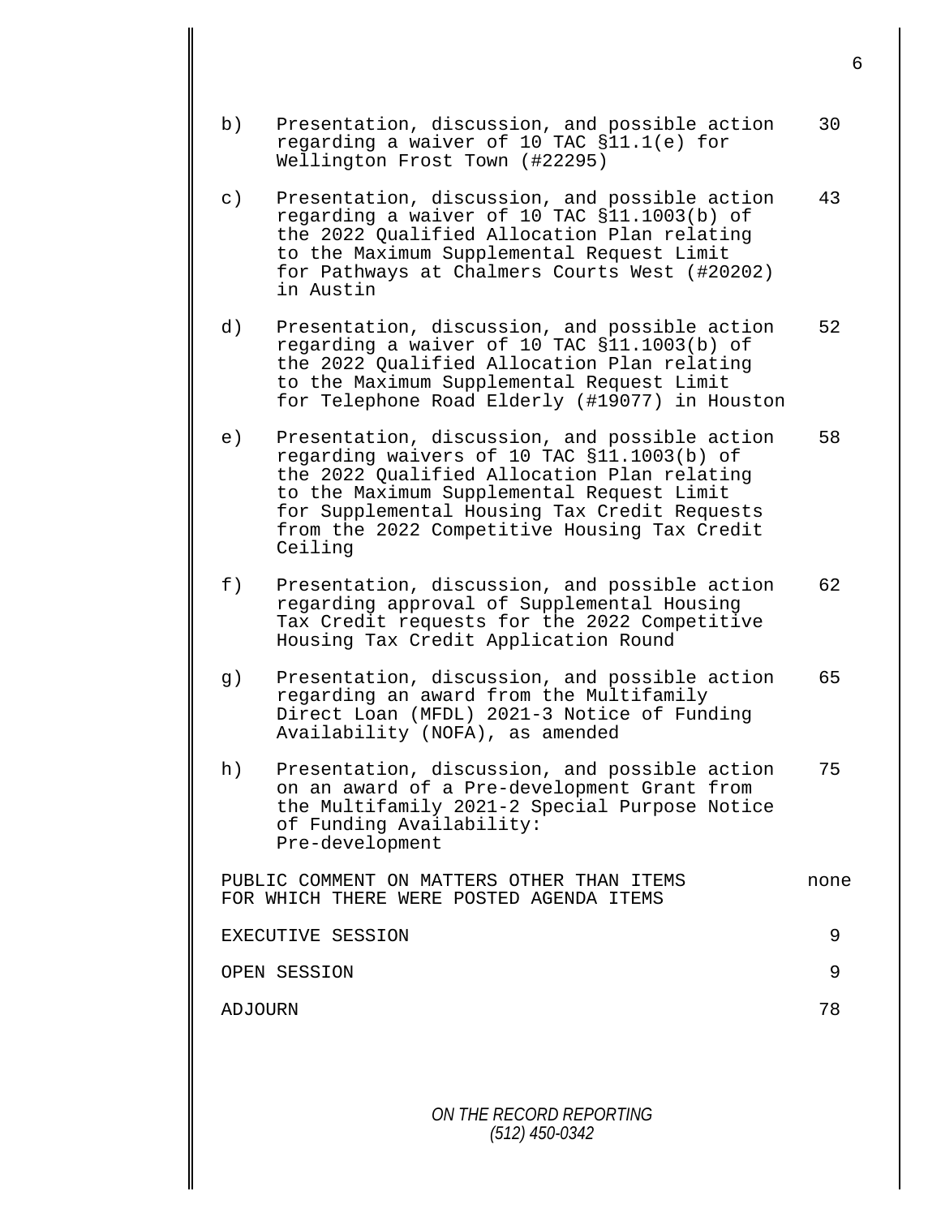| | | |
|---|---|---|
| b) | Presentation, discussion, and possible action regarding a waiver of 10 TAC §11.1(e) for Wellington Frost Town (#22295) | 30 |
| c) | Presentation, discussion, and possible action regarding a waiver of 10 TAC §11.1003(b) of the 2022 Qualified Allocation Plan relating to the Maximum Supplemental Request Limit for Pathways at Chalmers Courts West (#20202) in Austin | 43 |
| d) | Presentation, discussion, and possible action regarding a waiver of 10 TAC §11.1003(b) of the 2022 Qualified Allocation Plan relating to the Maximum Supplemental Request Limit for Telephone Road Elderly (#19077) in Houston | 52 |
| e) | Presentation, discussion, and possible action regarding waivers of 10 TAC §11.1003(b) of the 2022 Qualified Allocation Plan relating to the Maximum Supplemental Request Limit for Supplemental Housing Tax Credit Requests from the 2022 Competitive Housing Tax Credit Ceiling | 58 |
| f) | Presentation, discussion, and possible action regarding approval of Supplemental Housing Tax Credit requests for the 2022 Competitive Housing Tax Credit Application Round | 62 |
| g) | Presentation, discussion, and possible action regarding an award from the Multifamily Direct Loan (MFDL) 2021-3 Notice of Funding Availability (NOFA), as amended | 65 |
| h) | Presentation, discussion, and possible action on an award of a Pre-development Grant from the Multifamily 2021-2 Special Purpose Notice of Funding Availability: Pre-development | 75 |

| | |
|---|---|
| PUBLIC COMMENT ON MATTERS OTHER THAN ITEMS FOR WHICH THERE WERE POSTED AGENDA ITEMS | none |
| EXECUTIVE SESSION | 9 |
| OPEN SESSION | 9 |
| ADJOURN | 78 |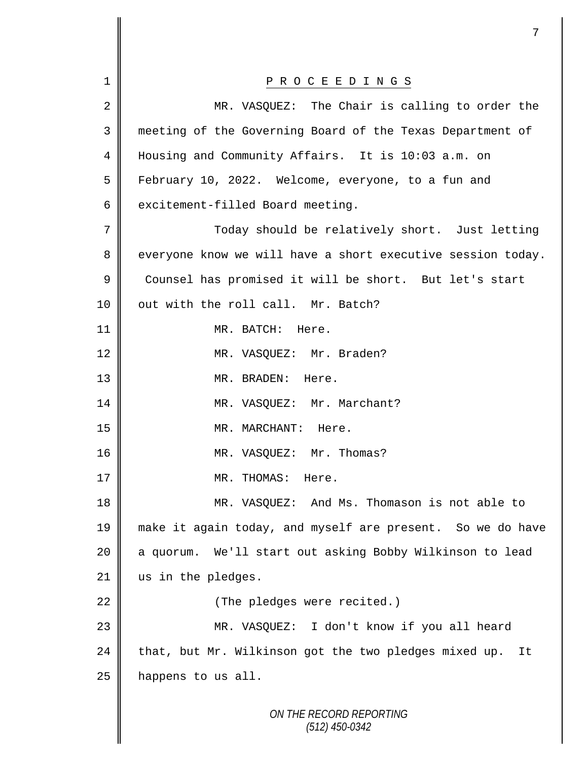P R O C E E D I N G S

MR. VASQUEZ: The Chair is calling to order the meeting of the Governing Board of the Texas Department of Housing and Community Affairs. It is 10:03 a.m. on February 10, 2022. Welcome, everyone, to a fun and excitement-filled Board meeting.

Today should be relatively short. Just letting everyone know we will have a short executive session today. Counsel has promised it will be short. But let's start out with the roll call. Mr. Batch?

MR. BATCH: Here.

MR. VASQUEZ: Mr. Braden?

MR. BRADEN: Here.

MR. VASQUEZ: Mr. Marchant?

MR. MARCHANT: Here.

MR. VASQUEZ: Mr. Thomas?

MR. THOMAS: Here.

MR. VASQUEZ: And Ms. Thomason is not able to make it again today, and myself are present. So we do have a quorum. We'll start out asking Bobby Wilkinson to lead us in the pledges.

(The pledges were recited.)

MR. VASQUEZ: I don't know if you all heard that, but Mr. Wilkinson got the two pledges mixed up. It happens to us all.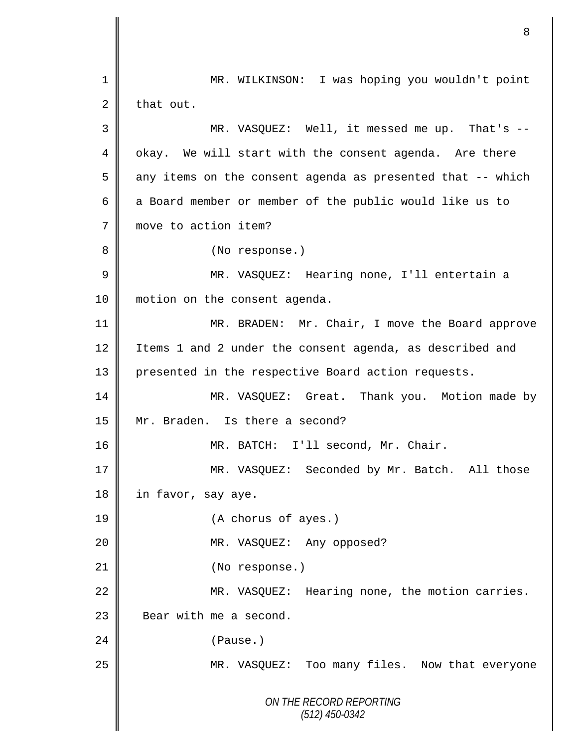MR. WILKINSON: I was hoping you wouldn't point that out.

MR. VASQUEZ: Well, it messed me up. That's -- okay. We will start with the consent agenda. Are there any items on the consent agenda as presented that -- which a Board member or member of the public would like us to move to action item?

(No response.)

MR. VASQUEZ: Hearing none, I'll entertain a motion on the consent agenda.

MR. BRADEN: Mr. Chair, I move the Board approve Items 1 and 2 under the consent agenda, as described and presented in the respective Board action requests.

MR. VASQUEZ: Great. Thank you. Motion made by Mr. Braden. Is there a second?

MR. BATCH: I'll second, Mr. Chair.

MR. VASQUEZ: Seconded by Mr. Batch. All those in favor, say aye.

(A chorus of ayes.)

MR. VASQUEZ: Any opposed?

(No response.)

MR. VASQUEZ: Hearing none, the motion carries. Bear with me a second.

(Pause.)

MR. VASQUEZ: Too many files. Now that everyone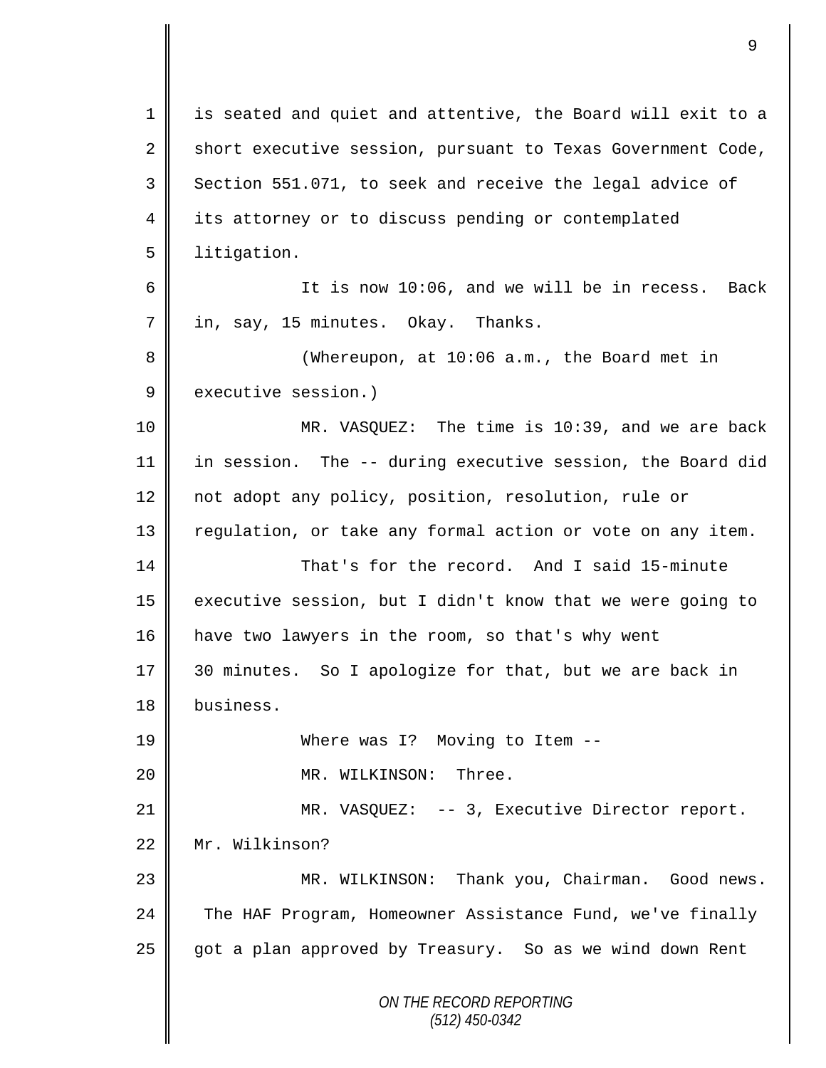is seated and quiet and attentive, the Board will exit to a short executive session, pursuant to Texas Government Code, Section 551.071, to seek and receive the legal advice of its attorney or to discuss pending or contemplated litigation.

It is now 10:06, and we will be in recess. Back in, say, 15 minutes. Okay. Thanks.

(Whereupon, at 10:06 a.m., the Board met in executive session.)

MR. VASQUEZ: The time is 10:39, and we are back in session. The -- during executive session, the Board did not adopt any policy, position, resolution, rule or regulation, or take any formal action or vote on any item.

That's for the record. And I said 15-minute executive session, but I didn't know that we were going to have two lawyers in the room, so that's why went 30 minutes. So I apologize for that, but we are back in business.

Where was I? Moving to Item --

MR. WILKINSON: Three.

MR. VASQUEZ: -- 3, Executive Director report. Mr. Wilkinson?

MR. WILKINSON: Thank you, Chairman. Good news. The HAF Program, Homeowner Assistance Fund, we've finally got a plan approved by Treasury. So as we wind down Rent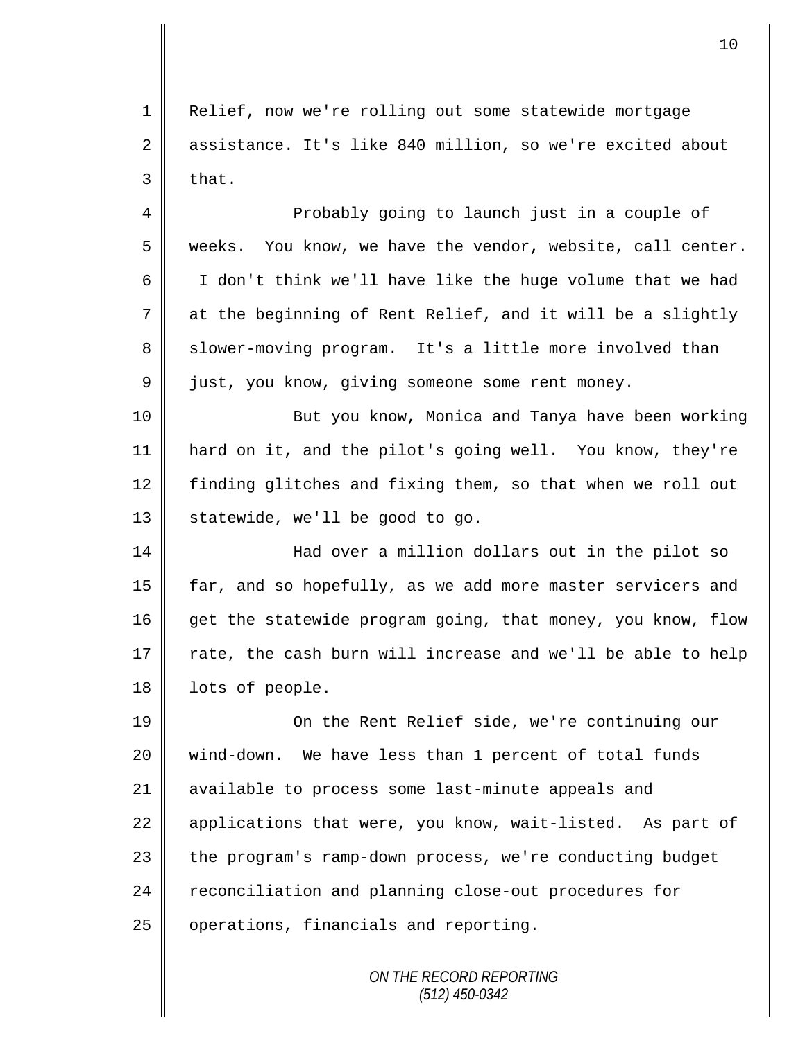Relief, now we're rolling out some statewide mortgage assistance. It's like 840 million, so we're excited about that.

Probably going to launch just in a couple of weeks. You know, we have the vendor, website, call center. I don't think we'll have like the huge volume that we had at the beginning of Rent Relief, and it will be a slightly slower-moving program. It's a little more involved than just, you know, giving someone some rent money.

But you know, Monica and Tanya have been working hard on it, and the pilot's going well. You know, they're finding glitches and fixing them, so that when we roll out statewide, we'll be good to go.

Had over a million dollars out in the pilot so far, and so hopefully, as we add more master servicers and get the statewide program going, that money, you know, flow rate, the cash burn will increase and we'll be able to help lots of people.

On the Rent Relief side, we're continuing our wind-down. We have less than 1 percent of total funds available to process some last-minute appeals and applications that were, you know, wait-listed. As part of the program's ramp-down process, we're conducting budget reconciliation and planning close-out procedures for operations, financials and reporting.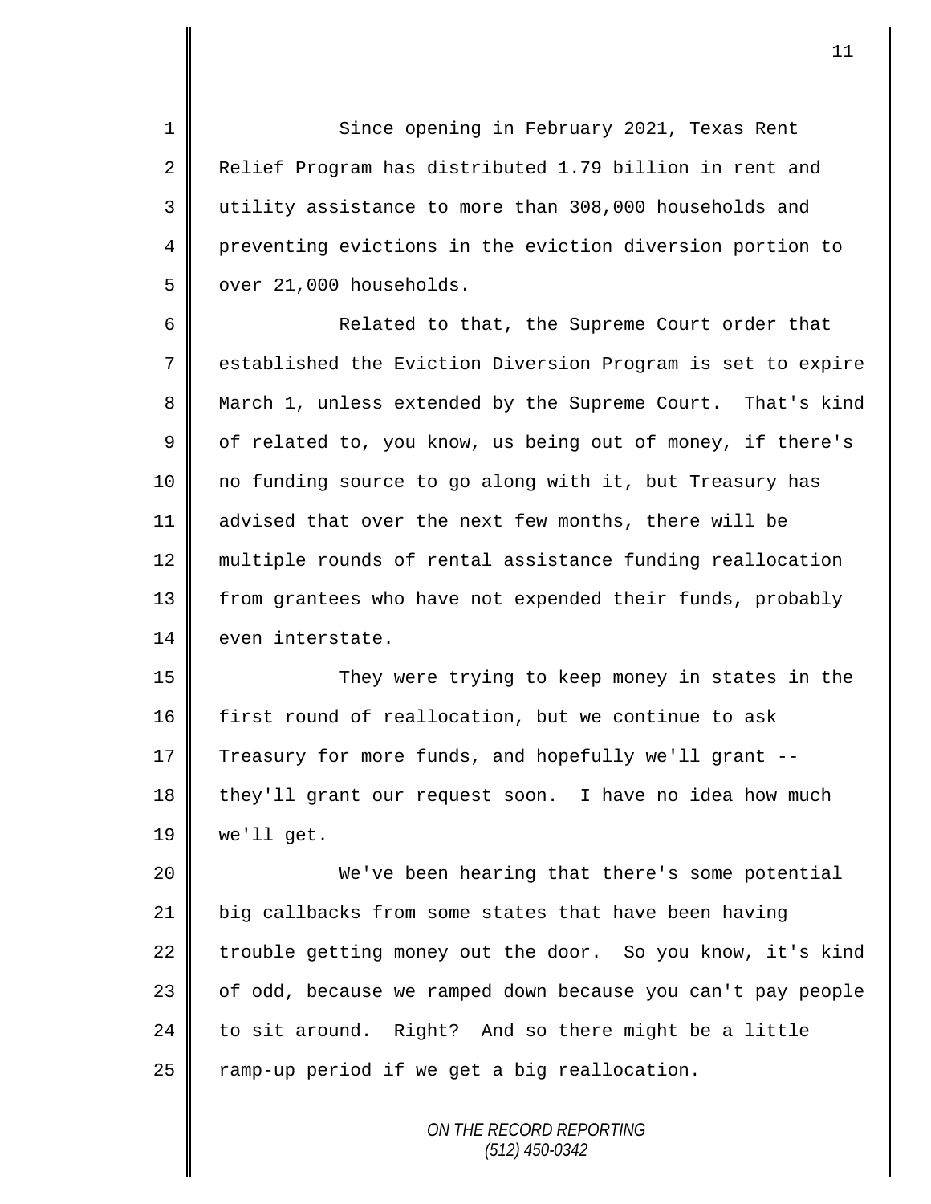Since opening in February 2021, Texas Rent Relief Program has distributed 1.79 billion in rent and utility assistance to more than 308,000 households and preventing evictions in the eviction diversion portion to over 21,000 households.

Related to that, the Supreme Court order that established the Eviction Diversion Program is set to expire March 1, unless extended by the Supreme Court. That's kind of related to, you know, us being out of money, if there's no funding source to go along with it, but Treasury has advised that over the next few months, there will be multiple rounds of rental assistance funding reallocation from grantees who have not expended their funds, probably even interstate.

They were trying to keep money in states in the first round of reallocation, but we continue to ask Treasury for more funds, and hopefully we'll grant -- they'll grant our request soon. I have no idea how much we'll get.

We've been hearing that there's some potential big callbacks from some states that have been having trouble getting money out the door. So you know, it's kind of odd, because we ramped down because you can't pay people to sit around. Right? And so there might be a little ramp-up period if we get a big reallocation.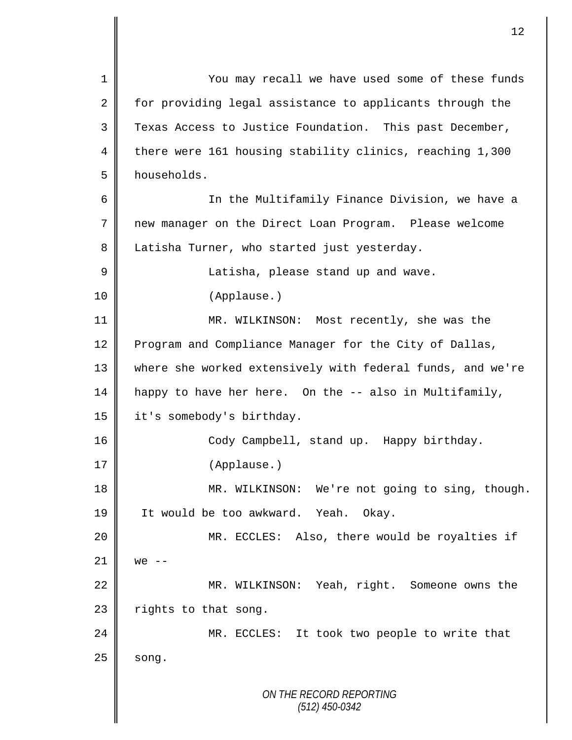You may recall we have used some of these funds for providing legal assistance to applicants through the Texas Access to Justice Foundation. This past December, there were 161 housing stability clinics, reaching 1,300 households.

In the Multifamily Finance Division, we have a new manager on the Direct Loan Program. Please welcome Latisha Turner, who started just yesterday.

Latisha, please stand up and wave.

(Applause.)

MR. WILKINSON: Most recently, she was the Program and Compliance Manager for the City of Dallas, where she worked extensively with federal funds, and we're happy to have her here. On the -- also in Multifamily, it's somebody's birthday.

Cody Campbell, stand up. Happy birthday.

(Applause.)

MR. WILKINSON: We're not going to sing, though. It would be too awkward. Yeah. Okay.

MR. ECCLES: Also, there would be royalties if we --

MR. WILKINSON: Yeah, right. Someone owns the rights to that song.

MR. ECCLES: It took two people to write that song.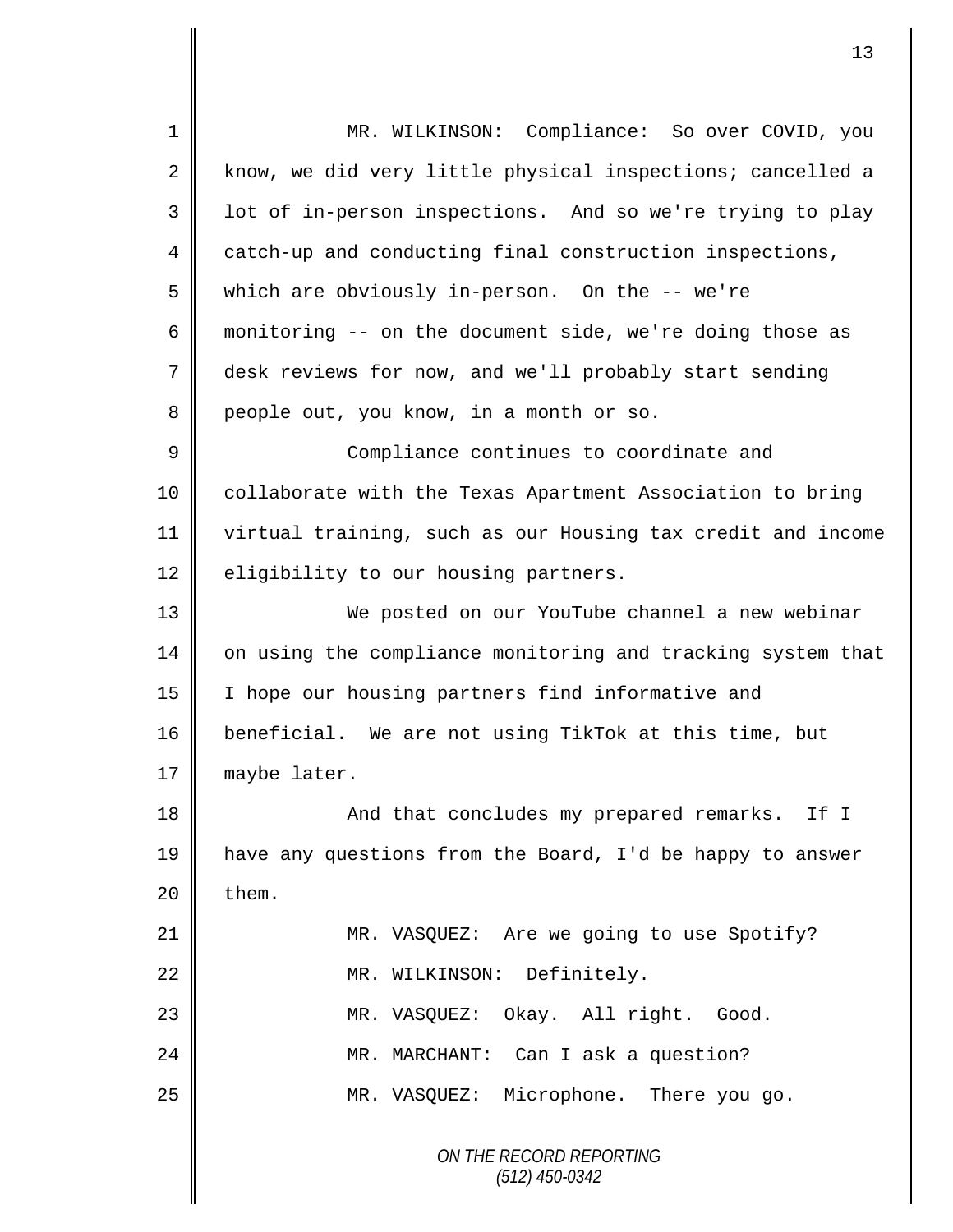MR. WILKINSON: Compliance: So over COVID, you know, we did very little physical inspections; cancelled a lot of in-person inspections. And so we're trying to play catch-up and conducting final construction inspections, which are obviously in-person. On the -- we're monitoring -- on the document side, we're doing those as desk reviews for now, and we'll probably start sending people out, you know, in a month or so.

Compliance continues to coordinate and collaborate with the Texas Apartment Association to bring virtual training, such as our Housing tax credit and income eligibility to our housing partners.

We posted on our YouTube channel a new webinar on using the compliance monitoring and tracking system that I hope our housing partners find informative and beneficial. We are not using TikTok at this time, but maybe later.

And that concludes my prepared remarks. If I have any questions from the Board, I'd be happy to answer them.

MR. VASQUEZ: Are we going to use Spotify?

MR. WILKINSON: Definitely.

MR. VASQUEZ: Okay. All right. Good.

MR. MARCHANT: Can I ask a question?

MR. VASQUEZ: Microphone. There you go.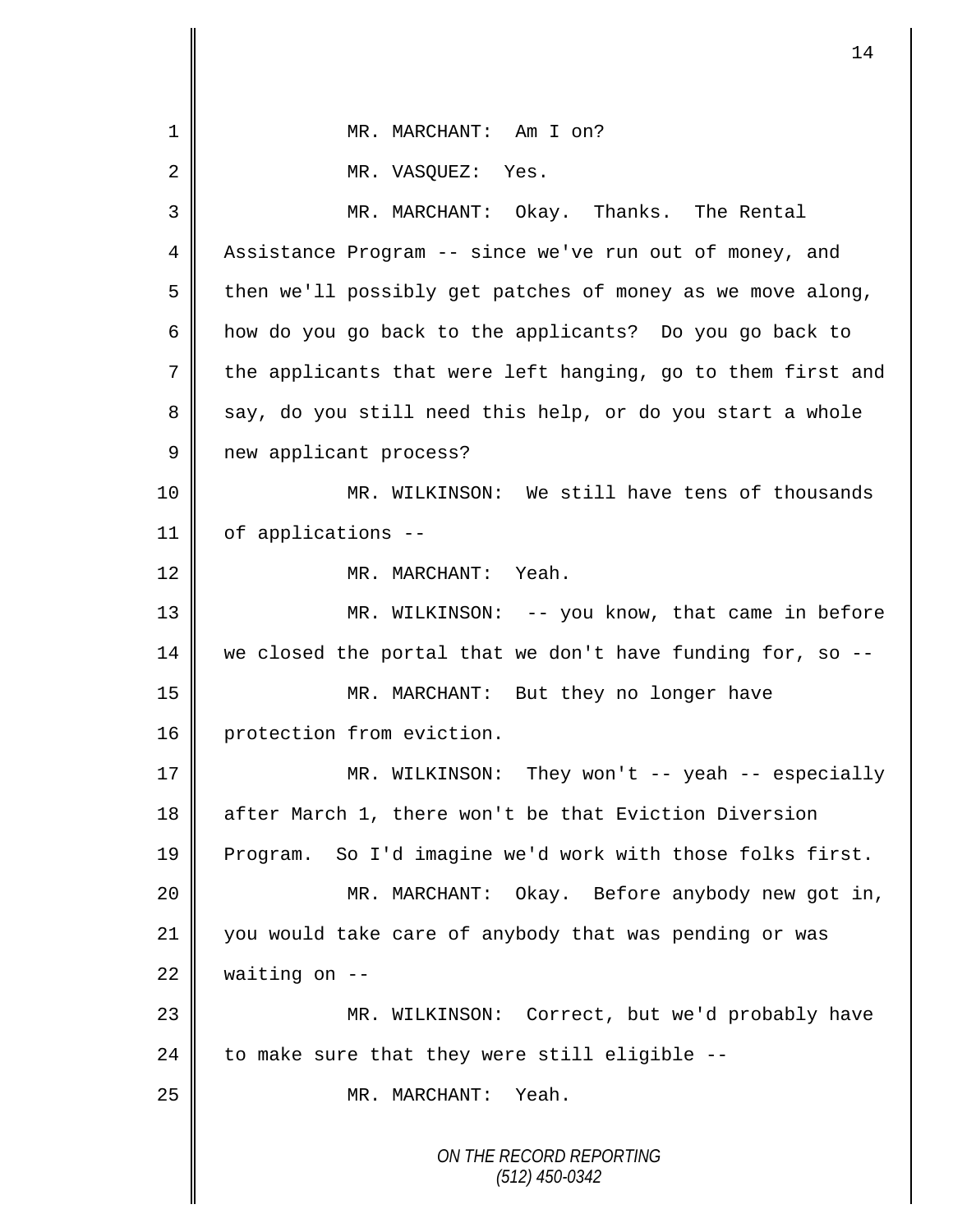MR. MARCHANT: Am I on?

MR. VASQUEZ: Yes.

MR. MARCHANT: Okay. Thanks. The Rental Assistance Program -- since we've run out of money, and then we'll possibly get patches of money as we move along, how do you go back to the applicants? Do you go back to the applicants that were left hanging, go to them first and say, do you still need this help, or do you start a whole new applicant process?

MR. WILKINSON: We still have tens of thousands of applications --

MR. MARCHANT: Yeah.

MR. WILKINSON: -- you know, that came in before we closed the portal that we don't have funding for, so --

MR. MARCHANT: But they no longer have protection from eviction.

MR. WILKINSON: They won't -- yeah -- especially after March 1, there won't be that Eviction Diversion Program. So I'd imagine we'd work with those folks first.

MR. MARCHANT: Okay. Before anybody new got in, you would take care of anybody that was pending or was waiting on --

MR. WILKINSON: Correct, but we'd probably have to make sure that they were still eligible --

MR. MARCHANT: Yeah.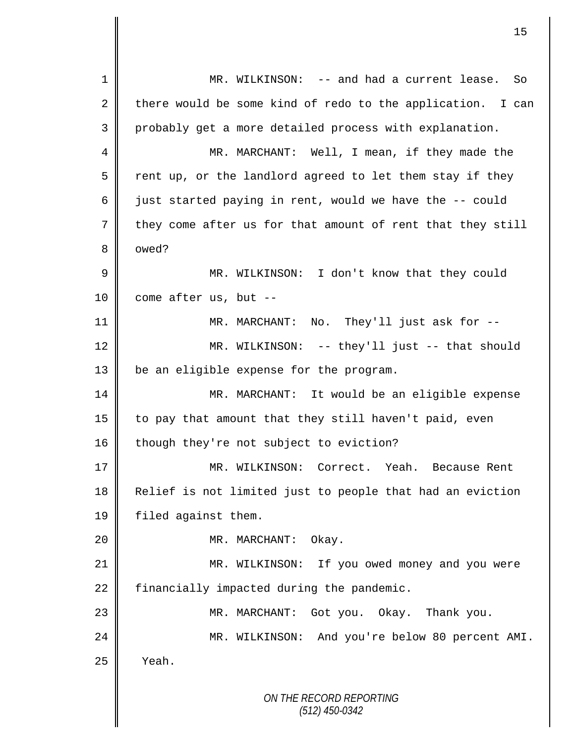MR. WILKINSON: -- and had a current lease. So there would be some kind of redo to the application. I can probably get a more detailed process with explanation.

MR. MARCHANT: Well, I mean, if they made the rent up, or the landlord agreed to let them stay if they just started paying in rent, would we have the -- could they come after us for that amount of rent that they still owed?

MR. WILKINSON: I don't know that they could come after us, but --

MR. MARCHANT: No. They'll just ask for --

MR. WILKINSON: -- they'll just -- that should be an eligible expense for the program.

MR. MARCHANT: It would be an eligible expense to pay that amount that they still haven't paid, even though they're not subject to eviction?

MR. WILKINSON: Correct. Yeah. Because Rent Relief is not limited just to people that had an eviction filed against them.

MR. MARCHANT: Okay.

MR. WILKINSON: If you owed money and you were financially impacted during the pandemic.

MR. MARCHANT: Got you. Okay. Thank you.

MR. WILKINSON: And you're below 80 percent AMI. Yeah.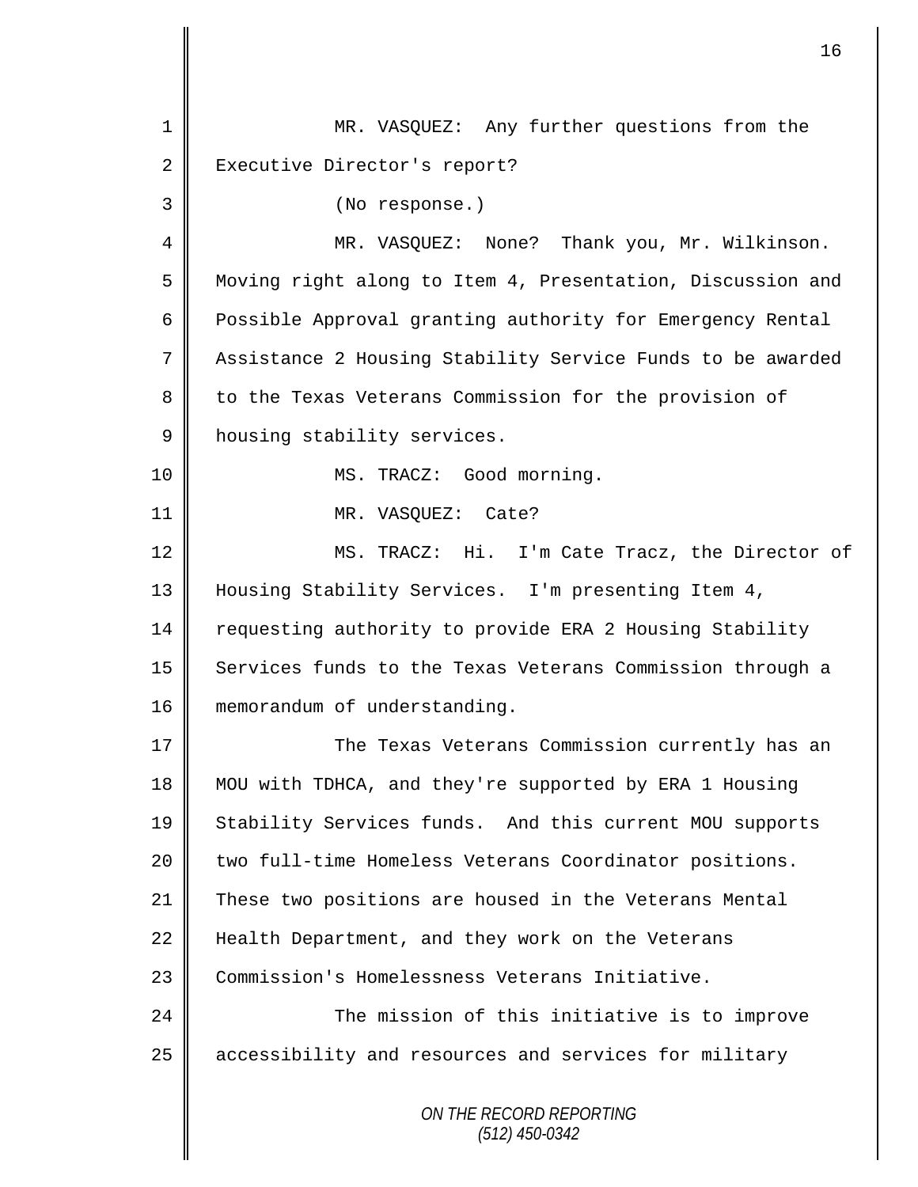MR. VASQUEZ: Any further questions from the Executive Director's report?

(No response.)

MR. VASQUEZ: None? Thank you, Mr. Wilkinson. Moving right along to Item 4, Presentation, Discussion and Possible Approval granting authority for Emergency Rental Assistance 2 Housing Stability Service Funds to be awarded to the Texas Veterans Commission for the provision of housing stability services.

MS. TRACZ: Good morning.

MR. VASQUEZ: Cate?

MS. TRACZ: Hi. I'm Cate Tracz, the Director of Housing Stability Services. I'm presenting Item 4, requesting authority to provide ERA 2 Housing Stability Services funds to the Texas Veterans Commission through a memorandum of understanding.

The Texas Veterans Commission currently has an MOU with TDHCA, and they're supported by ERA 1 Housing Stability Services funds. And this current MOU supports two full-time Homeless Veterans Coordinator positions. These two positions are housed in the Veterans Mental Health Department, and they work on the Veterans Commission's Homelessness Veterans Initiative.

The mission of this initiative is to improve accessibility and resources and services for military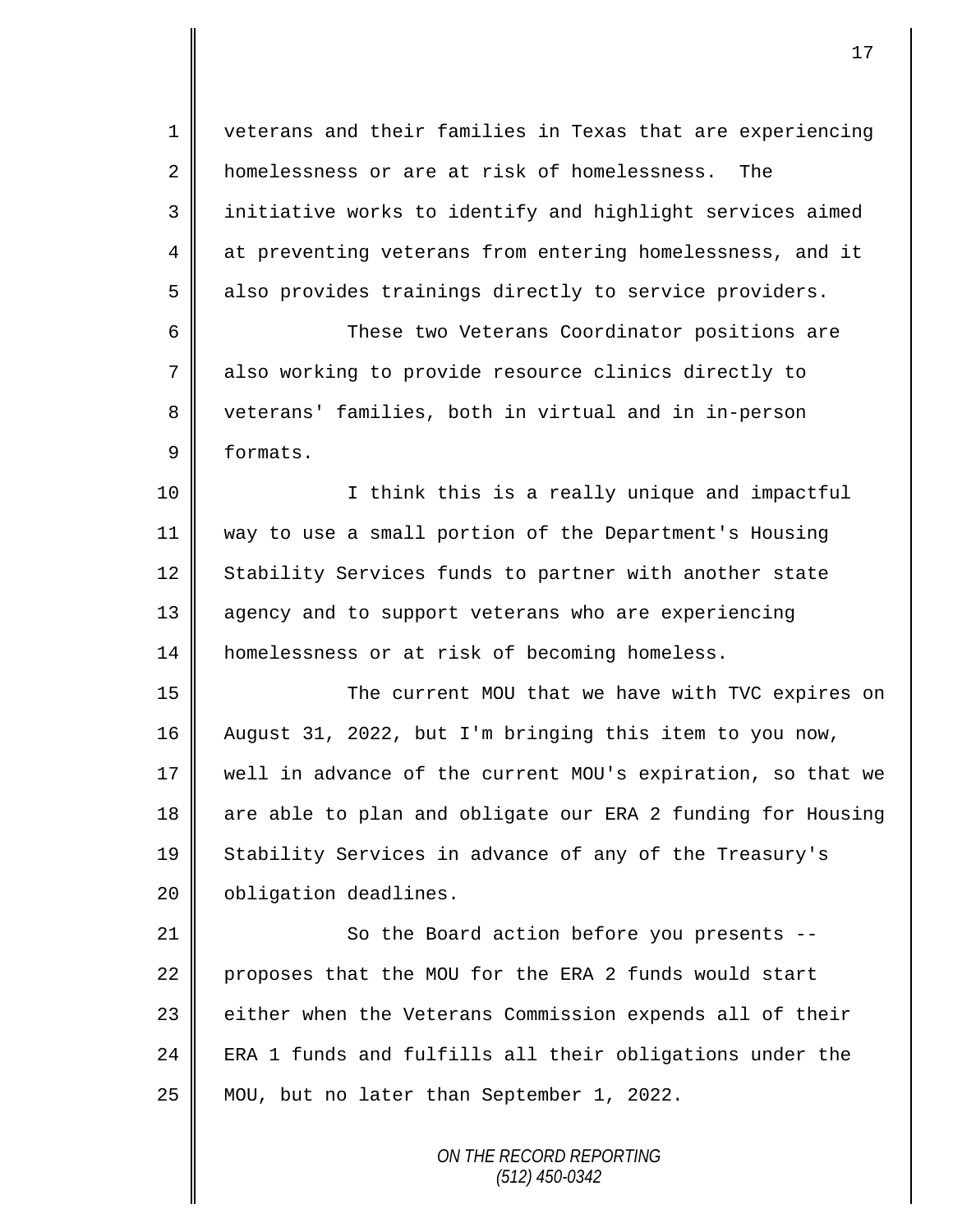veterans and their families in Texas that are experiencing homelessness or are at risk of homelessness. The initiative works to identify and highlight services aimed at preventing veterans from entering homelessness, and it also provides trainings directly to service providers.

These two Veterans Coordinator positions are also working to provide resource clinics directly to veterans' families, both in virtual and in in-person formats.

I think this is a really unique and impactful way to use a small portion of the Department's Housing Stability Services funds to partner with another state agency and to support veterans who are experiencing homelessness or at risk of becoming homeless.

The current MOU that we have with TVC expires on August 31, 2022, but I'm bringing this item to you now, well in advance of the current MOU's expiration, so that we are able to plan and obligate our ERA 2 funding for Housing Stability Services in advance of any of the Treasury's obligation deadlines.

So the Board action before you presents -- proposes that the MOU for the ERA 2 funds would start either when the Veterans Commission expends all of their ERA 1 funds and fulfills all their obligations under the MOU, but no later than September 1, 2022.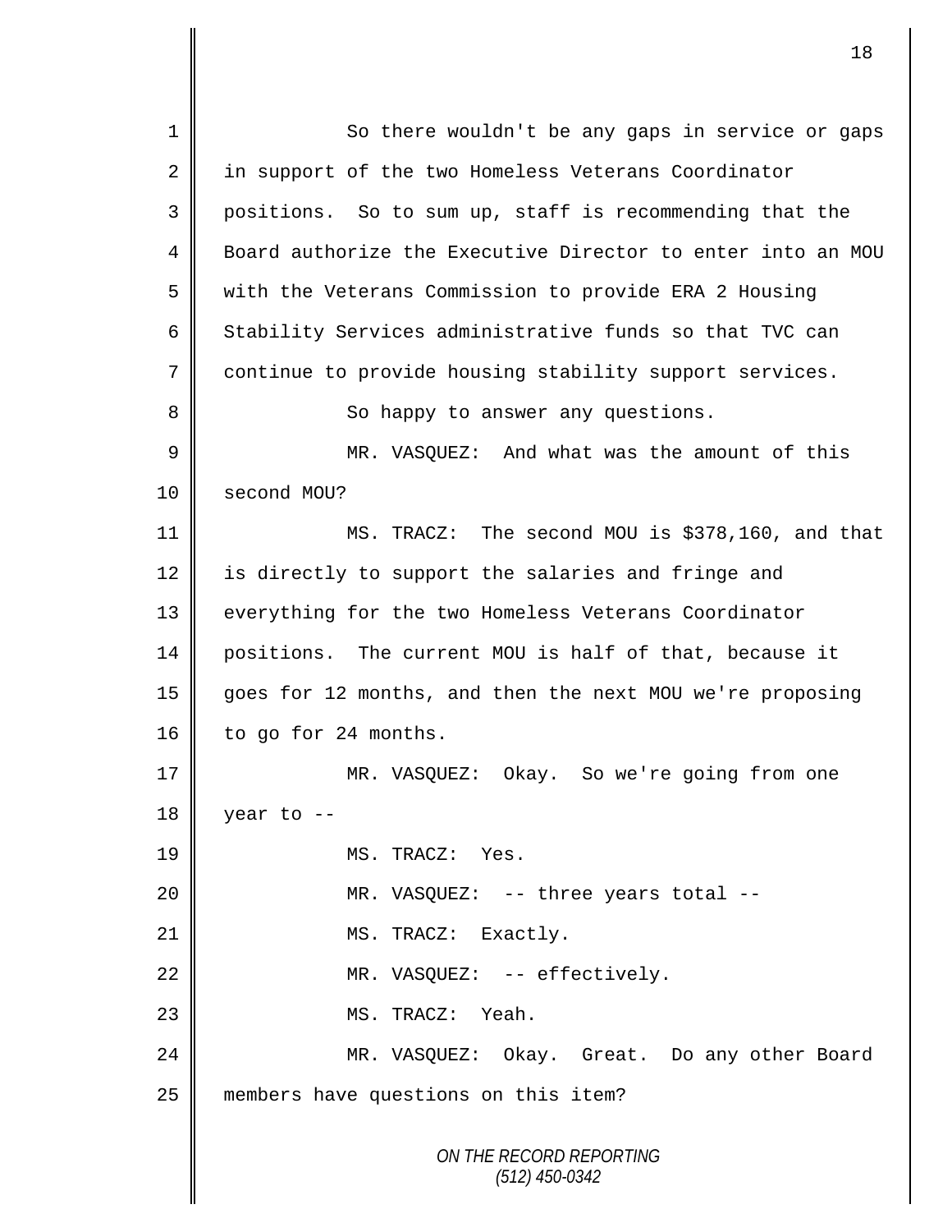So there wouldn't be any gaps in service or gaps in support of the two Homeless Veterans Coordinator positions. So to sum up, staff is recommending that the Board authorize the Executive Director to enter into an MOU with the Veterans Commission to provide ERA 2 Housing Stability Services administrative funds so that TVC can continue to provide housing stability support services.

So happy to answer any questions.

MR. VASQUEZ: And what was the amount of this second MOU?

MS. TRACZ: The second MOU is $378,160, and that is directly to support the salaries and fringe and everything for the two Homeless Veterans Coordinator positions. The current MOU is half of that, because it goes for 12 months, and then the next MOU we're proposing to go for 24 months.

MR. VASQUEZ: Okay. So we're going from one year to --

MS. TRACZ: Yes.

MR. VASQUEZ: -- three years total --

MS. TRACZ: Exactly.

MR. VASQUEZ: -- effectively.

MS. TRACZ: Yeah.

MR. VASQUEZ: Okay. Great. Do any other Board members have questions on this item?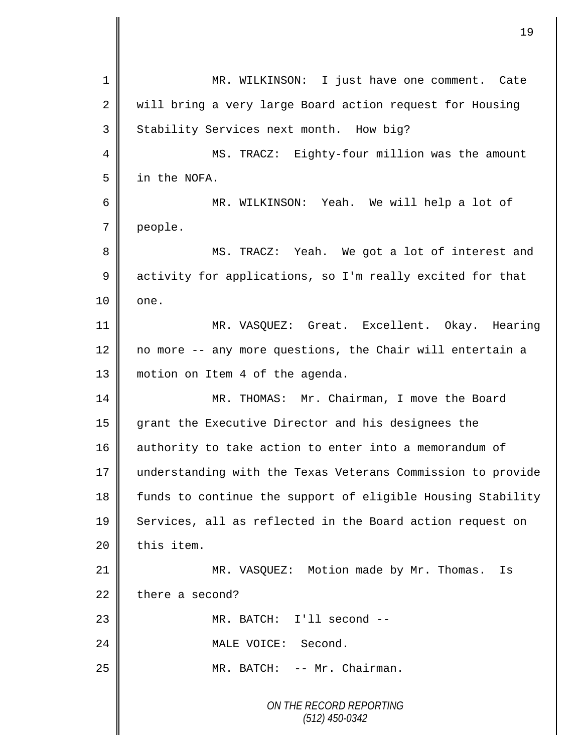MR. WILKINSON: I just have one comment. Cate will bring a very large Board action request for Housing Stability Services next month. How big?

MS. TRACZ: Eighty-four million was the amount in the NOFA.

MR. WILKINSON: Yeah. We will help a lot of people.

MS. TRACZ: Yeah. We got a lot of interest and activity for applications, so I'm really excited for that one.

MR. VASQUEZ: Great. Excellent. Okay. Hearing no more -- any more questions, the Chair will entertain a motion on Item 4 of the agenda.

MR. THOMAS: Mr. Chairman, I move the Board grant the Executive Director and his designees the authority to take action to enter into a memorandum of understanding with the Texas Veterans Commission to provide funds to continue the support of eligible Housing Stability Services, all as reflected in the Board action request on this item.

MR. VASQUEZ: Motion made by Mr. Thomas. Is there a second?

MR. BATCH: I'll second --

MALE VOICE: Second.

MR. BATCH: -- Mr. Chairman.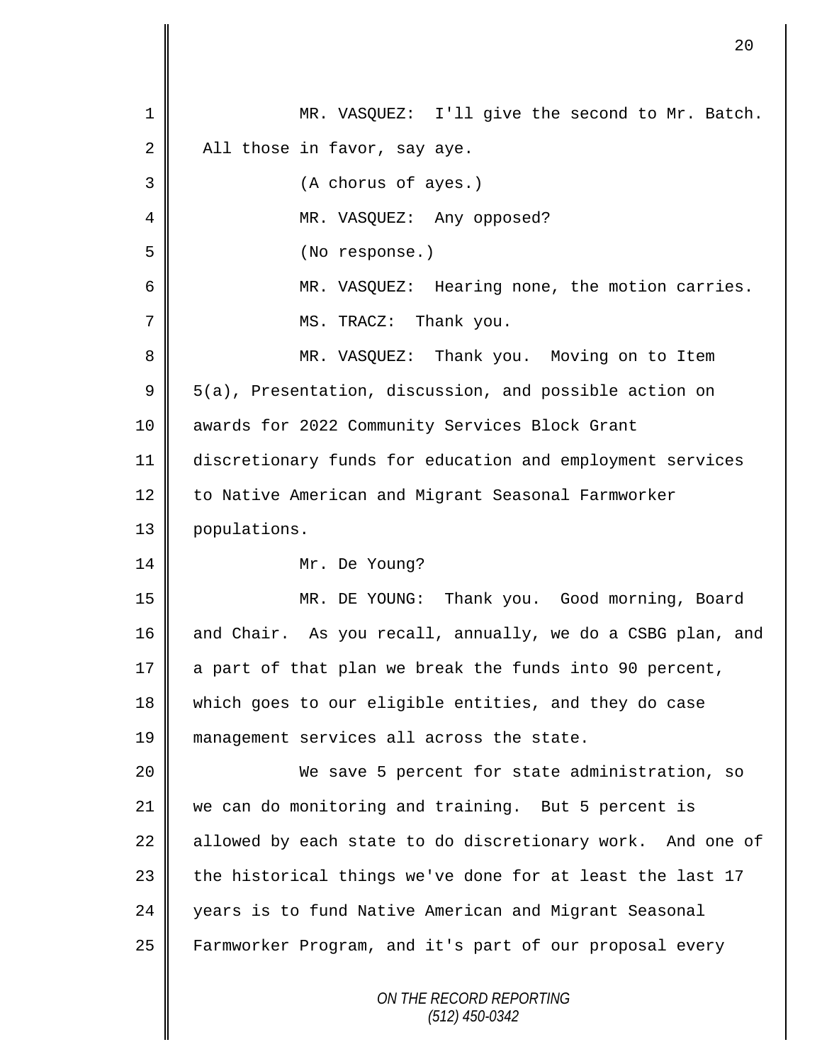MR. VASQUEZ: I'll give the second to Mr. Batch. All those in favor, say aye.

(A chorus of ayes.)

MR. VASQUEZ: Any opposed?

(No response.)

MR. VASQUEZ: Hearing none, the motion carries.

MS. TRACZ: Thank you.

MR. VASQUEZ: Thank you. Moving on to Item 5(a), Presentation, discussion, and possible action on awards for 2022 Community Services Block Grant discretionary funds for education and employment services to Native American and Migrant Seasonal Farmworker populations.

Mr. De Young?

MR. DE YOUNG: Thank you. Good morning, Board and Chair. As you recall, annually, we do a CSBG plan, and a part of that plan we break the funds into 90 percent, which goes to our eligible entities, and they do case management services all across the state.

We save 5 percent for state administration, so we can do monitoring and training. But 5 percent is allowed by each state to do discretionary work. And one of the historical things we've done for at least the last 17 years is to fund Native American and Migrant Seasonal Farmworker Program, and it's part of our proposal every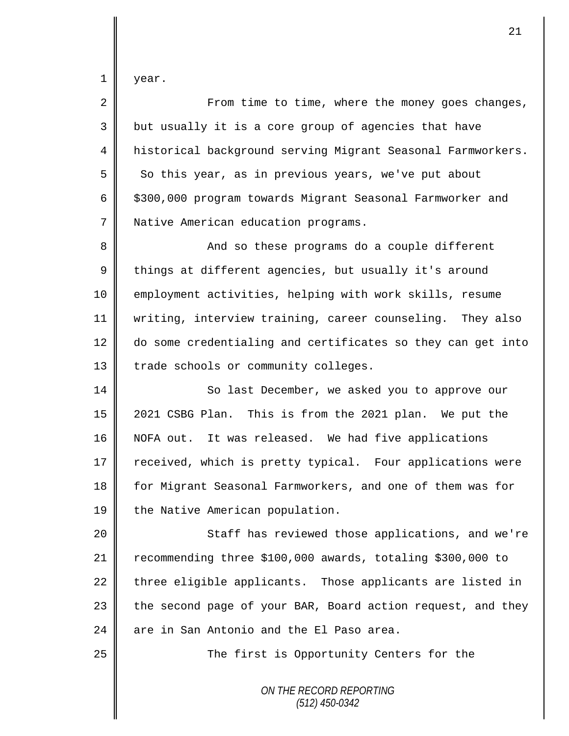year.

From time to time, where the money goes changes, but usually it is a core group of agencies that have historical background serving Migrant Seasonal Farmworkers. So this year, as in previous years, we've put about $300,000 program towards Migrant Seasonal Farmworker and Native American education programs.

And so these programs do a couple different things at different agencies, but usually it's around employment activities, helping with work skills, resume writing, interview training, career counseling. They also do some credentialing and certificates so they can get into trade schools or community colleges.

So last December, we asked you to approve our 2021 CSBG Plan. This is from the 2021 plan. We put the NOFA out. It was released. We had five applications received, which is pretty typical. Four applications were for Migrant Seasonal Farmworkers, and one of them was for the Native American population.

Staff has reviewed those applications, and we're recommending three $100,000 awards, totaling $300,000 to three eligible applicants. Those applicants are listed in the second page of your BAR, Board action request, and they are in San Antonio and the El Paso area.

The first is Opportunity Centers for the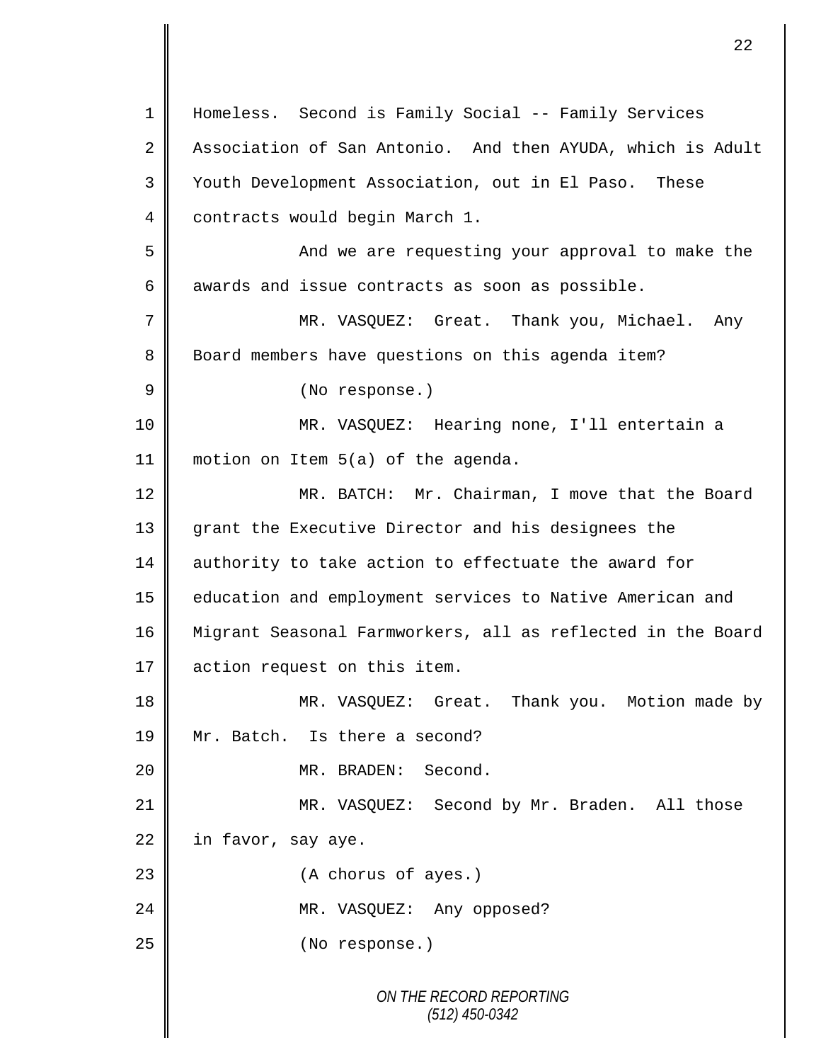Homeless. Second is Family Social -- Family Services Association of San Antonio. And then AYUDA, which is Adult Youth Development Association, out in El Paso. These contracts would begin March 1.

And we are requesting your approval to make the awards and issue contracts as soon as possible.

MR. VASQUEZ: Great. Thank you, Michael. Any Board members have questions on this agenda item?

(No response.)

MR. VASQUEZ: Hearing none, I'll entertain a motion on Item 5(a) of the agenda.

MR. BATCH: Mr. Chairman, I move that the Board grant the Executive Director and his designees the authority to take action to effectuate the award for education and employment services to Native American and Migrant Seasonal Farmworkers, all as reflected in the Board action request on this item.

MR. VASQUEZ: Great. Thank you. Motion made by Mr. Batch. Is there a second?

MR. BRADEN: Second.

MR. VASQUEZ: Second by Mr. Braden. All those in favor, say aye.

(A chorus of ayes.)

MR. VASQUEZ: Any opposed?

(No response.)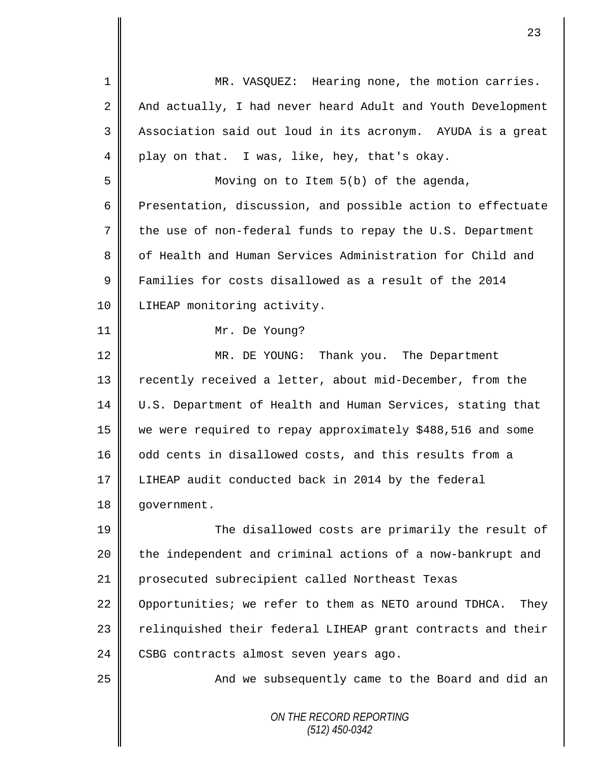MR. VASQUEZ: Hearing none, the motion carries. And actually, I had never heard Adult and Youth Development Association said out loud in its acronym. AYUDA is a great play on that. I was, like, hey, that's okay.

Moving on to Item 5(b) of the agenda, Presentation, discussion, and possible action to effectuate the use of non-federal funds to repay the U.S. Department of Health and Human Services Administration for Child and Families for costs disallowed as a result of the 2014 LIHEAP monitoring activity.

Mr. De Young?

MR. DE YOUNG: Thank you. The Department recently received a letter, about mid-December, from the U.S. Department of Health and Human Services, stating that we were required to repay approximately $488,516 and some odd cents in disallowed costs, and this results from a LIHEAP audit conducted back in 2014 by the federal government.

The disallowed costs are primarily the result of the independent and criminal actions of a now-bankrupt and prosecuted subrecipient called Northeast Texas Opportunities; we refer to them as NETO around TDHCA. They relinquished their federal LIHEAP grant contracts and their CSBG contracts almost seven years ago.

And we subsequently came to the Board and did an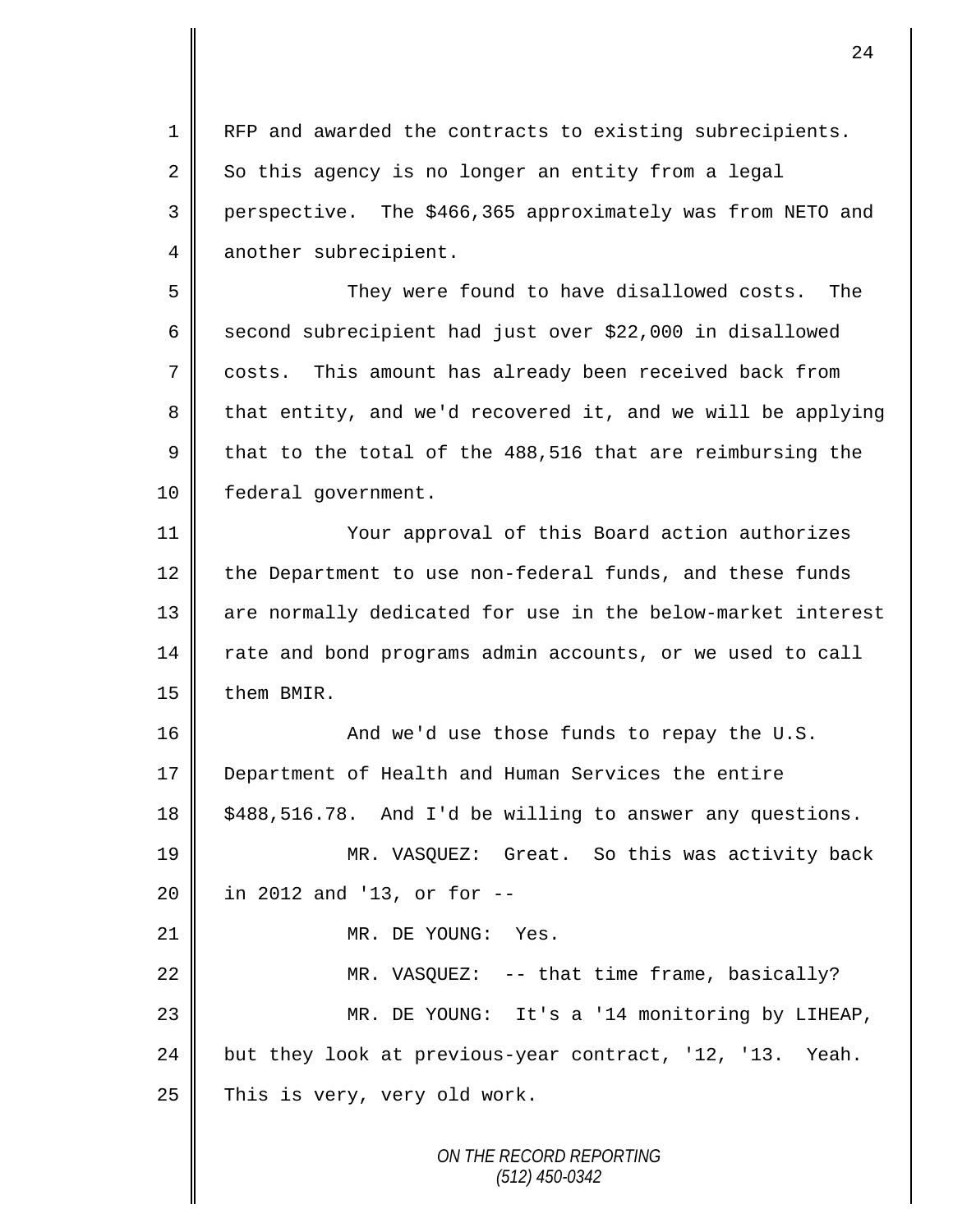RFP and awarded the contracts to existing subrecipients. So this agency is no longer an entity from a legal perspective. The $466,365 approximately was from NETO and another subrecipient.

They were found to have disallowed costs. The second subrecipient had just over $22,000 in disallowed costs. This amount has already been received back from that entity, and we'd recovered it, and we will be applying that to the total of the 488,516 that are reimbursing the federal government.

Your approval of this Board action authorizes the Department to use non-federal funds, and these funds are normally dedicated for use in the below-market interest rate and bond programs admin accounts, or we used to call them BMIR.

And we'd use those funds to repay the U.S. Department of Health and Human Services the entire $488,516.78. And I'd be willing to answer any questions.

MR. VASQUEZ: Great. So this was activity back in 2012 and '13, or for --

MR. DE YOUNG: Yes.

MR. VASQUEZ: -- that time frame, basically?

MR. DE YOUNG: It's a '14 monitoring by LIHEAP, but they look at previous-year contract, '12, '13. Yeah. This is very, very old work.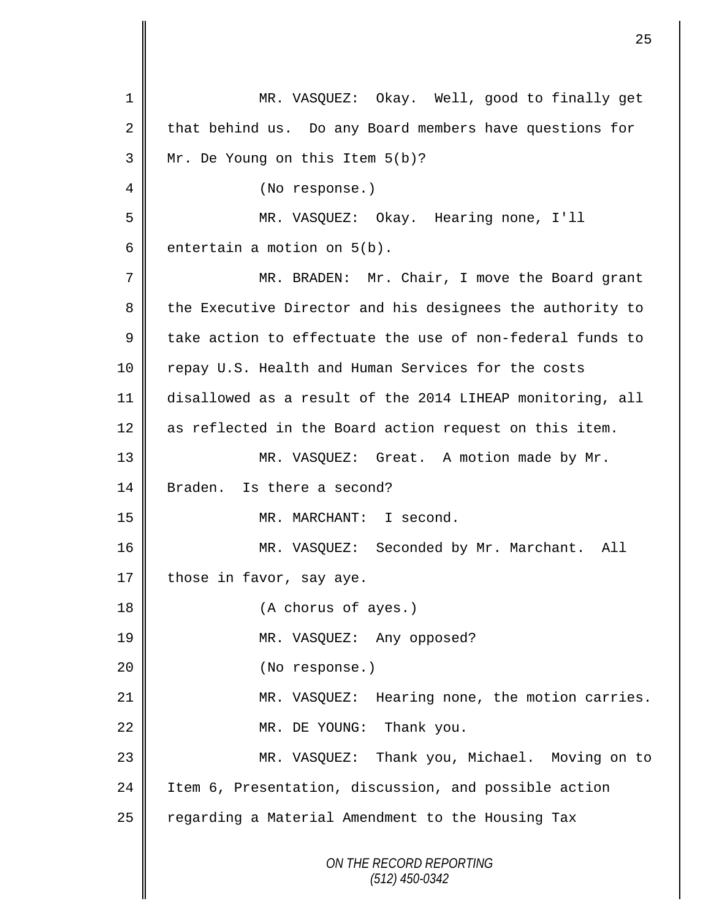MR. VASQUEZ: Okay. Well, good to finally get that behind us. Do any Board members have questions for Mr. De Young on this Item 5(b)?

(No response.)

MR. VASQUEZ: Okay. Hearing none, I'll entertain a motion on 5(b).

MR. BRADEN: Mr. Chair, I move the Board grant the Executive Director and his designees the authority to take action to effectuate the use of non-federal funds to repay U.S. Health and Human Services for the costs disallowed as a result of the 2014 LIHEAP monitoring, all as reflected in the Board action request on this item.

MR. VASQUEZ: Great. A motion made by Mr. Braden. Is there a second?

MR. MARCHANT: I second.

MR. VASQUEZ: Seconded by Mr. Marchant. All those in favor, say aye.

(A chorus of ayes.)

MR. VASQUEZ: Any opposed?

(No response.)

MR. VASQUEZ: Hearing none, the motion carries.

MR. DE YOUNG: Thank you.

MR. VASQUEZ: Thank you, Michael. Moving on to Item 6, Presentation, discussion, and possible action regarding a Material Amendment to the Housing Tax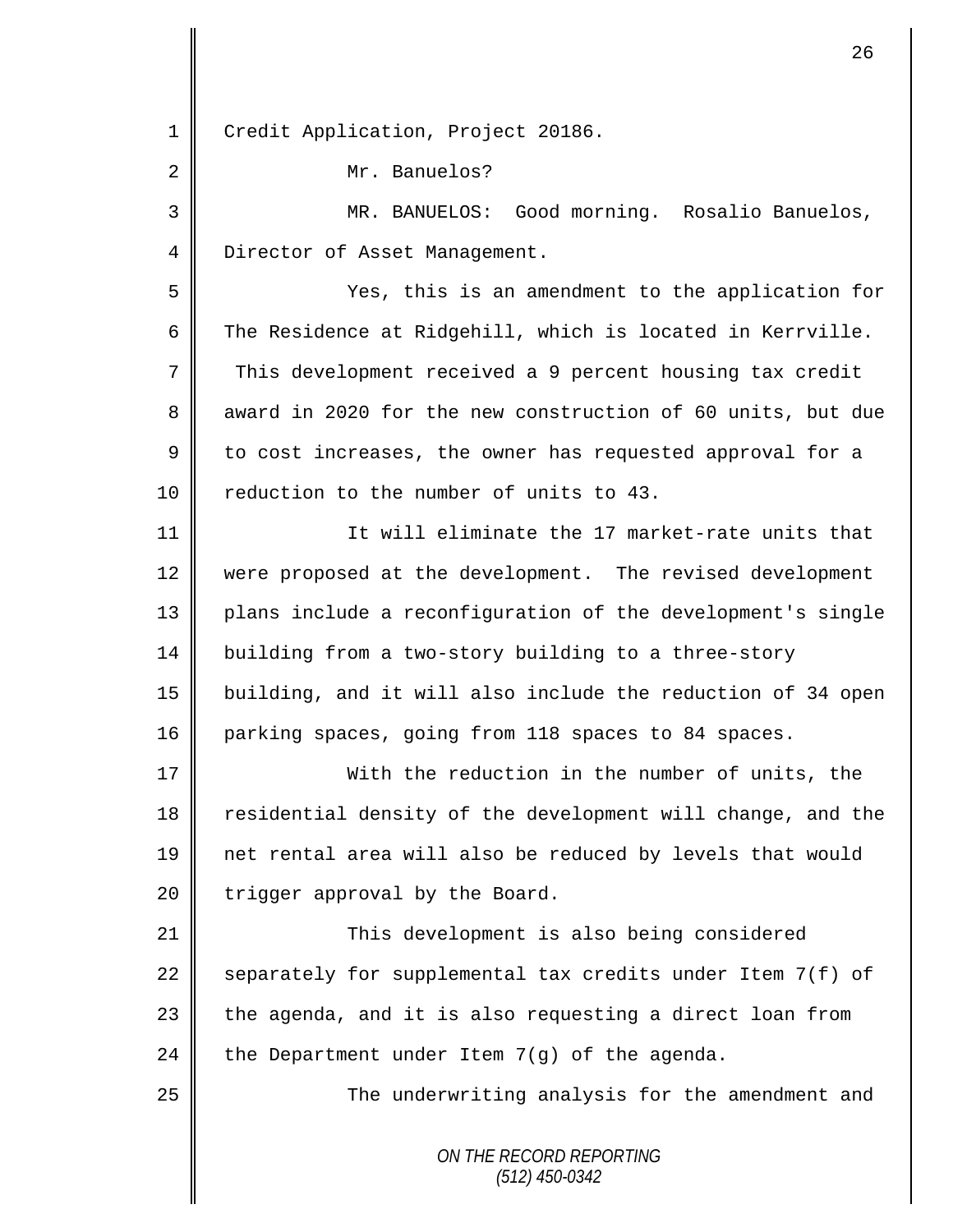Credit Application, Project 20186.

Mr. Banuelos?

MR. BANUELOS: Good morning. Rosalio Banuelos, Director of Asset Management.

Yes, this is an amendment to the application for The Residence at Ridgehill, which is located in Kerrville. This development received a 9 percent housing tax credit award in 2020 for the new construction of 60 units, but due to cost increases, the owner has requested approval for a reduction to the number of units to 43.

It will eliminate the 17 market-rate units that were proposed at the development. The revised development plans include a reconfiguration of the development's single building from a two-story building to a three-story building, and it will also include the reduction of 34 open parking spaces, going from 118 spaces to 84 spaces.

With the reduction in the number of units, the residential density of the development will change, and the net rental area will also be reduced by levels that would trigger approval by the Board.

This development is also being considered separately for supplemental tax credits under Item 7(f) of the agenda, and it is also requesting a direct loan from the Department under Item 7(g) of the agenda.

The underwriting analysis for the amendment and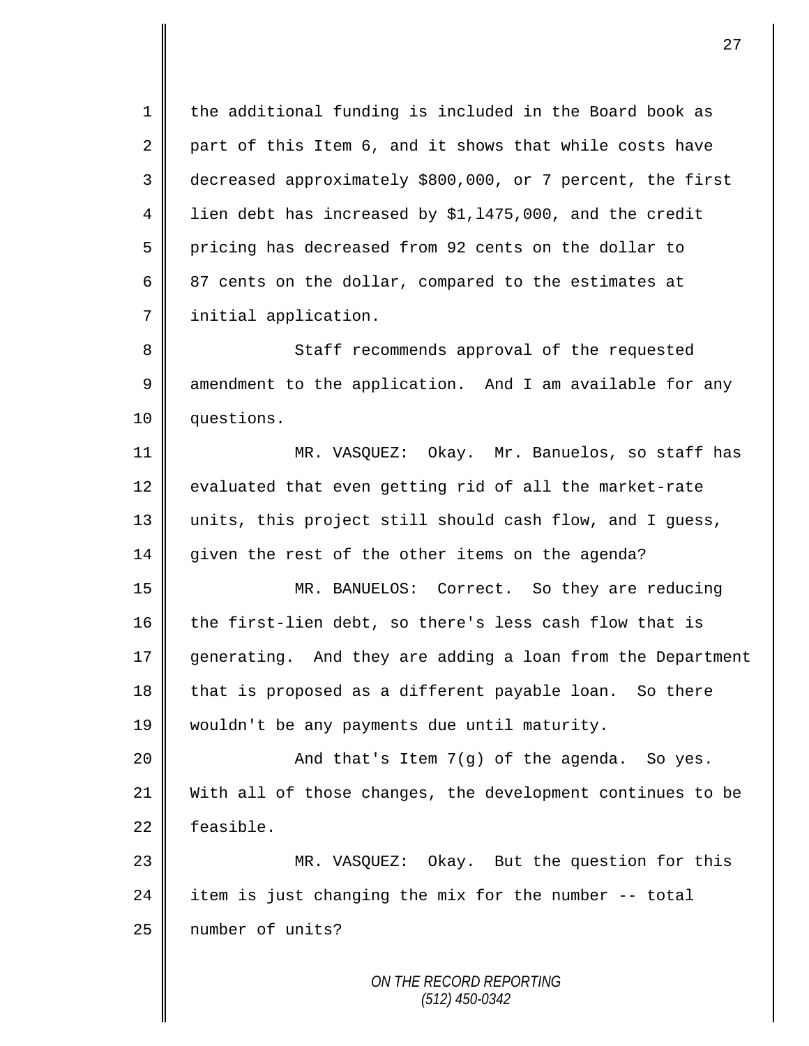the additional funding is included in the Board book as part of this Item 6, and it shows that while costs have decreased approximately $800,000, or 7 percent, the first lien debt has increased by $1,l475,000, and the credit pricing has decreased from 92 cents on the dollar to 87 cents on the dollar, compared to the estimates at initial application.

Staff recommends approval of the requested amendment to the application. And I am available for any questions.

MR. VASQUEZ: Okay. Mr. Banuelos, so staff has evaluated that even getting rid of all the market-rate units, this project still should cash flow, and I guess, given the rest of the other items on the agenda?

MR. BANUELOS: Correct. So they are reducing the first-lien debt, so there's less cash flow that is generating. And they are adding a loan from the Department that is proposed as a different payable loan. So there wouldn't be any payments due until maturity.

And that's Item 7(g) of the agenda. So yes. With all of those changes, the development continues to be feasible.

MR. VASQUEZ: Okay. But the question for this item is just changing the mix for the number -- total number of units?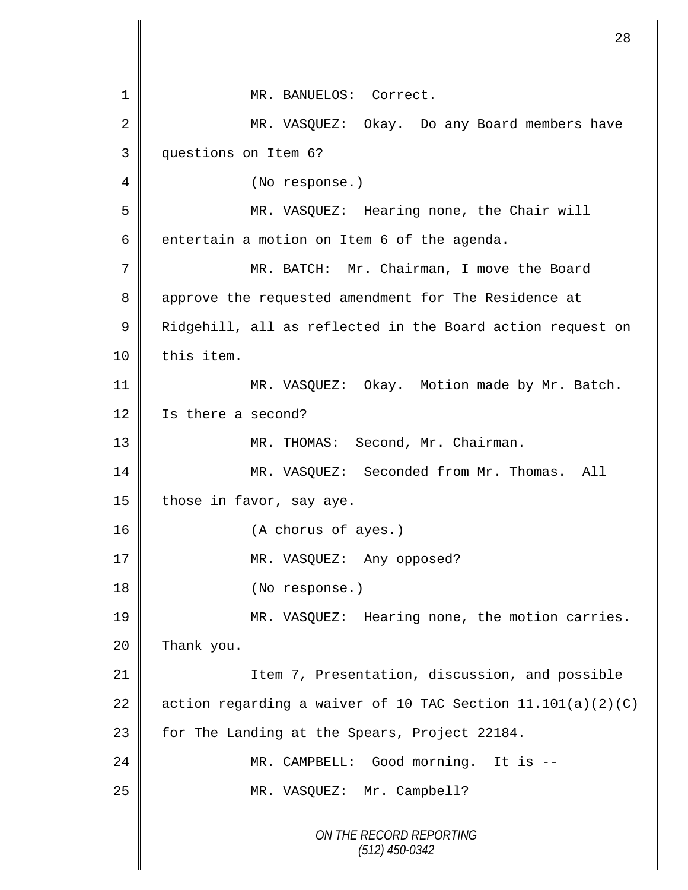MR. BANUELOS: Correct.

MR. VASQUEZ: Okay. Do any Board members have questions on Item 6?

(No response.)

MR. VASQUEZ: Hearing none, the Chair will entertain a motion on Item 6 of the agenda.

MR. BATCH: Mr. Chairman, I move the Board approve the requested amendment for The Residence at Ridgehill, all as reflected in the Board action request on this item.

MR. VASQUEZ: Okay. Motion made by Mr. Batch. Is there a second?

MR. THOMAS: Second, Mr. Chairman.

MR. VASQUEZ: Seconded from Mr. Thomas. All those in favor, say aye.

(A chorus of ayes.)

MR. VASQUEZ: Any opposed?

(No response.)

MR. VASQUEZ: Hearing none, the motion carries. Thank you.

Item 7, Presentation, discussion, and possible action regarding a waiver of 10 TAC Section 11.101(a)(2)(C) for The Landing at the Spears, Project 22184.

MR. CAMPBELL: Good morning. It is --

MR. VASQUEZ: Mr. Campbell?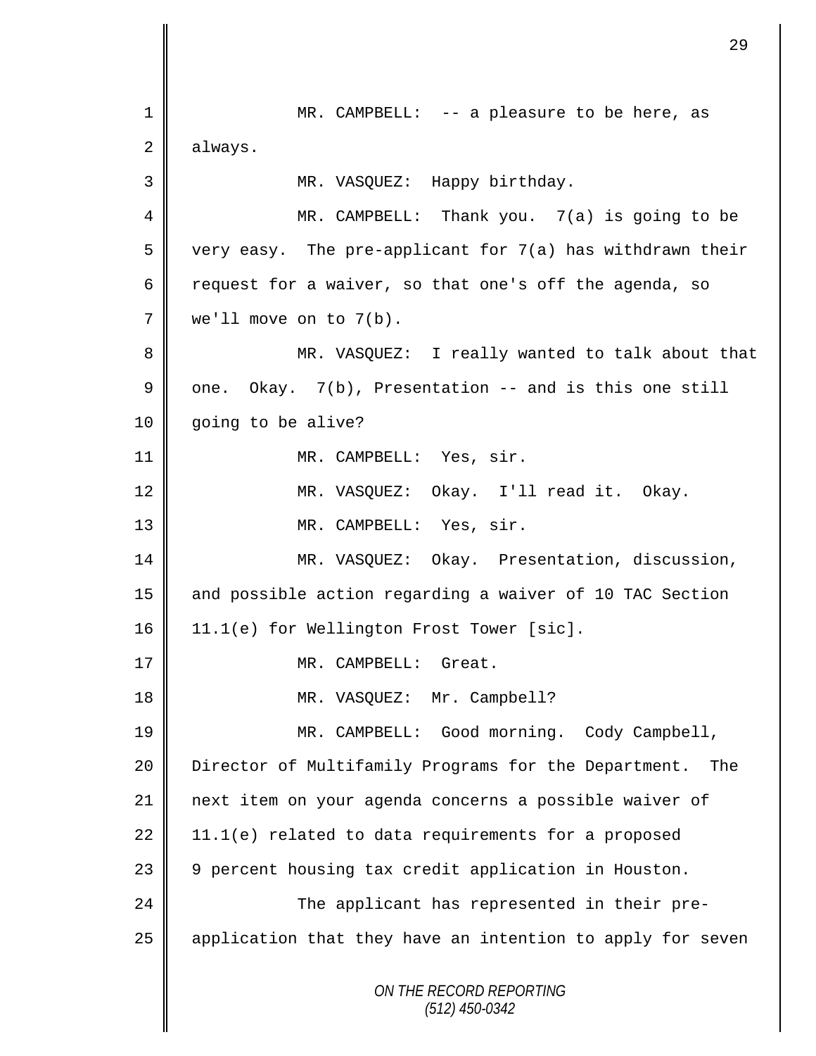MR. CAMPBELL: -- a pleasure to be here, as always.

MR. VASQUEZ: Happy birthday.

MR. CAMPBELL: Thank you. 7(a) is going to be very easy. The pre-applicant for 7(a) has withdrawn their request for a waiver, so that one's off the agenda, so we'll move on to 7(b).

MR. VASQUEZ: I really wanted to talk about that one. Okay. 7(b), Presentation -- and is this one still going to be alive?

MR. CAMPBELL: Yes, sir.

MR. VASQUEZ: Okay. I'll read it. Okay.

MR. CAMPBELL: Yes, sir.

MR. VASQUEZ: Okay. Presentation, discussion, and possible action regarding a waiver of 10 TAC Section 11.1(e) for Wellington Frost Tower [sic].

MR. CAMPBELL: Great.

MR. VASQUEZ: Mr. Campbell?

MR. CAMPBELL: Good morning. Cody Campbell, Director of Multifamily Programs for the Department. The next item on your agenda concerns a possible waiver of 11.1(e) related to data requirements for a proposed 9 percent housing tax credit application in Houston.

The applicant has represented in their pre-application that they have an intention to apply for seven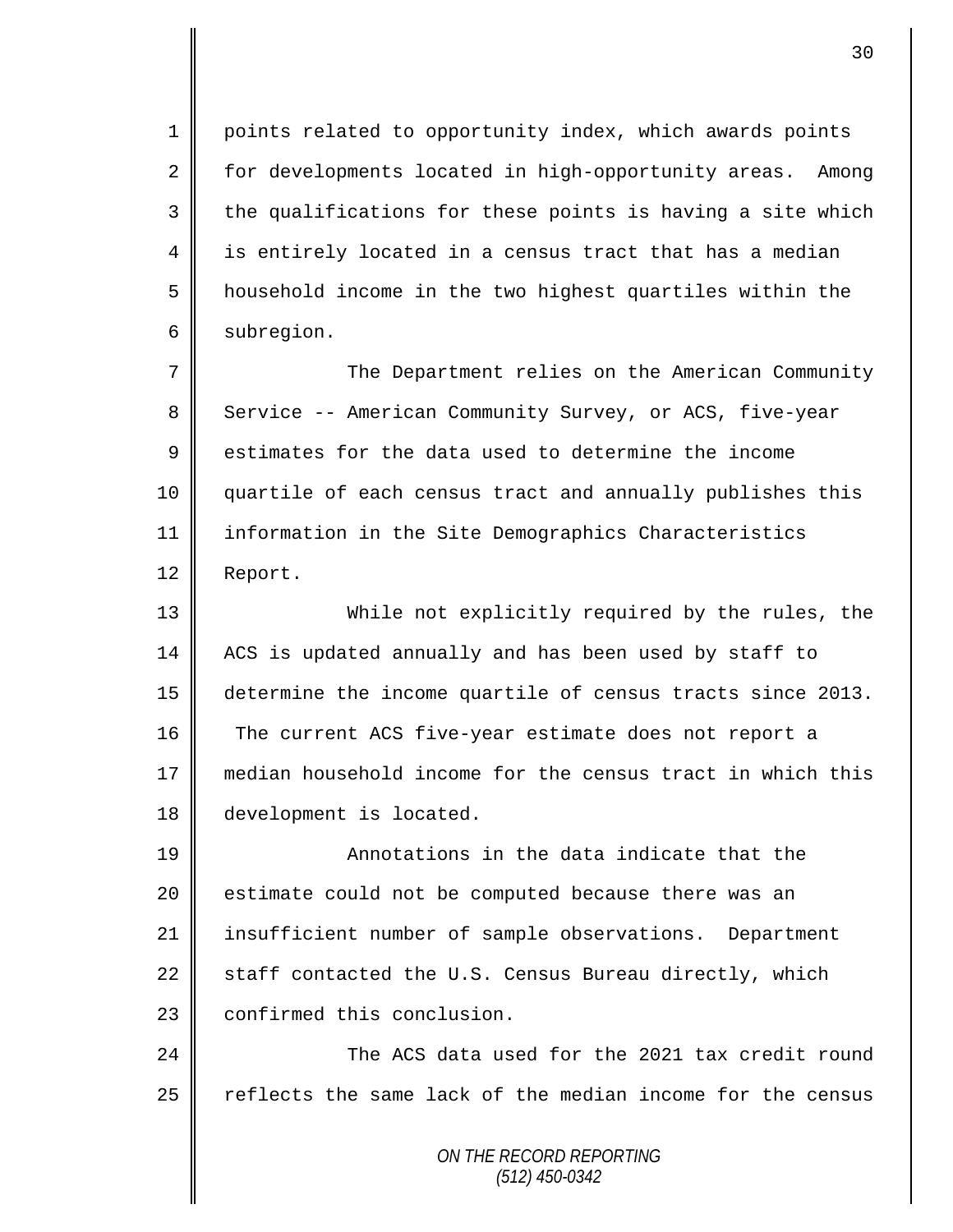points related to opportunity index, which awards points for developments located in high-opportunity areas. Among the qualifications for these points is having a site which is entirely located in a census tract that has a median household income in the two highest quartiles within the subregion.

The Department relies on the American Community Service -- American Community Survey, or ACS, five-year estimates for the data used to determine the income quartile of each census tract and annually publishes this information in the Site Demographics Characteristics Report.

While not explicitly required by the rules, the ACS is updated annually and has been used by staff to determine the income quartile of census tracts since 2013. The current ACS five-year estimate does not report a median household income for the census tract in which this development is located.

Annotations in the data indicate that the estimate could not be computed because there was an insufficient number of sample observations. Department staff contacted the U.S. Census Bureau directly, which confirmed this conclusion.

The ACS data used for the 2021 tax credit round reflects the same lack of the median income for the census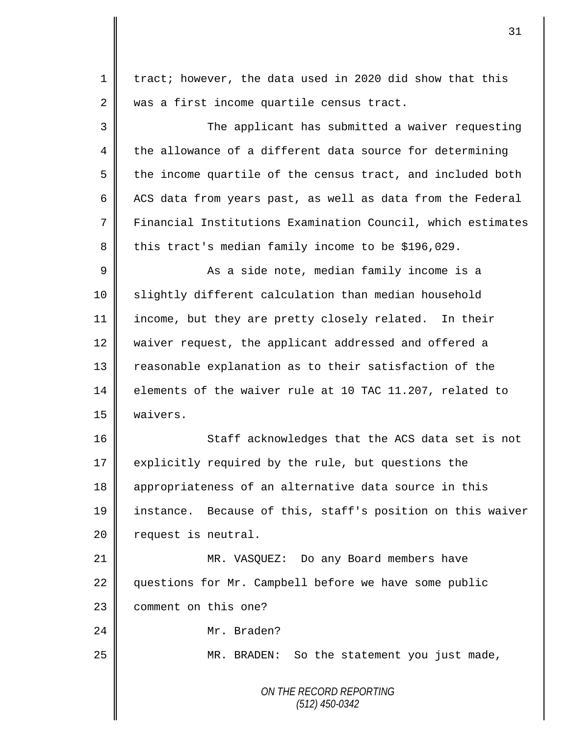tract; however, the data used in 2020 did show that this was a first income quartile census tract.

The applicant has submitted a waiver requesting the allowance of a different data source for determining the income quartile of the census tract, and included both ACS data from years past, as well as data from the Federal Financial Institutions Examination Council, which estimates this tract's median family income to be $196,029.

As a side note, median family income is a slightly different calculation than median household income, but they are pretty closely related. In their waiver request, the applicant addressed and offered a reasonable explanation as to their satisfaction of the elements of the waiver rule at 10 TAC 11.207, related to waivers.

Staff acknowledges that the ACS data set is not explicitly required by the rule, but questions the appropriateness of an alternative data source in this instance. Because of this, staff's position on this waiver request is neutral.

MR. VASQUEZ: Do any Board members have questions for Mr. Campbell before we have some public comment on this one?

Mr. Braden?

MR. BRADEN: So the statement you just made,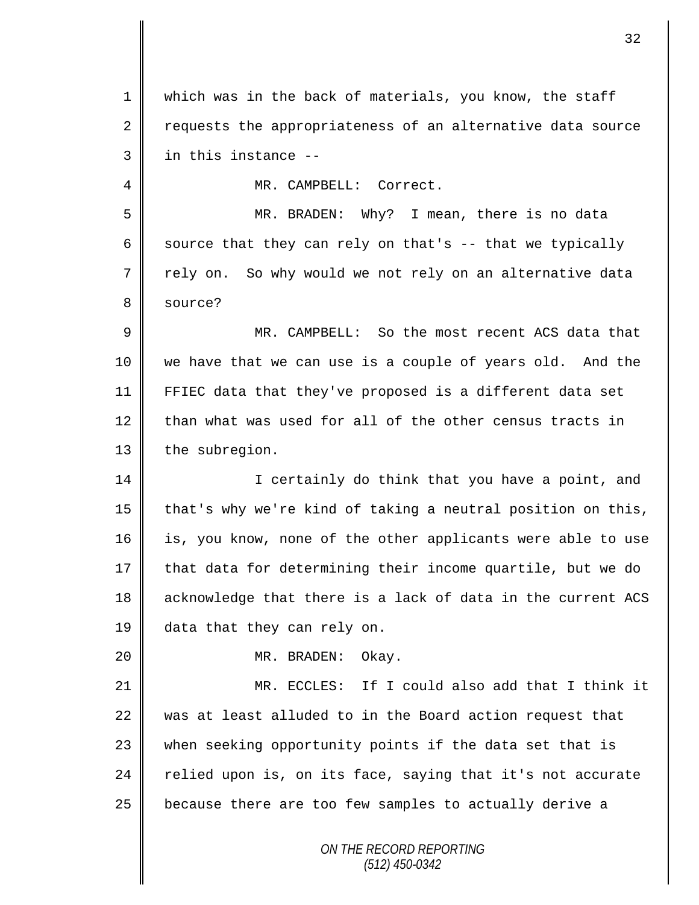which was in the back of materials, you know, the staff requests the appropriateness of an alternative data source in this instance --

MR. CAMPBELL: Correct.

MR. BRADEN: Why? I mean, there is no data source that they can rely on that's -- that we typically rely on. So why would we not rely on an alternative data source?

MR. CAMPBELL: So the most recent ACS data that we have that we can use is a couple of years old. And the FFIEC data that they've proposed is a different data set than what was used for all of the other census tracts in the subregion.

I certainly do think that you have a point, and that's why we're kind of taking a neutral position on this, is, you know, none of the other applicants were able to use that data for determining their income quartile, but we do acknowledge that there is a lack of data in the current ACS data that they can rely on.

MR. BRADEN: Okay.

MR. ECCLES: If I could also add that I think it was at least alluded to in the Board action request that when seeking opportunity points if the data set that is relied upon is, on its face, saying that it's not accurate because there are too few samples to actually derive a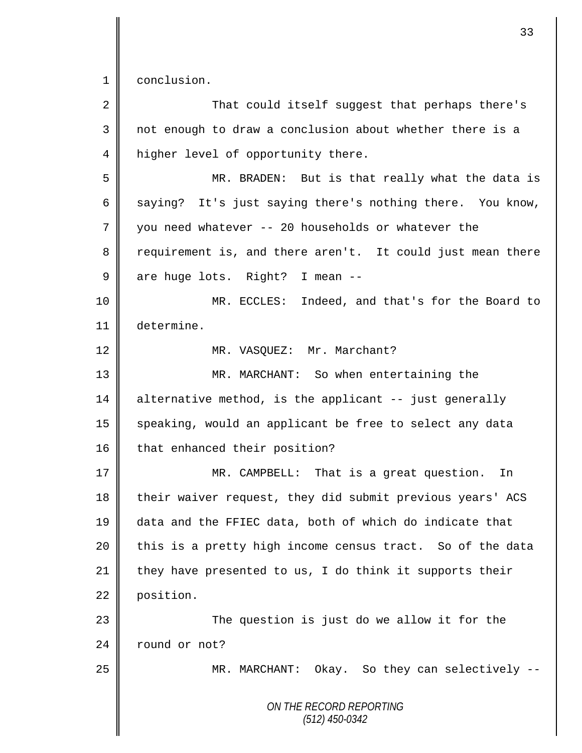conclusion.

That could itself suggest that perhaps there's not enough to draw a conclusion about whether there is a higher level of opportunity there.

MR. BRADEN: But is that really what the data is saying? It's just saying there's nothing there. You know, you need whatever -- 20 households or whatever the requirement is, and there aren't. It could just mean there are huge lots. Right? I mean --

MR. ECCLES: Indeed, and that's for the Board to determine.

MR. VASQUEZ: Mr. Marchant?

MR. MARCHANT: So when entertaining the alternative method, is the applicant -- just generally speaking, would an applicant be free to select any data that enhanced their position?

MR. CAMPBELL: That is a great question. In their waiver request, they did submit previous years' ACS data and the FFIEC data, both of which do indicate that this is a pretty high income census tract. So of the data they have presented to us, I do think it supports their position.

The question is just do we allow it for the round or not?

MR. MARCHANT: Okay. So they can selectively --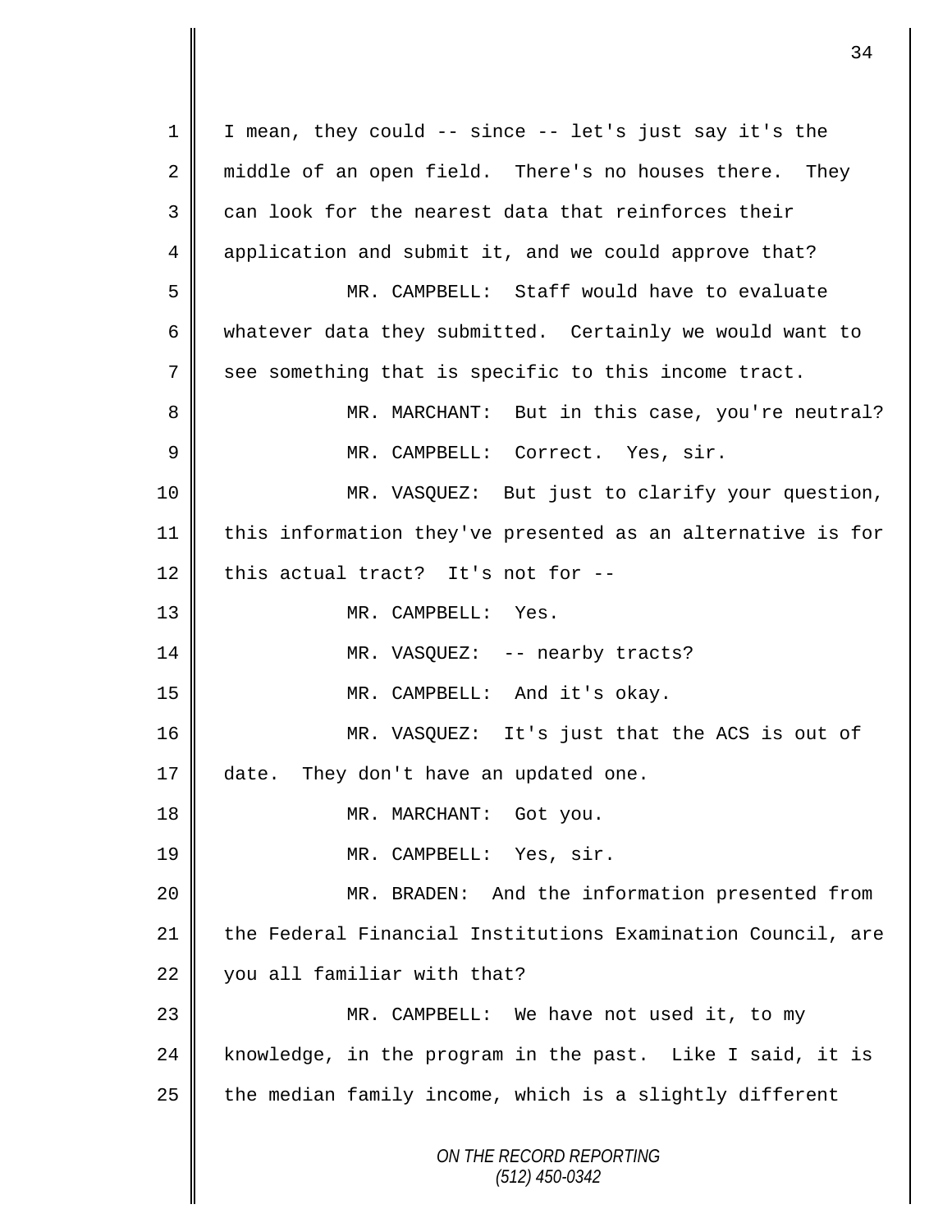I mean, they could -- since -- let's just say it's the middle of an open field. There's no houses there. They can look for the nearest data that reinforces their application and submit it, and we could approve that?

MR. CAMPBELL: Staff would have to evaluate whatever data they submitted. Certainly we would want to see something that is specific to this income tract.

MR. MARCHANT: But in this case, you're neutral?

MR. CAMPBELL: Correct. Yes, sir.

MR. VASQUEZ: But just to clarify your question, this information they've presented as an alternative is for this actual tract? It's not for --

MR. CAMPBELL: Yes.

MR. VASQUEZ: -- nearby tracts?

MR. CAMPBELL: And it's okay.

MR. VASQUEZ: It's just that the ACS is out of date. They don't have an updated one.

MR. MARCHANT: Got you.

MR. CAMPBELL: Yes, sir.

MR. BRADEN: And the information presented from the Federal Financial Institutions Examination Council, are you all familiar with that?

MR. CAMPBELL: We have not used it, to my knowledge, in the program in the past. Like I said, it is the median family income, which is a slightly different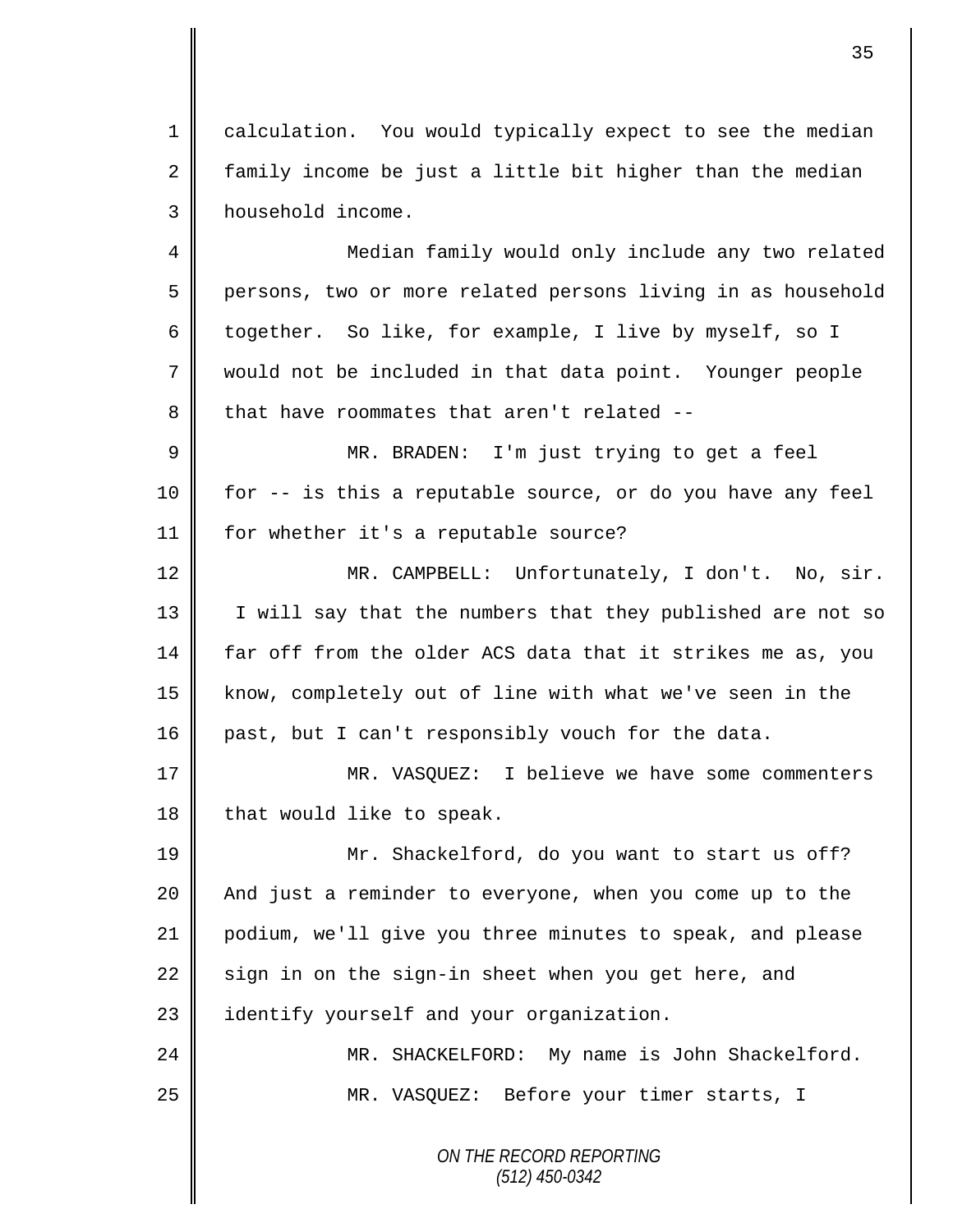calculation. You would typically expect to see the median family income be just a little bit higher than the median household income.

Median family would only include any two related persons, two or more related persons living in as household together. So like, for example, I live by myself, so I would not be included in that data point. Younger people that have roommates that aren't related --

MR. BRADEN: I'm just trying to get a feel for -- is this a reputable source, or do you have any feel for whether it's a reputable source?

MR. CAMPBELL: Unfortunately, I don't. No, sir. I will say that the numbers that they published are not so far off from the older ACS data that it strikes me as, you know, completely out of line with what we've seen in the past, but I can't responsibly vouch for the data.

MR. VASQUEZ: I believe we have some commenters that would like to speak.

Mr. Shackelford, do you want to start us off? And just a reminder to everyone, when you come up to the podium, we'll give you three minutes to speak, and please sign in on the sign-in sheet when you get here, and identify yourself and your organization.

MR. SHACKELFORD: My name is John Shackelford.

MR. VASQUEZ: Before your timer starts, I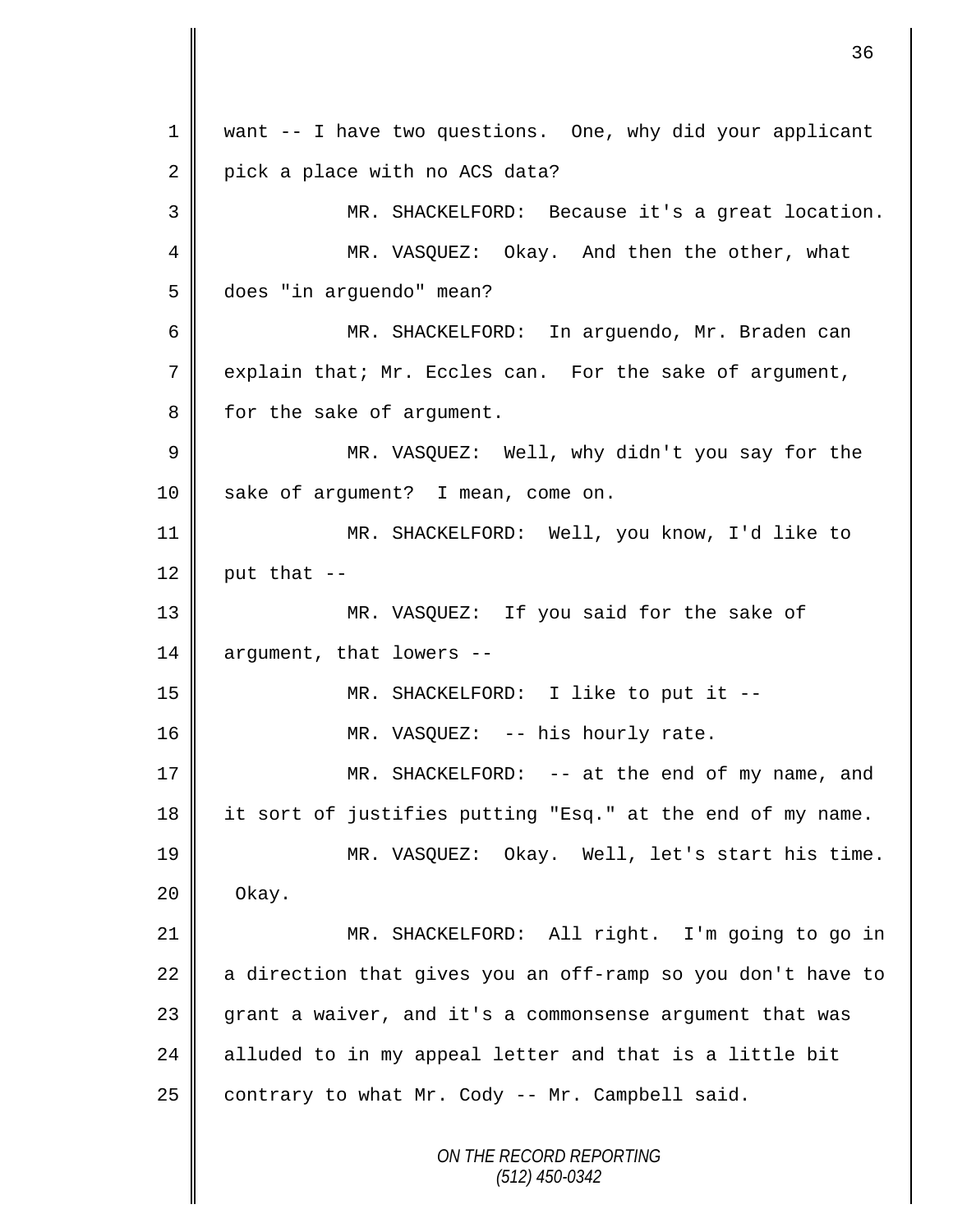want -- I have two questions. One, why did your applicant pick a place with no ACS data?

MR. SHACKELFORD: Because it's a great location.

MR. VASQUEZ: Okay. And then the other, what does "in arguendo" mean?

MR. SHACKELFORD: In arguendo, Mr. Braden can explain that; Mr. Eccles can. For the sake of argument, for the sake of argument.

MR. VASQUEZ: Well, why didn't you say for the sake of argument? I mean, come on.

MR. SHACKELFORD: Well, you know, I'd like to put that --

MR. VASQUEZ: If you said for the sake of argument, that lowers --

MR. SHACKELFORD: I like to put it --

MR. VASQUEZ: -- his hourly rate.

MR. SHACKELFORD: -- at the end of my name, and it sort of justifies putting "Esq." at the end of my name.

MR. VASQUEZ: Okay. Well, let's start his time. Okay.

MR. SHACKELFORD: All right. I'm going to go in a direction that gives you an off-ramp so you don't have to grant a waiver, and it's a commonsense argument that was alluded to in my appeal letter and that is a little bit contrary to what Mr. Cody -- Mr. Campbell said.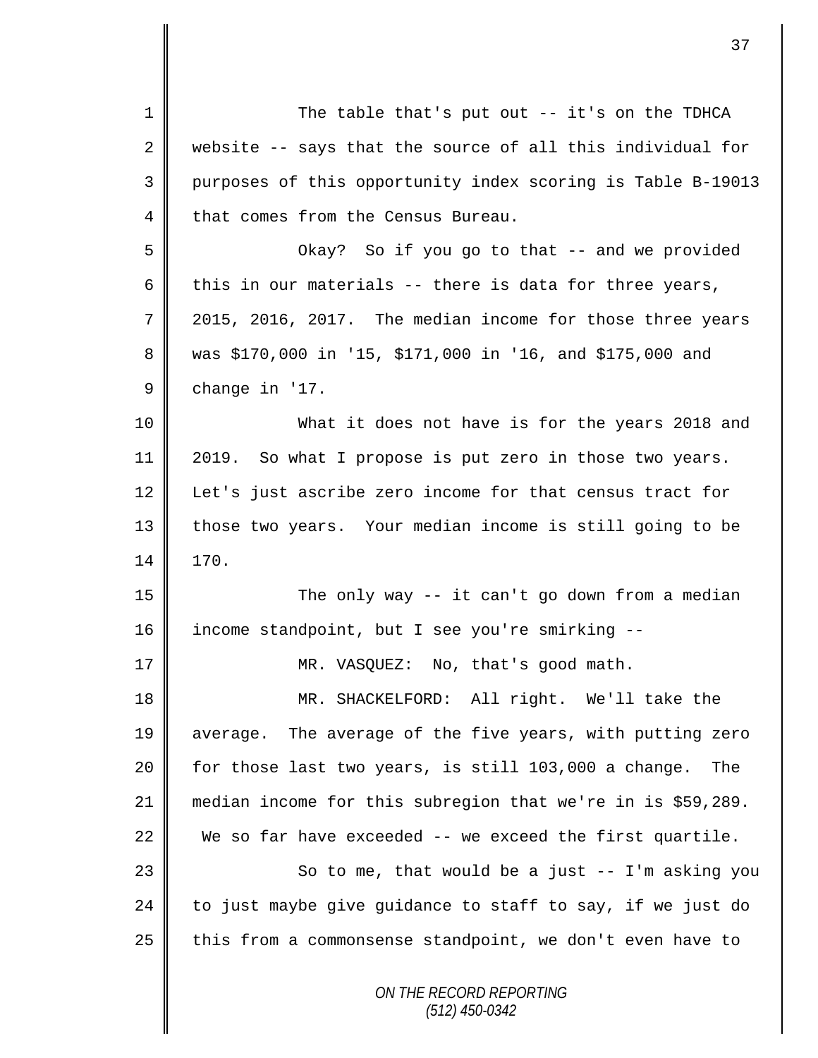The table that's put out -- it's on the TDHCA website -- says that the source of all this individual for purposes of this opportunity index scoring is Table B-19013 that comes from the Census Bureau.

Okay? So if you go to that -- and we provided this in our materials -- there is data for three years, 2015, 2016, 2017. The median income for those three years was $170,000 in '15, $171,000 in '16, and $175,000 and change in '17.

What it does not have is for the years 2018 and 2019. So what I propose is put zero in those two years. Let's just ascribe zero income for that census tract for those two years. Your median income is still going to be 170.

The only way -- it can't go down from a median income standpoint, but I see you're smirking --

MR. VASQUEZ: No, that's good math.

MR. SHACKELFORD: All right. We'll take the average. The average of the five years, with putting zero for those last two years, is still 103,000 a change. The median income for this subregion that we're in is $59,289. We so far have exceeded -- we exceed the first quartile.

So to me, that would be a just -- I'm asking you to just maybe give guidance to staff to say, if we just do this from a commonsense standpoint, we don't even have to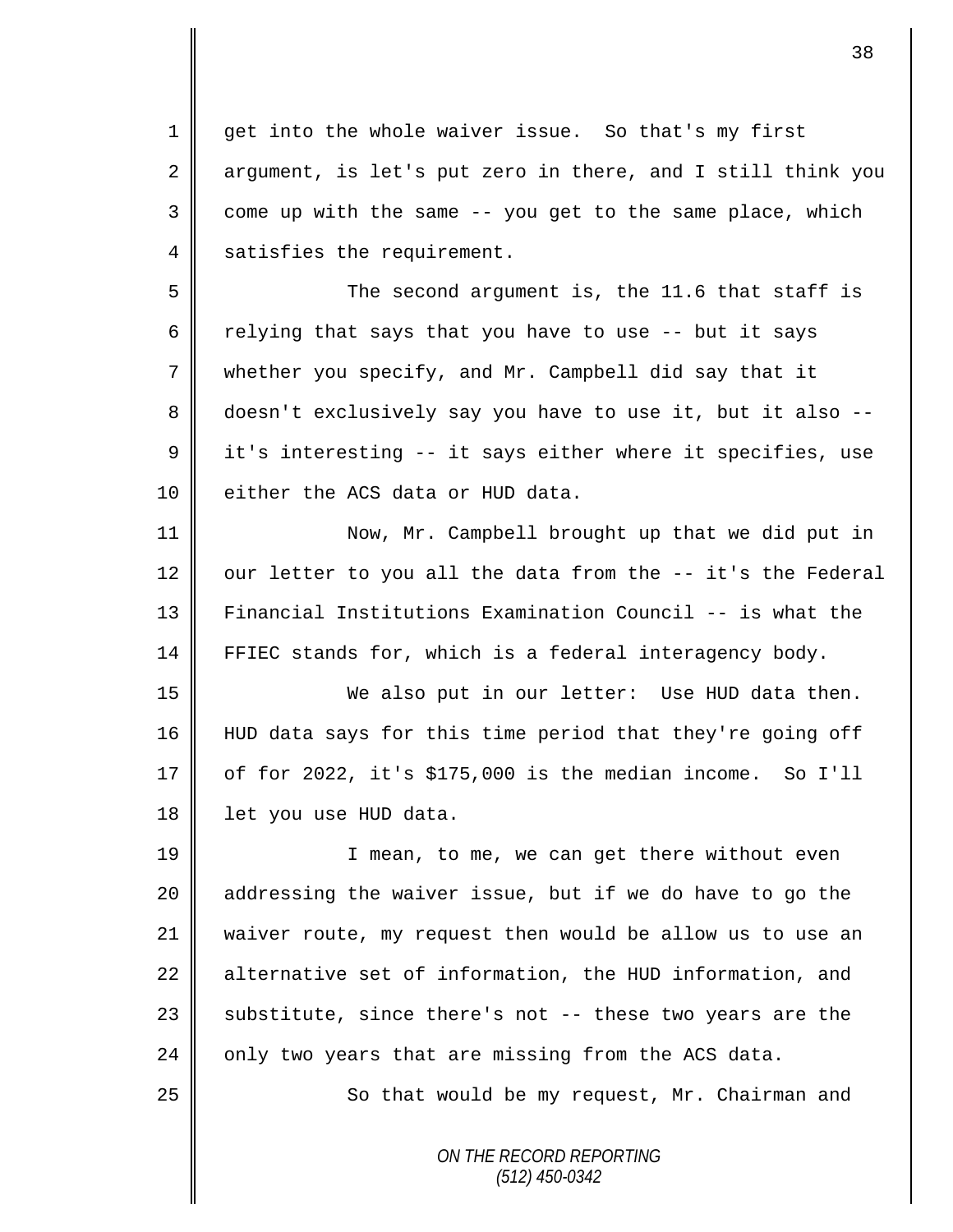get into the whole waiver issue. So that's my first argument, is let's put zero in there, and I still think you come up with the same -- you get to the same place, which satisfies the requirement.

The second argument is, the 11.6 that staff is relying that says that you have to use -- but it says whether you specify, and Mr. Campbell did say that it doesn't exclusively say you have to use it, but it also -- it's interesting -- it says either where it specifies, use either the ACS data or HUD data.

Now, Mr. Campbell brought up that we did put in our letter to you all the data from the -- it's the Federal Financial Institutions Examination Council -- is what the FFIEC stands for, which is a federal interagency body.

We also put in our letter: Use HUD data then. HUD data says for this time period that they're going off of for 2022, it's $175,000 is the median income. So I'll let you use HUD data.

I mean, to me, we can get there without even addressing the waiver issue, but if we do have to go the waiver route, my request then would be allow us to use an alternative set of information, the HUD information, and substitute, since there's not -- these two years are the only two years that are missing from the ACS data.

So that would be my request, Mr. Chairman and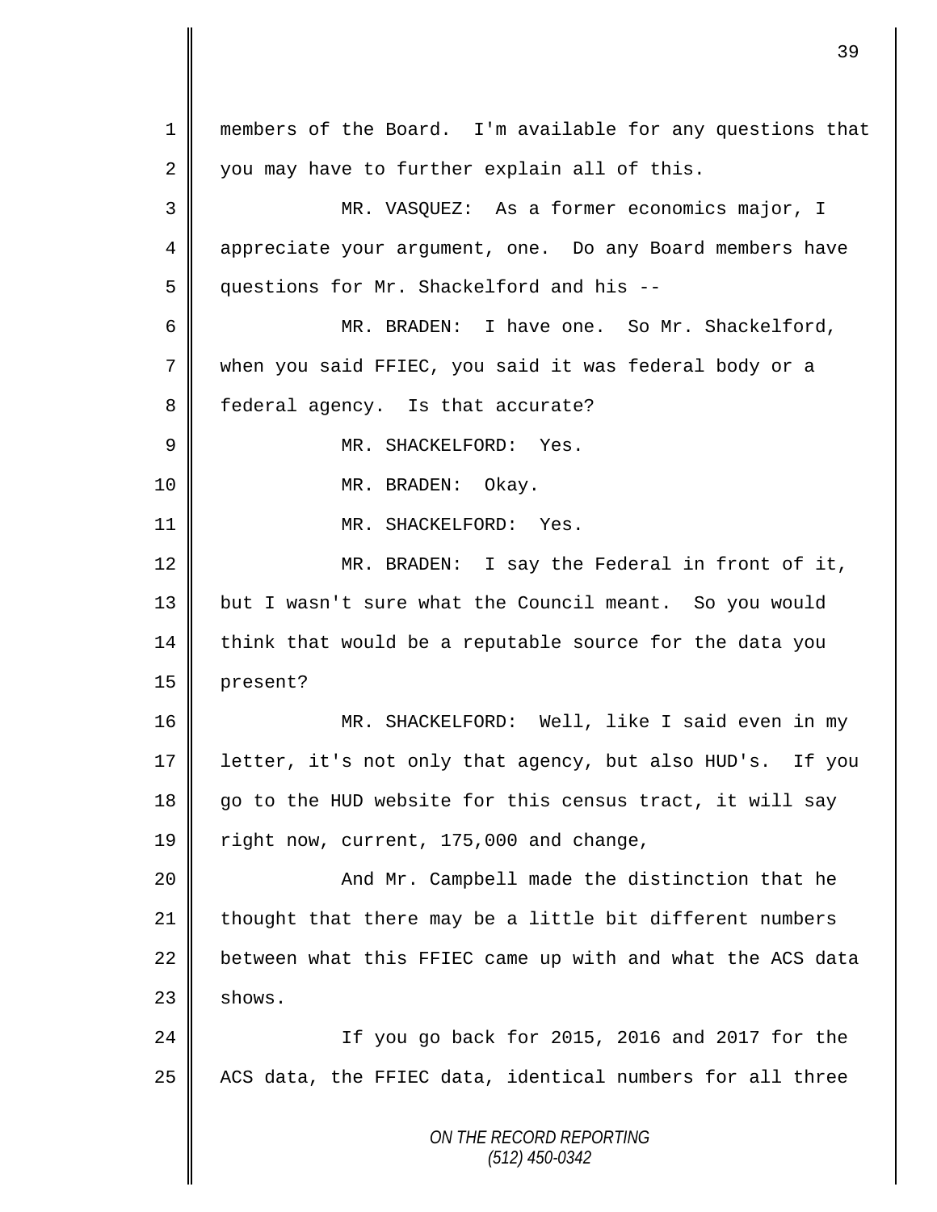members of the Board. I'm available for any questions that you may have to further explain all of this.

MR. VASQUEZ: As a former economics major, I appreciate your argument, one. Do any Board members have questions for Mr. Shackelford and his --

MR. BRADEN: I have one. So Mr. Shackelford, when you said FFIEC, you said it was federal body or a federal agency. Is that accurate?

MR. SHACKELFORD: Yes.

MR. BRADEN: Okay.

MR. SHACKELFORD: Yes.

MR. BRADEN: I say the Federal in front of it, but I wasn't sure what the Council meant. So you would think that would be a reputable source for the data you present?

MR. SHACKELFORD: Well, like I said even in my letter, it's not only that agency, but also HUD's. If you go to the HUD website for this census tract, it will say right now, current, 175,000 and change,

And Mr. Campbell made the distinction that he thought that there may be a little bit different numbers between what this FFIEC came up with and what the ACS data shows.

If you go back for 2015, 2016 and 2017 for the ACS data, the FFIEC data, identical numbers for all three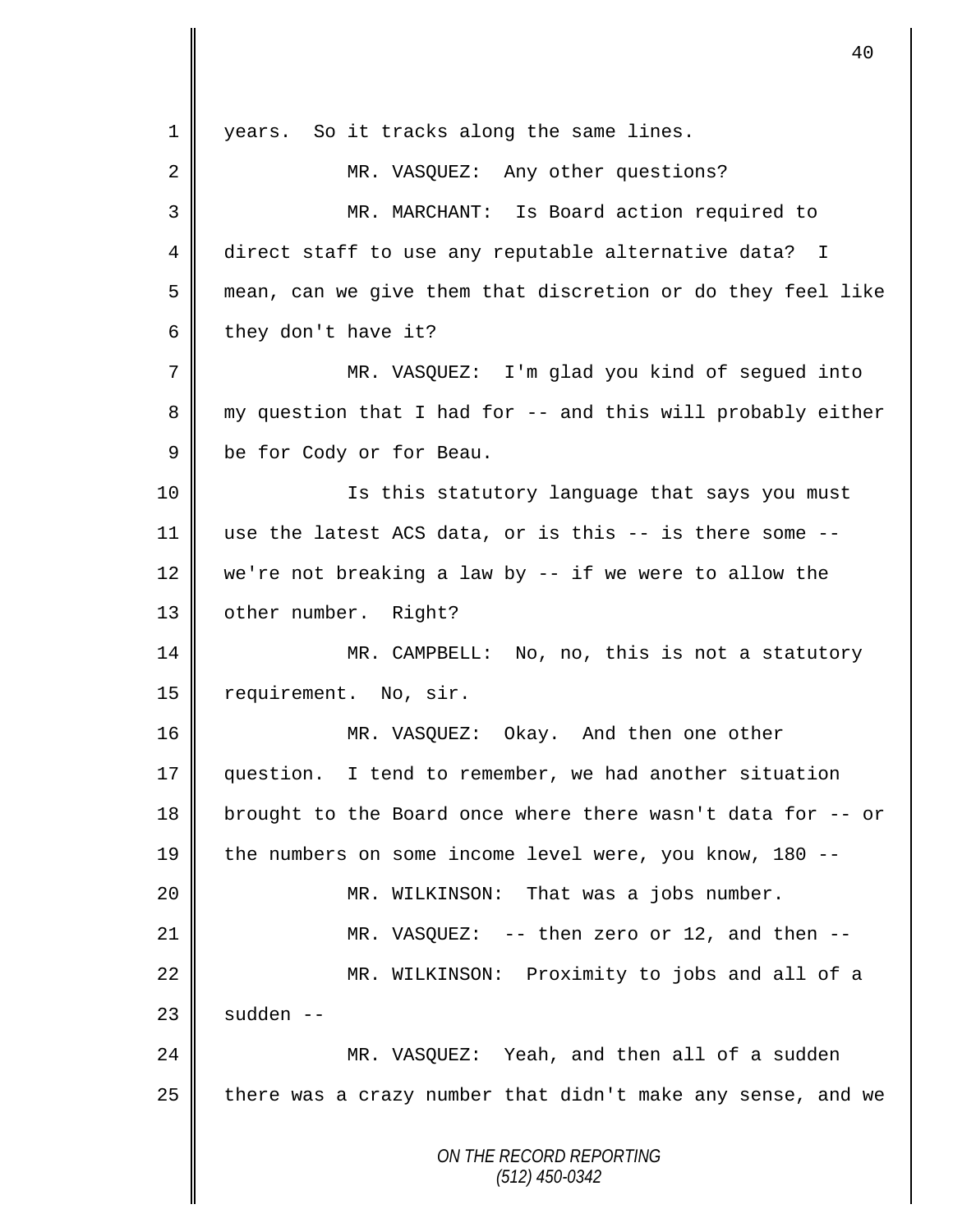years. So it tracks along the same lines.

MR. VASQUEZ: Any other questions?

MR. MARCHANT: Is Board action required to direct staff to use any reputable alternative data? I mean, can we give them that discretion or do they feel like they don't have it?

MR. VASQUEZ: I'm glad you kind of segued into my question that I had for -- and this will probably either be for Cody or for Beau.

Is this statutory language that says you must use the latest ACS data, or is this -- is there some -- we're not breaking a law by -- if we were to allow the other number. Right?

MR. CAMPBELL: No, no, this is not a statutory requirement. No, sir.

MR. VASQUEZ: Okay. And then one other question. I tend to remember, we had another situation brought to the Board once where there wasn't data for -- or the numbers on some income level were, you know, 180 --

MR. WILKINSON: That was a jobs number.

MR. VASQUEZ: -- then zero or 12, and then --

MR. WILKINSON: Proximity to jobs and all of a sudden --

MR. VASQUEZ: Yeah, and then all of a sudden there was a crazy number that didn't make any sense, and we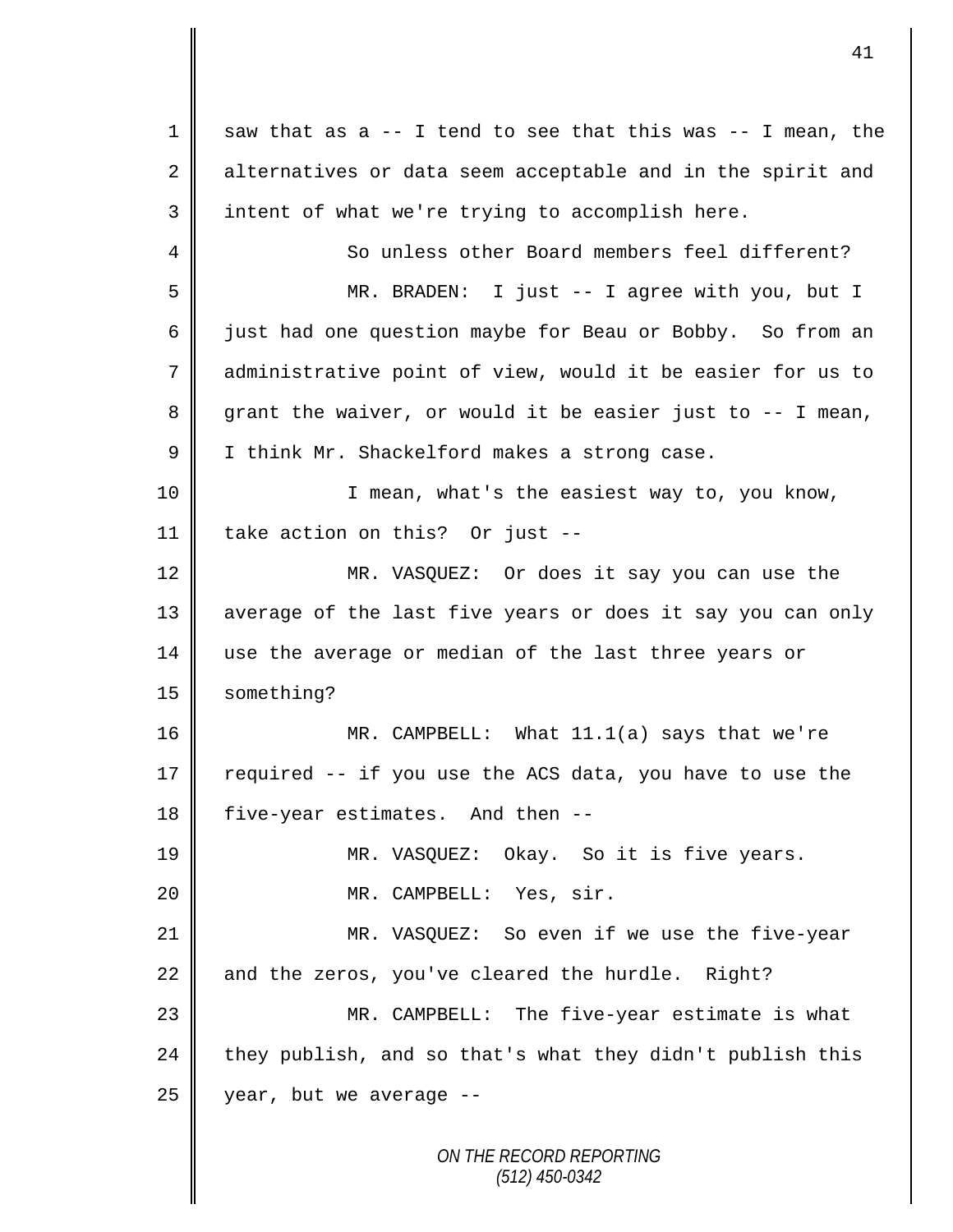saw that as a -- I tend to see that this was -- I mean, the alternatives or data seem acceptable and in the spirit and intent of what we're trying to accomplish here.

So unless other Board members feel different?

MR. BRADEN: I just -- I agree with you, but I just had one question maybe for Beau or Bobby. So from an administrative point of view, would it be easier for us to grant the waiver, or would it be easier just to -- I mean, I think Mr. Shackelford makes a strong case.

I mean, what's the easiest way to, you know, take action on this? Or just --

MR. VASQUEZ: Or does it say you can use the average of the last five years or does it say you can only use the average or median of the last three years or something?

MR. CAMPBELL: What 11.1(a) says that we're required -- if you use the ACS data, you have to use the five-year estimates. And then --

MR. VASQUEZ: Okay. So it is five years.

MR. CAMPBELL: Yes, sir.

MR. VASQUEZ: So even if we use the five-year and the zeros, you've cleared the hurdle. Right?

MR. CAMPBELL: The five-year estimate is what they publish, and so that's what they didn't publish this year, but we average --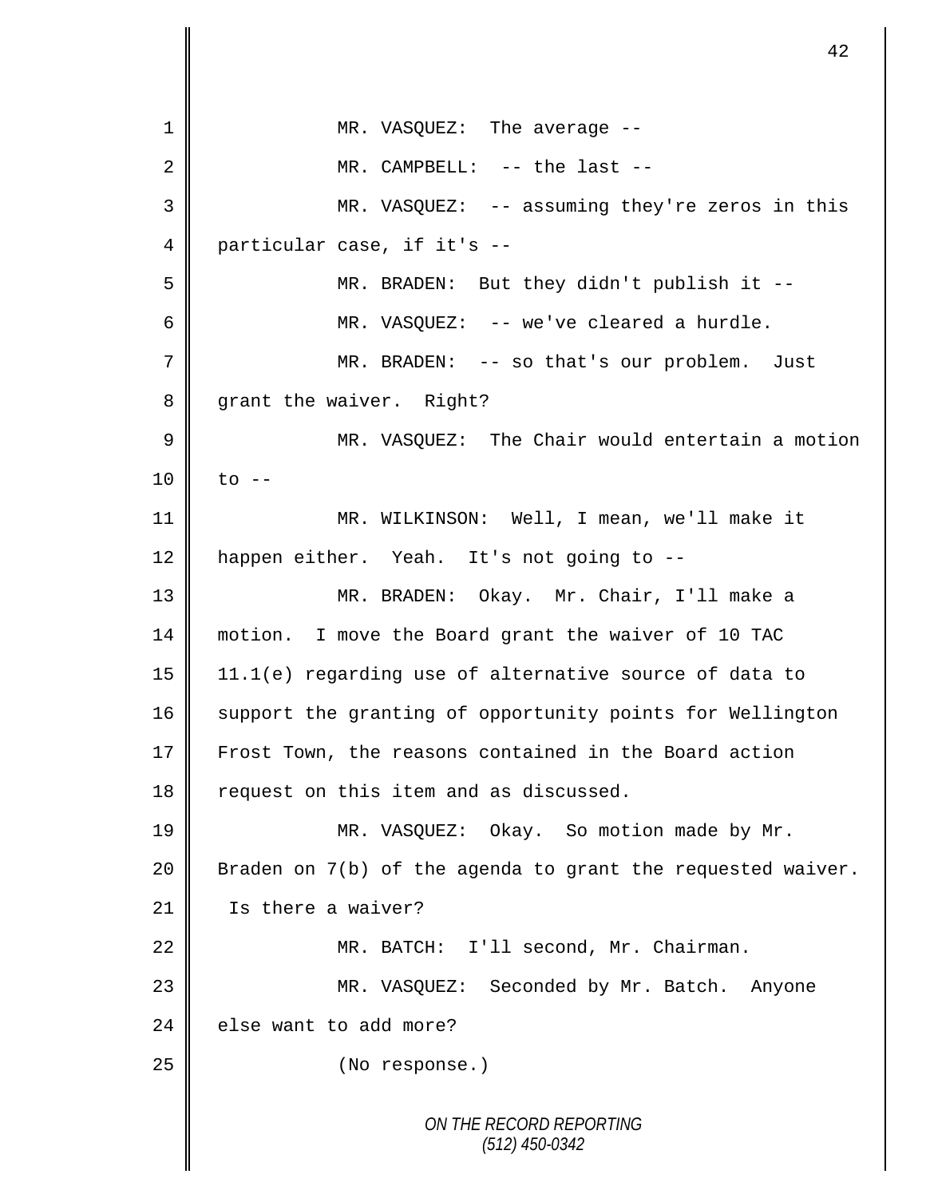MR. VASQUEZ: The average --

MR. CAMPBELL: -- the last --

MR. VASQUEZ: -- assuming they're zeros in this particular case, if it's --

MR. BRADEN: But they didn't publish it --

MR. VASQUEZ: -- we've cleared a hurdle.

MR. BRADEN: -- so that's our problem. Just grant the waiver. Right?

MR. VASQUEZ: The Chair would entertain a motion to --

MR. WILKINSON: Well, I mean, we'll make it happen either. Yeah. It's not going to --

MR. BRADEN: Okay. Mr. Chair, I'll make a motion. I move the Board grant the waiver of 10 TAC 11.1(e) regarding use of alternative source of data to support the granting of opportunity points for Wellington Frost Town, the reasons contained in the Board action request on this item and as discussed.

MR. VASQUEZ: Okay. So motion made by Mr. Braden on 7(b) of the agenda to grant the requested waiver. Is there a waiver?

MR. BATCH: I'll second, Mr. Chairman.

MR. VASQUEZ: Seconded by Mr. Batch. Anyone else want to add more?

(No response.)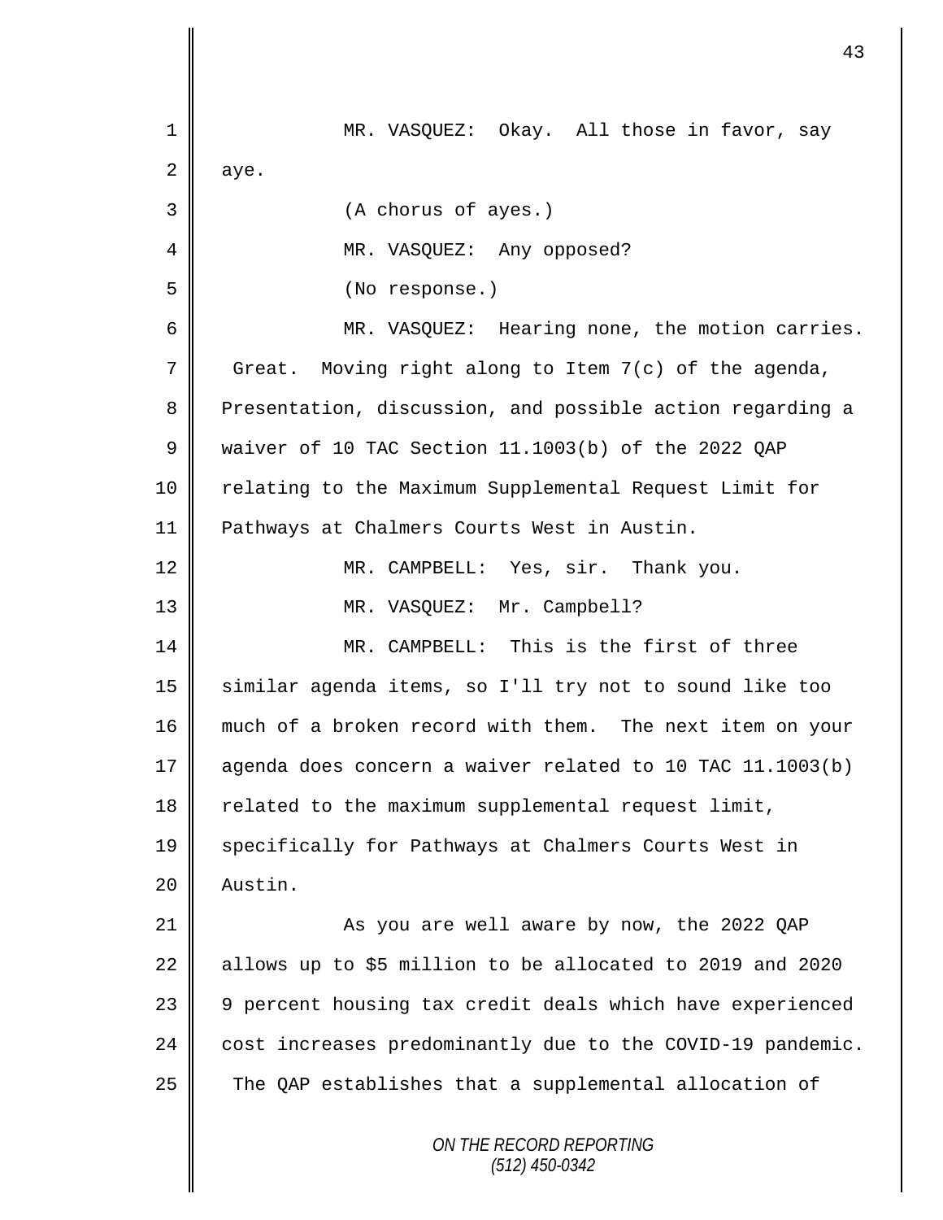MR. VASQUEZ: Okay. All those in favor, say aye.

(A chorus of ayes.)

MR. VASQUEZ: Any opposed?

(No response.)

MR. VASQUEZ: Hearing none, the motion carries. Great. Moving right along to Item 7(c) of the agenda, Presentation, discussion, and possible action regarding a waiver of 10 TAC Section 11.1003(b) of the 2022 QAP relating to the Maximum Supplemental Request Limit for Pathways at Chalmers Courts West in Austin.

MR. CAMPBELL: Yes, sir. Thank you.

MR. VASQUEZ: Mr. Campbell?

MR. CAMPBELL: This is the first of three similar agenda items, so I'll try not to sound like too much of a broken record with them. The next item on your agenda does concern a waiver related to 10 TAC 11.1003(b) related to the maximum supplemental request limit, specifically for Pathways at Chalmers Courts West in Austin.

As you are well aware by now, the 2022 QAP allows up to $5 million to be allocated to 2019 and 2020 9 percent housing tax credit deals which have experienced cost increases predominantly due to the COVID-19 pandemic. The QAP establishes that a supplemental allocation of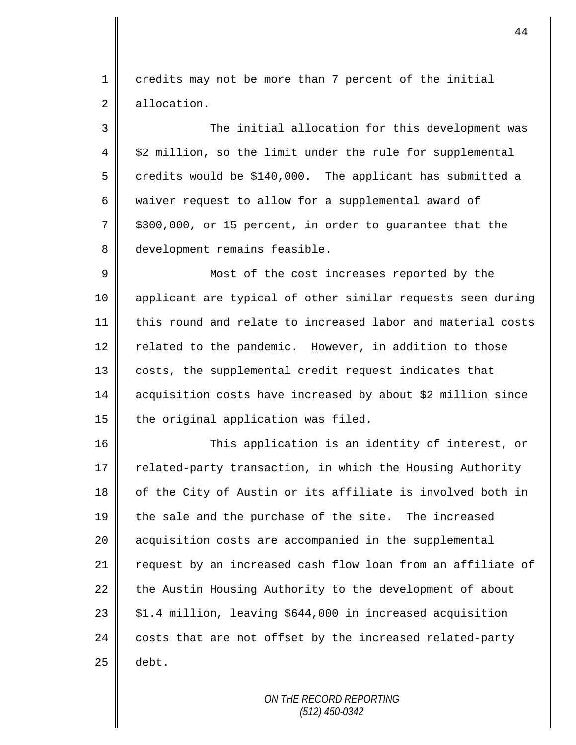credits may not be more than 7 percent of the initial allocation.

The initial allocation for this development was \$2 million, so the limit under the rule for supplemental credits would be \$140,000. The applicant has submitted a waiver request to allow for a supplemental award of \$300,000, or 15 percent, in order to guarantee that the development remains feasible.

Most of the cost increases reported by the applicant are typical of other similar requests seen during this round and relate to increased labor and material costs related to the pandemic. However, in addition to those costs, the supplemental credit request indicates that acquisition costs have increased by about \$2 million since the original application was filed.

This application is an identity of interest, or related-party transaction, in which the Housing Authority of the City of Austin or its affiliate is involved both in the sale and the purchase of the site. The increased acquisition costs are accompanied in the supplemental request by an increased cash flow loan from an affiliate of the Austin Housing Authority to the development of about \$1.4 million, leaving \$644,000 in increased acquisition costs that are not offset by the increased related-party debt.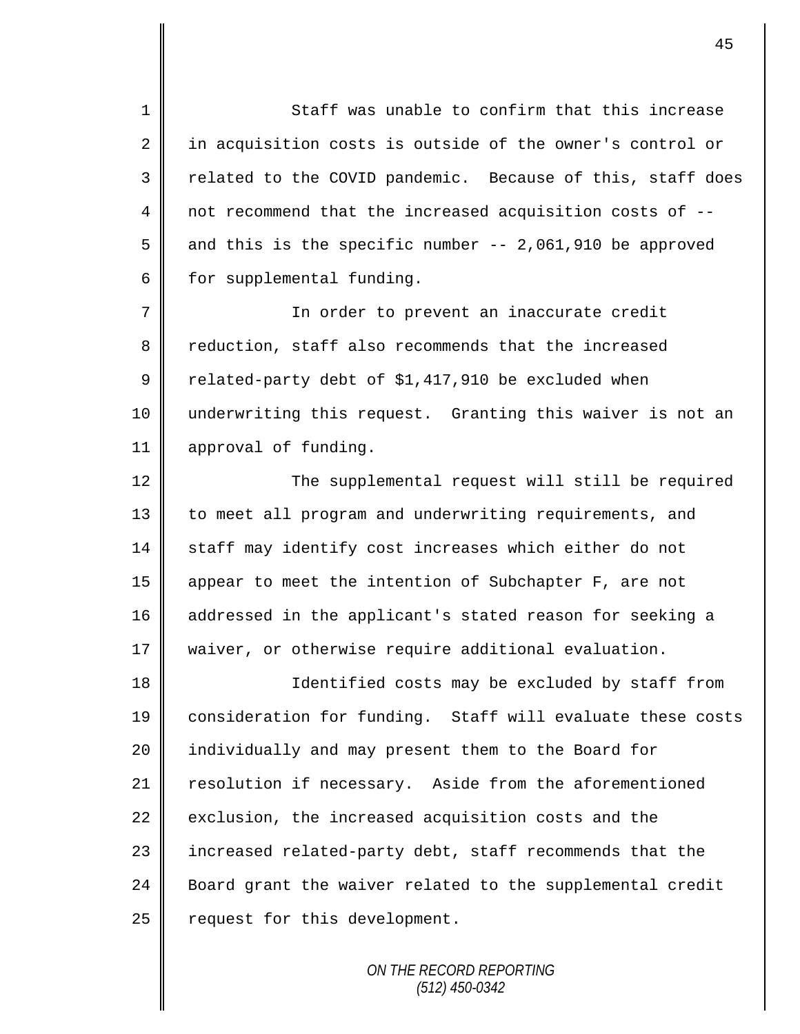Staff was unable to confirm that this increase in acquisition costs is outside of the owner's control or related to the COVID pandemic. Because of this, staff does not recommend that the increased acquisition costs of -- and this is the specific number -- 2,061,910 be approved for supplemental funding.

In order to prevent an inaccurate credit reduction, staff also recommends that the increased related-party debt of $1,417,910 be excluded when underwriting this request. Granting this waiver is not an approval of funding.

The supplemental request will still be required to meet all program and underwriting requirements, and staff may identify cost increases which either do not appear to meet the intention of Subchapter F, are not addressed in the applicant's stated reason for seeking a waiver, or otherwise require additional evaluation.

Identified costs may be excluded by staff from consideration for funding. Staff will evaluate these costs individually and may present them to the Board for resolution if necessary. Aside from the aforementioned exclusion, the increased acquisition costs and the increased related-party debt, staff recommends that the Board grant the waiver related to the supplemental credit request for this development.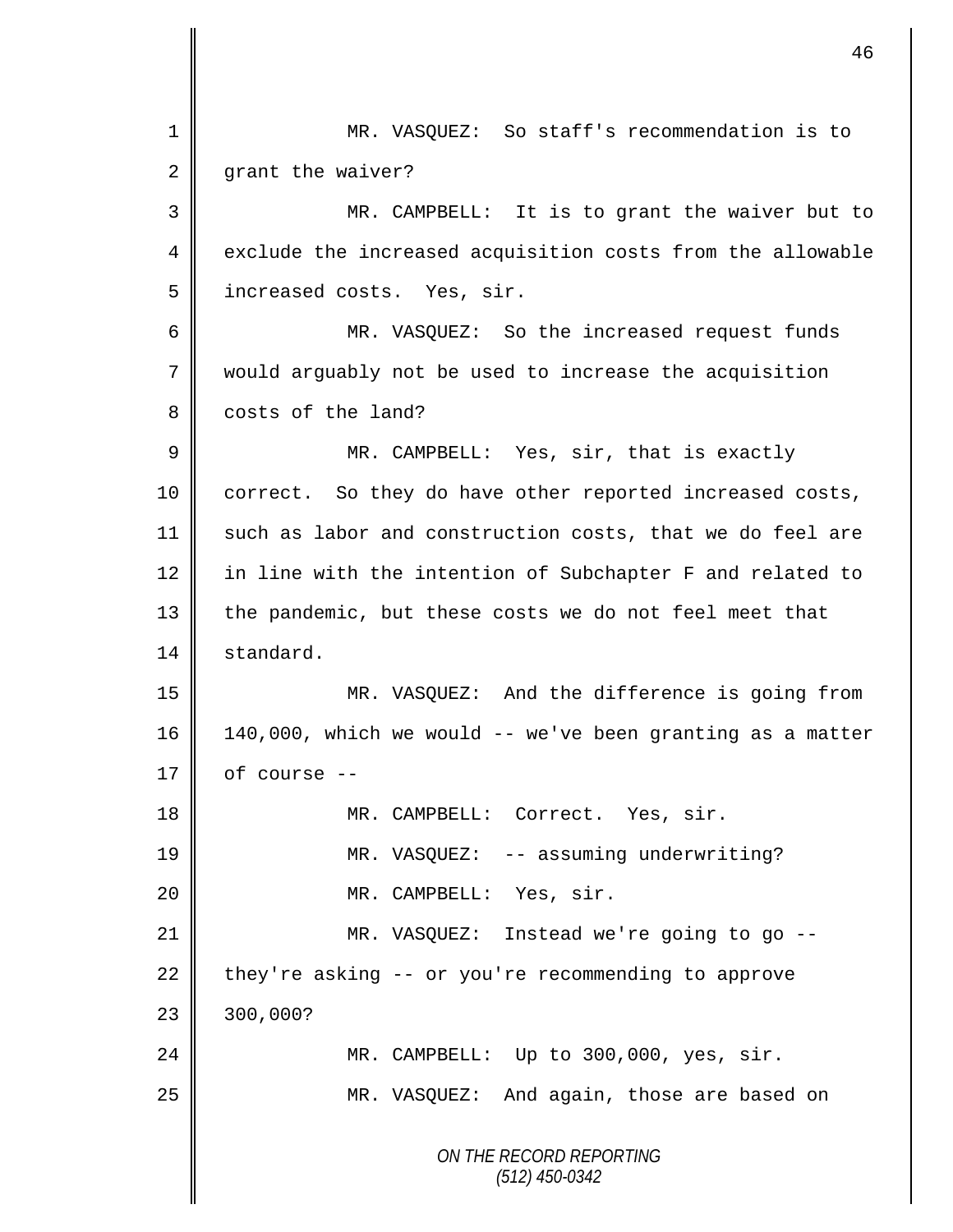MR. VASQUEZ: So staff's recommendation is to grant the waiver?

MR. CAMPBELL: It is to grant the waiver but to exclude the increased acquisition costs from the allowable increased costs. Yes, sir.

MR. VASQUEZ: So the increased request funds would arguably not be used to increase the acquisition costs of the land?

MR. CAMPBELL: Yes, sir, that is exactly correct. So they do have other reported increased costs, such as labor and construction costs, that we do feel are in line with the intention of Subchapter F and related to the pandemic, but these costs we do not feel meet that standard.

MR. VASQUEZ: And the difference is going from 140,000, which we would -- we've been granting as a matter of course --

MR. CAMPBELL: Correct. Yes, sir.

MR. VASQUEZ: -- assuming underwriting?

MR. CAMPBELL: Yes, sir.

MR. VASQUEZ: Instead we're going to go -- they're asking -- or you're recommending to approve 300,000?

MR. CAMPBELL: Up to 300,000, yes, sir.

MR. VASQUEZ: And again, those are based on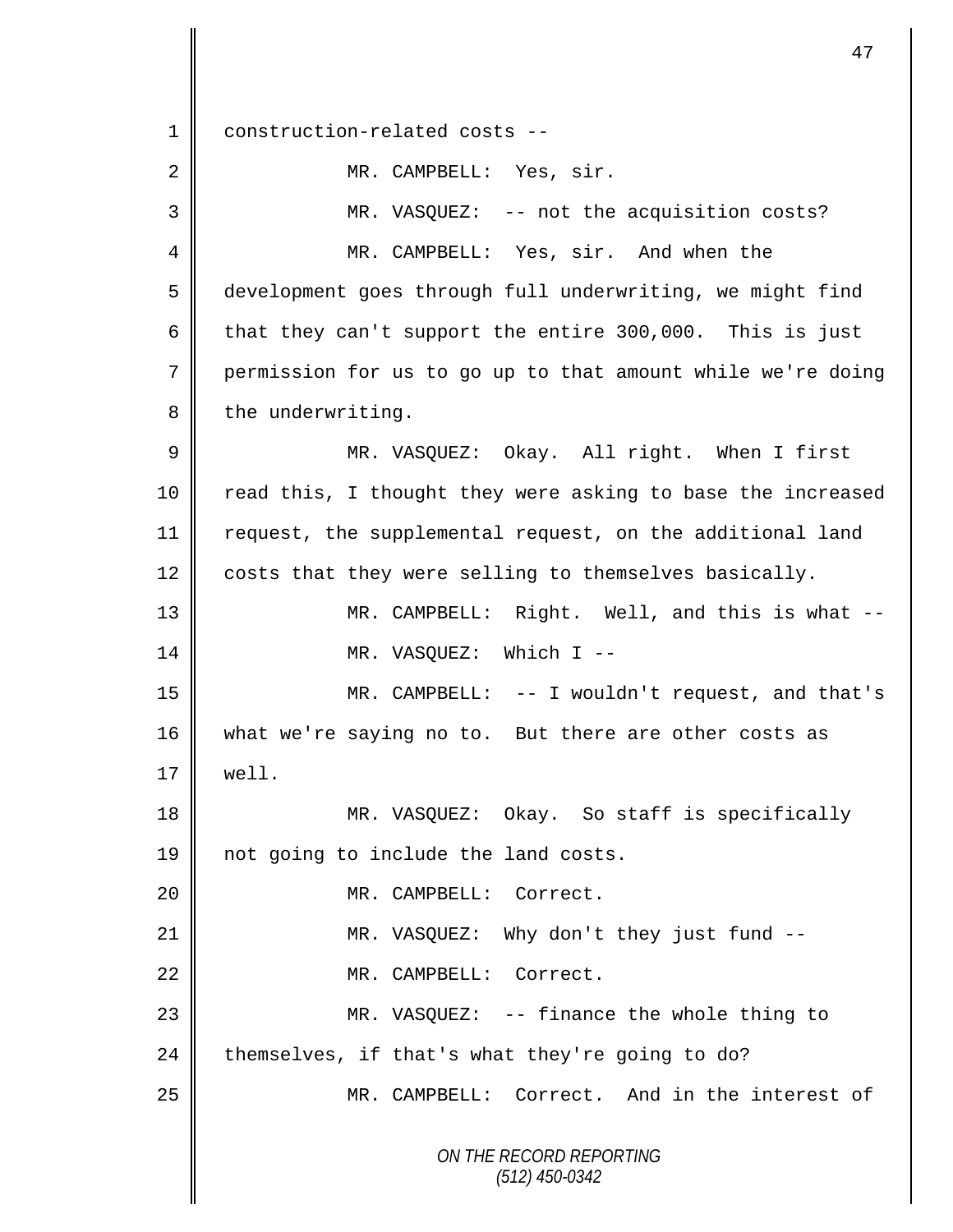construction-related costs --

MR. CAMPBELL: Yes, sir.

MR. VASQUEZ: -- not the acquisition costs?

MR. CAMPBELL: Yes, sir. And when the development goes through full underwriting, we might find that they can't support the entire 300,000. This is just permission for us to go up to that amount while we're doing the underwriting.

MR. VASQUEZ: Okay. All right. When I first read this, I thought they were asking to base the increased request, the supplemental request, on the additional land costs that they were selling to themselves basically.

MR. CAMPBELL: Right. Well, and this is what --

MR. VASQUEZ: Which I --

MR. CAMPBELL: -- I wouldn't request, and that's what we're saying no to. But there are other costs as well.

MR. VASQUEZ: Okay. So staff is specifically not going to include the land costs.

MR. CAMPBELL: Correct.

MR. VASQUEZ: Why don't they just fund --

MR. CAMPBELL: Correct.

MR. VASQUEZ: -- finance the whole thing to themselves, if that's what they're going to do?

MR. CAMPBELL: Correct. And in the interest of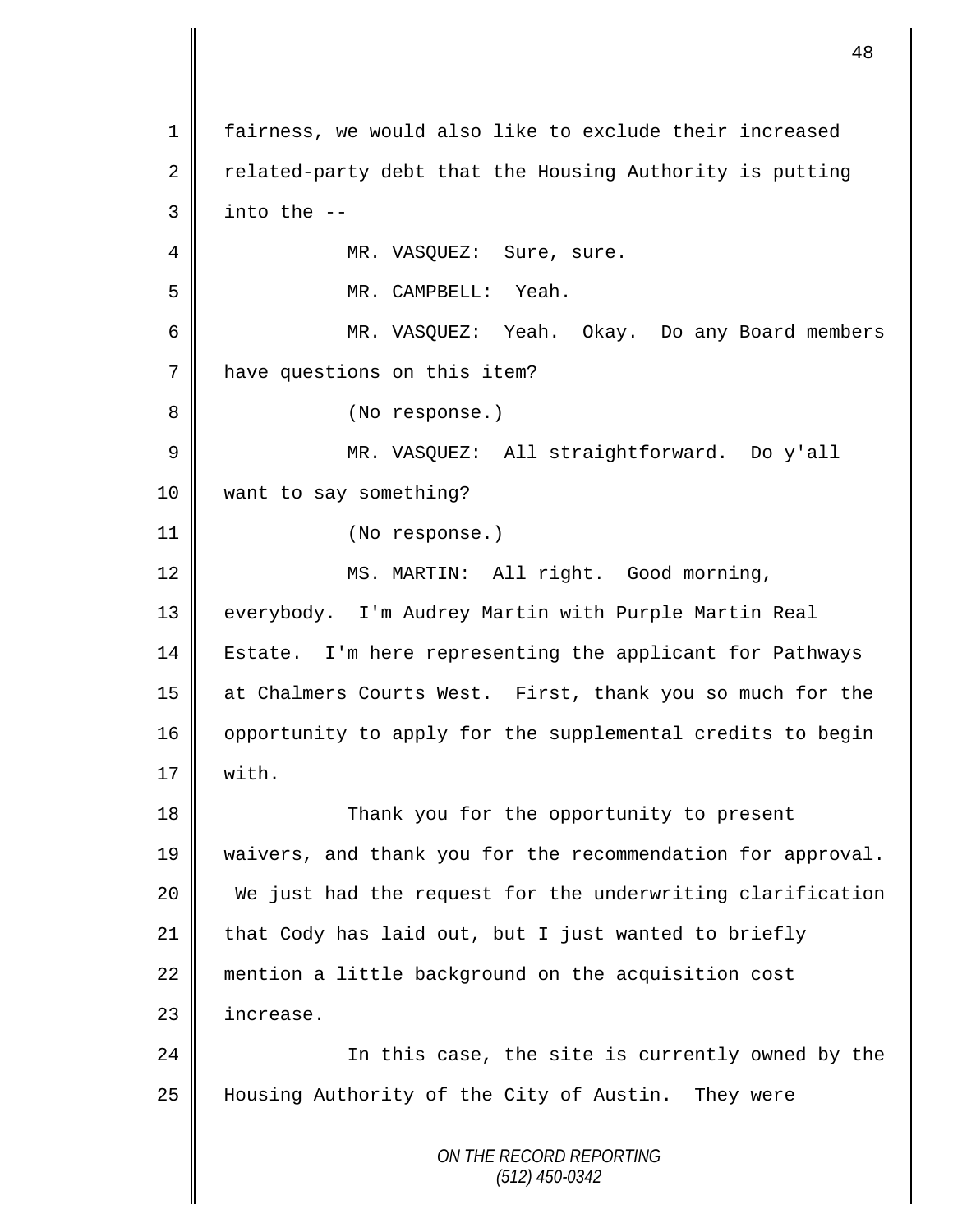fairness, we would also like to exclude their increased related-party debt that the Housing Authority is putting into the --

MR. VASQUEZ: Sure, sure.

MR. CAMPBELL: Yeah.

MR. VASQUEZ: Yeah. Okay. Do any Board members have questions on this item?

(No response.)

MR. VASQUEZ: All straightforward. Do y'all want to say something?

(No response.)

MS. MARTIN: All right. Good morning, everybody. I'm Audrey Martin with Purple Martin Real Estate. I'm here representing the applicant for Pathways at Chalmers Courts West. First, thank you so much for the opportunity to apply for the supplemental credits to begin with.

Thank you for the opportunity to present waivers, and thank you for the recommendation for approval. We just had the request for the underwriting clarification that Cody has laid out, but I just wanted to briefly mention a little background on the acquisition cost increase.

In this case, the site is currently owned by the Housing Authority of the City of Austin. They were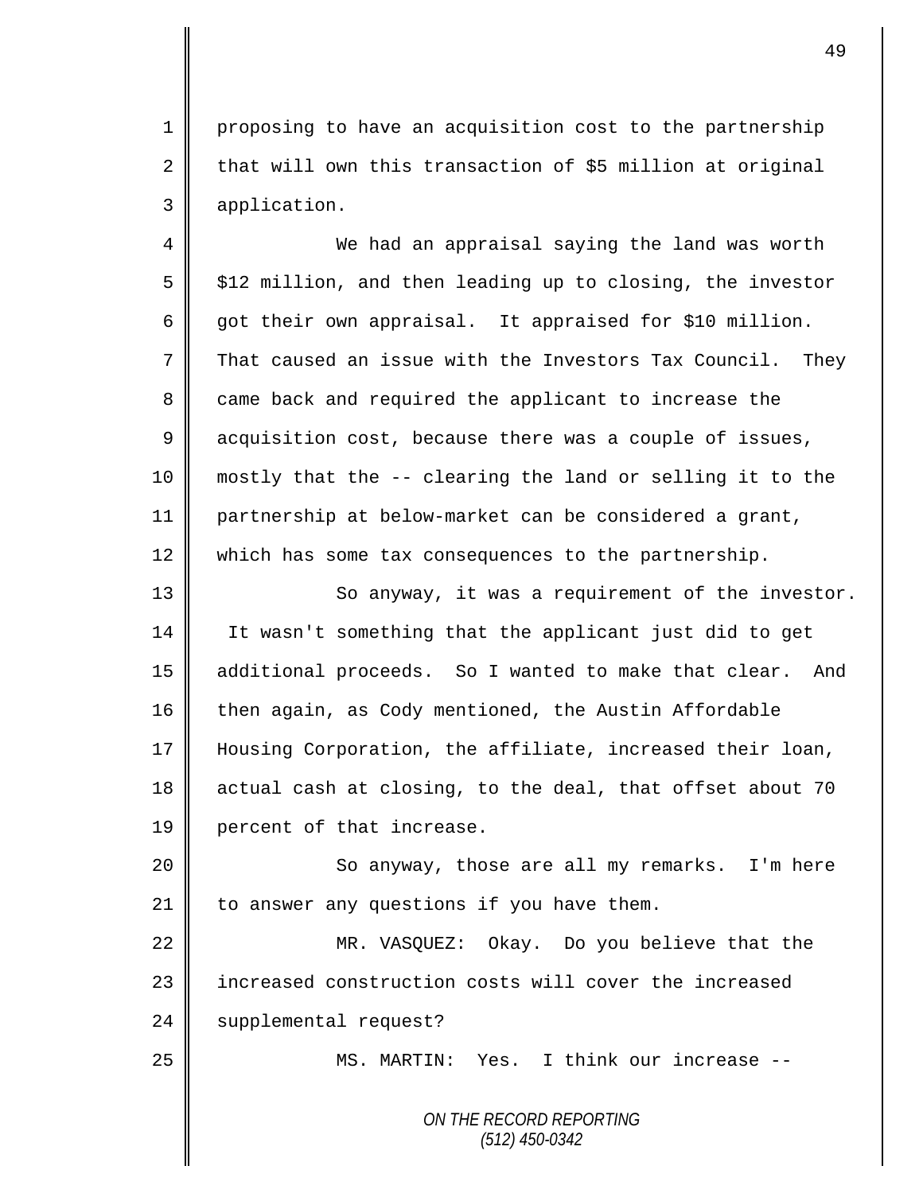proposing to have an acquisition cost to the partnership that will own this transaction of $5 million at original application.

We had an appraisal saying the land was worth $12 million, and then leading up to closing, the investor got their own appraisal. It appraised for $10 million. That caused an issue with the Investors Tax Council. They came back and required the applicant to increase the acquisition cost, because there was a couple of issues, mostly that the -- clearing the land or selling it to the partnership at below-market can be considered a grant, which has some tax consequences to the partnership.

So anyway, it was a requirement of the investor. It wasn't something that the applicant just did to get additional proceeds. So I wanted to make that clear. And then again, as Cody mentioned, the Austin Affordable Housing Corporation, the affiliate, increased their loan, actual cash at closing, to the deal, that offset about 70 percent of that increase.

So anyway, those are all my remarks. I'm here to answer any questions if you have them.

MR. VASQUEZ: Okay. Do you believe that the increased construction costs will cover the increased supplemental request?

MS. MARTIN: Yes. I think our increase --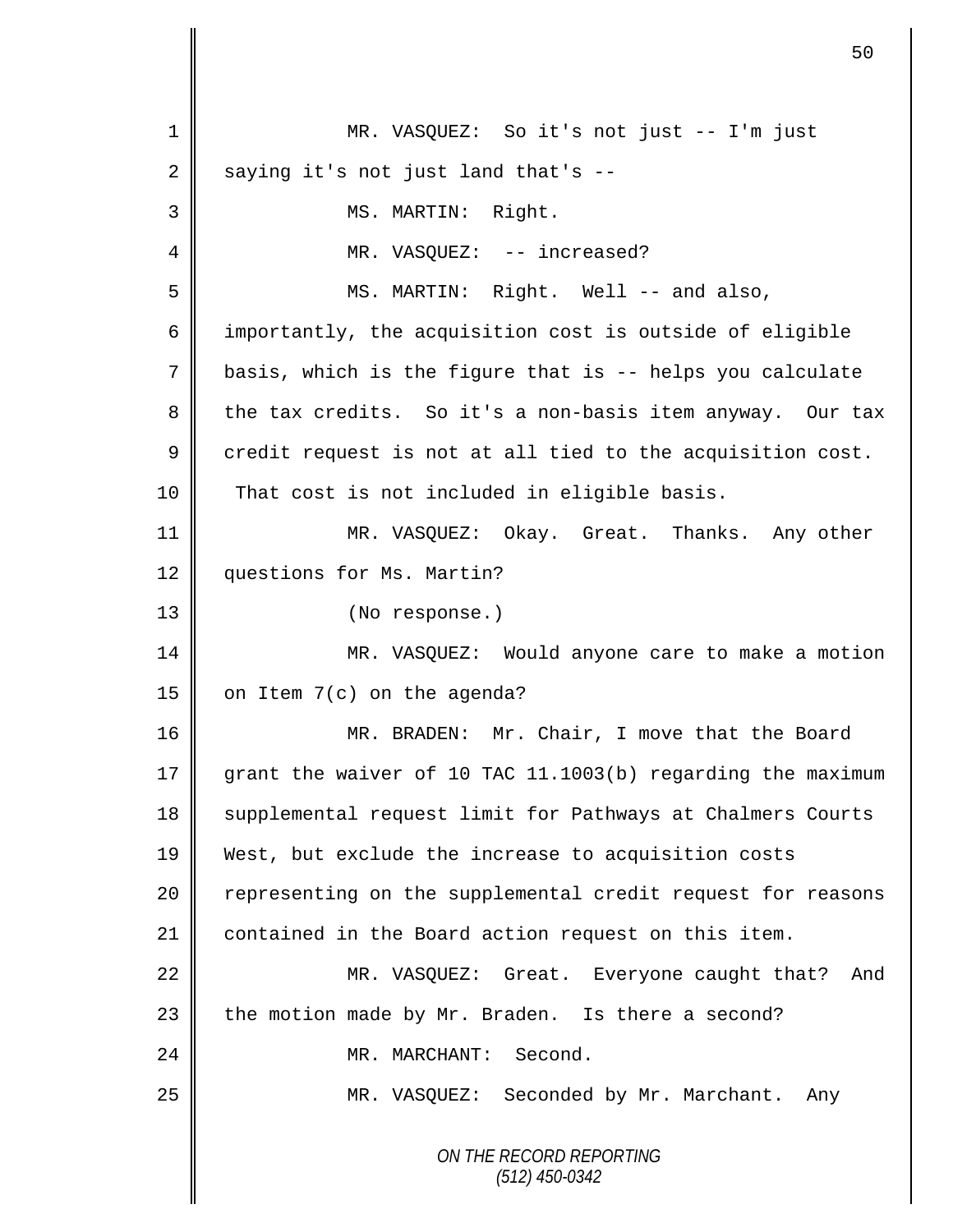MR. VASQUEZ: So it's not just -- I'm just saying it's not just land that's --

MS. MARTIN: Right.

MR. VASQUEZ: -- increased?

MS. MARTIN: Right. Well -- and also, importantly, the acquisition cost is outside of eligible basis, which is the figure that is -- helps you calculate the tax credits. So it's a non-basis item anyway. Our tax credit request is not at all tied to the acquisition cost. That cost is not included in eligible basis.

MR. VASQUEZ: Okay. Great. Thanks. Any other questions for Ms. Martin?

(No response.)

MR. VASQUEZ: Would anyone care to make a motion on Item 7(c) on the agenda?

MR. BRADEN: Mr. Chair, I move that the Board grant the waiver of 10 TAC 11.1003(b) regarding the maximum supplemental request limit for Pathways at Chalmers Courts West, but exclude the increase to acquisition costs representing on the supplemental credit request for reasons contained in the Board action request on this item.

MR. VASQUEZ: Great. Everyone caught that? And the motion made by Mr. Braden. Is there a second?

MR. MARCHANT: Second.

MR. VASQUEZ: Seconded by Mr. Marchant. Any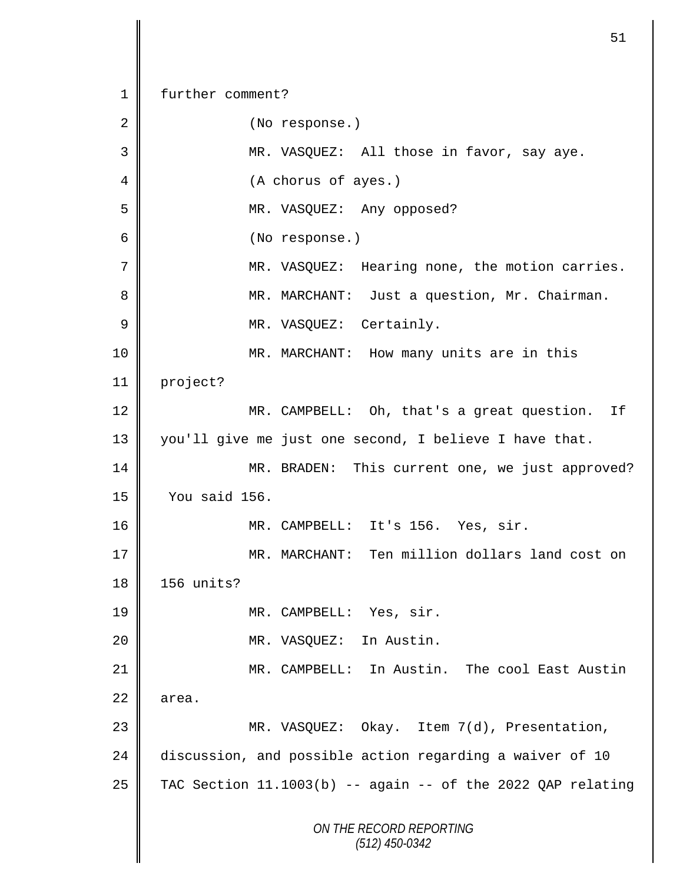further comment?

(No response.)

MR. VASQUEZ: All those in favor, say aye.

(A chorus of ayes.)

MR. VASQUEZ: Any opposed?

(No response.)

MR. VASQUEZ: Hearing none, the motion carries.

MR. MARCHANT: Just a question, Mr. Chairman.

MR. VASQUEZ: Certainly.

MR. MARCHANT: How many units are in this project?

MR. CAMPBELL: Oh, that's a great question. If you'll give me just one second, I believe I have that.

MR. BRADEN: This current one, we just approved? You said 156.

MR. CAMPBELL: It's 156. Yes, sir.

MR. MARCHANT: Ten million dollars land cost on 156 units?

MR. CAMPBELL: Yes, sir.

MR. VASQUEZ: In Austin.

MR. CAMPBELL: In Austin. The cool East Austin area.

MR. VASQUEZ: Okay. Item 7(d), Presentation, discussion, and possible action regarding a waiver of 10 TAC Section 11.1003(b) -- again -- of the 2022 QAP relating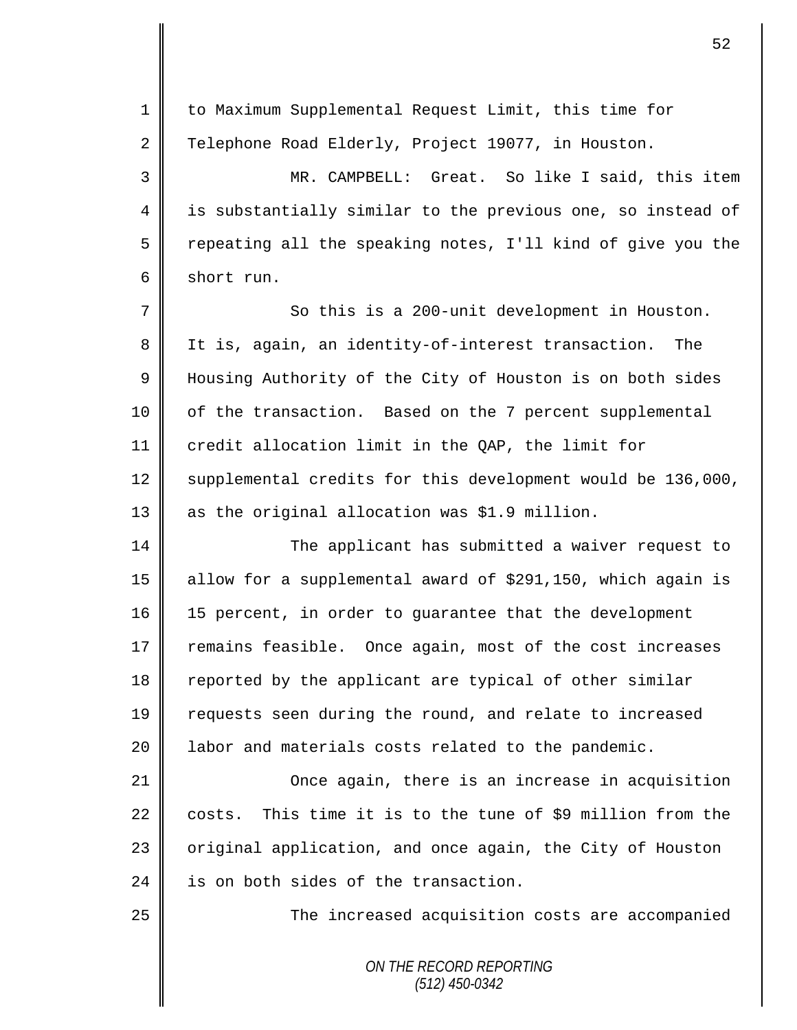to Maximum Supplemental Request Limit, this time for Telephone Road Elderly, Project 19077, in Houston.

MR. CAMPBELL: Great. So like I said, this item is substantially similar to the previous one, so instead of repeating all the speaking notes, I'll kind of give you the short run.

So this is a 200-unit development in Houston. It is, again, an identity-of-interest transaction. The Housing Authority of the City of Houston is on both sides of the transaction. Based on the 7 percent supplemental credit allocation limit in the QAP, the limit for supplemental credits for this development would be 136,000, as the original allocation was $1.9 million.

The applicant has submitted a waiver request to allow for a supplemental award of $291,150, which again is 15 percent, in order to guarantee that the development remains feasible. Once again, most of the cost increases reported by the applicant are typical of other similar requests seen during the round, and relate to increased labor and materials costs related to the pandemic.

Once again, there is an increase in acquisition costs. This time it is to the tune of $9 million from the original application, and once again, the City of Houston is on both sides of the transaction.

The increased acquisition costs are accompanied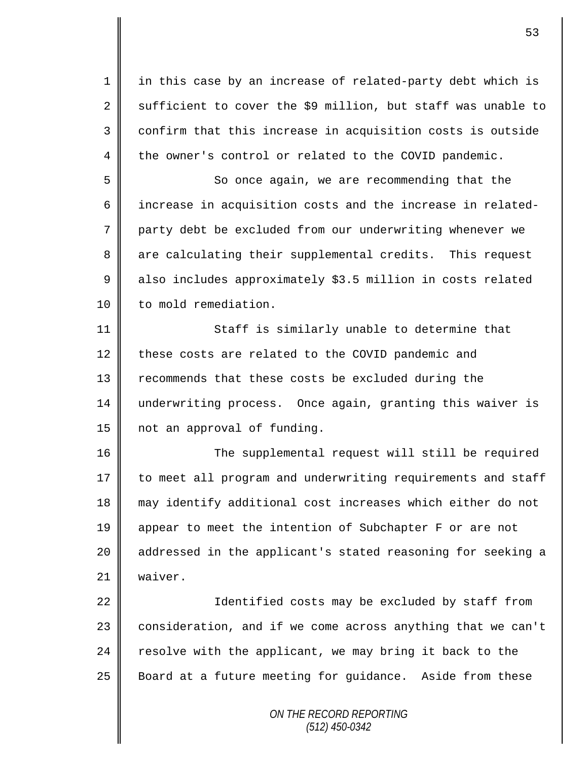in this case by an increase of related-party debt which is sufficient to cover the $9 million, but staff was unable to confirm that this increase in acquisition costs is outside the owner's control or related to the COVID pandemic.

So once again, we are recommending that the increase in acquisition costs and the increase in related-party debt be excluded from our underwriting whenever we are calculating their supplemental credits. This request also includes approximately $3.5 million in costs related to mold remediation.

Staff is similarly unable to determine that these costs are related to the COVID pandemic and recommends that these costs be excluded during the underwriting process. Once again, granting this waiver is not an approval of funding.

The supplemental request will still be required to meet all program and underwriting requirements and staff may identify additional cost increases which either do not appear to meet the intention of Subchapter F or are not addressed in the applicant's stated reasoning for seeking a waiver.

Identified costs may be excluded by staff from consideration, and if we come across anything that we can't resolve with the applicant, we may bring it back to the Board at a future meeting for guidance. Aside from these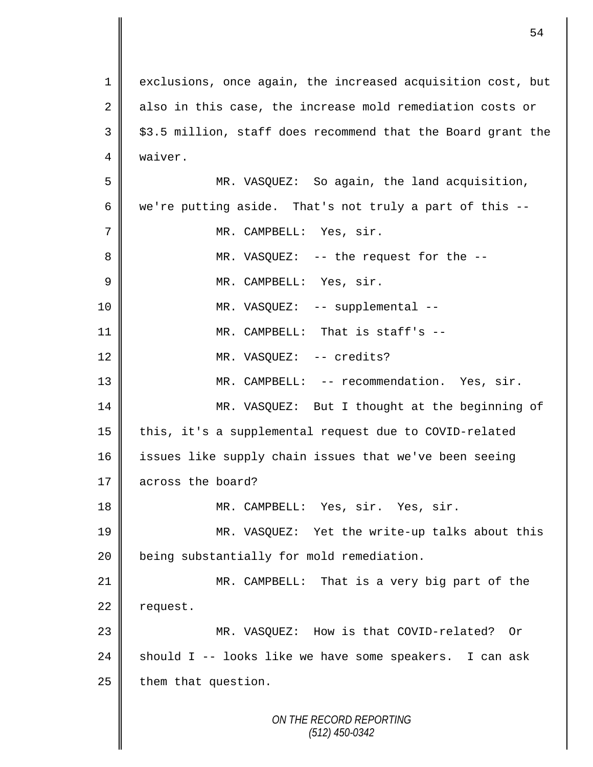exclusions, once again, the increased acquisition cost, but also in this case, the increase mold remediation costs or $3.5 million, staff does recommend that the Board grant the waiver.

MR. VASQUEZ: So again, the land acquisition, we're putting aside. That's not truly a part of this --

MR. CAMPBELL: Yes, sir.

MR. VASQUEZ: -- the request for the --

MR. CAMPBELL: Yes, sir.

MR. VASQUEZ: -- supplemental --

MR. CAMPBELL: That is staff's --

MR. VASQUEZ: -- credits?

MR. CAMPBELL: -- recommendation. Yes, sir.

MR. VASQUEZ: But I thought at the beginning of this, it's a supplemental request due to COVID-related issues like supply chain issues that we've been seeing across the board?

MR. CAMPBELL: Yes, sir. Yes, sir.

MR. VASQUEZ: Yet the write-up talks about this being substantially for mold remediation.

MR. CAMPBELL: That is a very big part of the request.

MR. VASQUEZ: How is that COVID-related? Or should I -- looks like we have some speakers. I can ask them that question.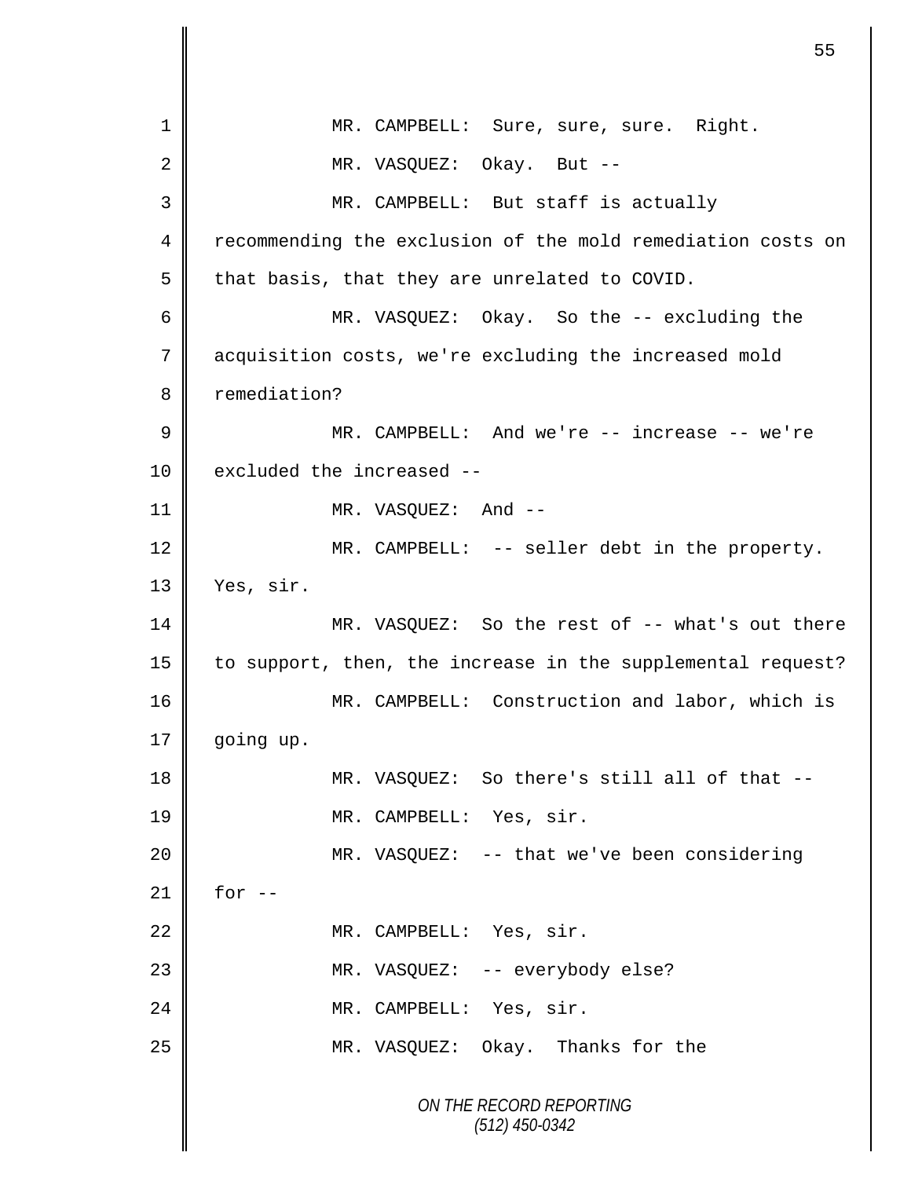MR. CAMPBELL: Sure, sure, sure. Right.

MR. VASQUEZ: Okay. But --

MR. CAMPBELL: But staff is actually recommending the exclusion of the mold remediation costs on that basis, that they are unrelated to COVID.

MR. VASQUEZ: Okay. So the -- excluding the acquisition costs, we're excluding the increased mold remediation?

MR. CAMPBELL: And we're -- increase -- we're excluded the increased --

MR. VASQUEZ: And --

MR. CAMPBELL: -- seller debt in the property. Yes, sir.

MR. VASQUEZ: So the rest of -- what's out there to support, then, the increase in the supplemental request?

MR. CAMPBELL: Construction and labor, which is going up.

MR. VASQUEZ: So there's still all of that --

MR. CAMPBELL: Yes, sir.

MR. VASQUEZ: -- that we've been considering for --

MR. CAMPBELL: Yes, sir.

MR. VASQUEZ: -- everybody else?

MR. CAMPBELL: Yes, sir.

MR. VASQUEZ: Okay. Thanks for the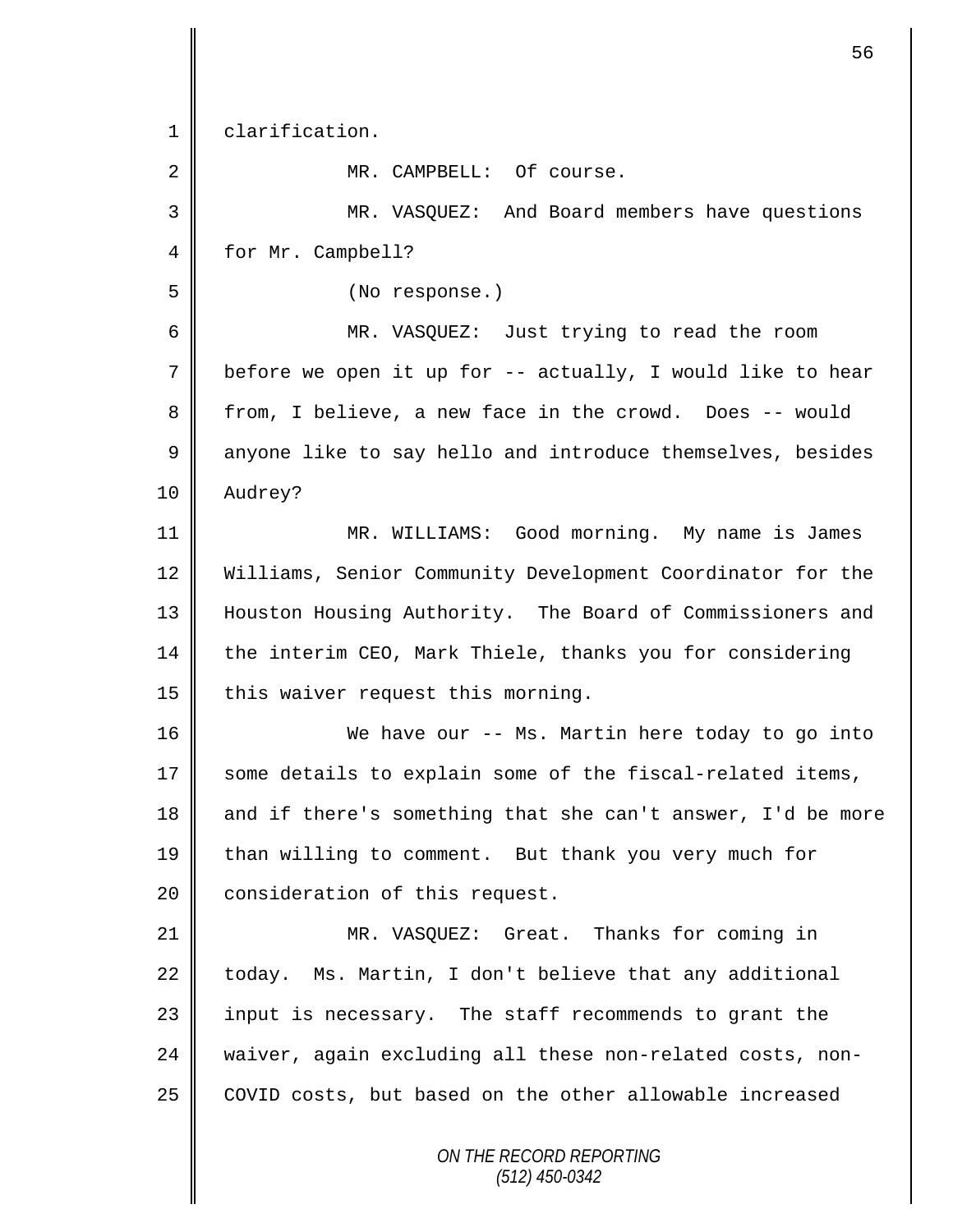clarification.

MR. CAMPBELL: Of course.

MR. VASQUEZ: And Board members have questions for Mr. Campbell?

(No response.)

MR. VASQUEZ: Just trying to read the room before we open it up for -- actually, I would like to hear from, I believe, a new face in the crowd. Does -- would anyone like to say hello and introduce themselves, besides Audrey?

MR. WILLIAMS: Good morning. My name is James Williams, Senior Community Development Coordinator for the Houston Housing Authority. The Board of Commissioners and the interim CEO, Mark Thiele, thanks you for considering this waiver request this morning.

We have our -- Ms. Martin here today to go into some details to explain some of the fiscal-related items, and if there's something that she can't answer, I'd be more than willing to comment. But thank you very much for consideration of this request.

MR. VASQUEZ: Great. Thanks for coming in today. Ms. Martin, I don't believe that any additional input is necessary. The staff recommends to grant the waiver, again excluding all these non-related costs, non-COVID costs, but based on the other allowable increased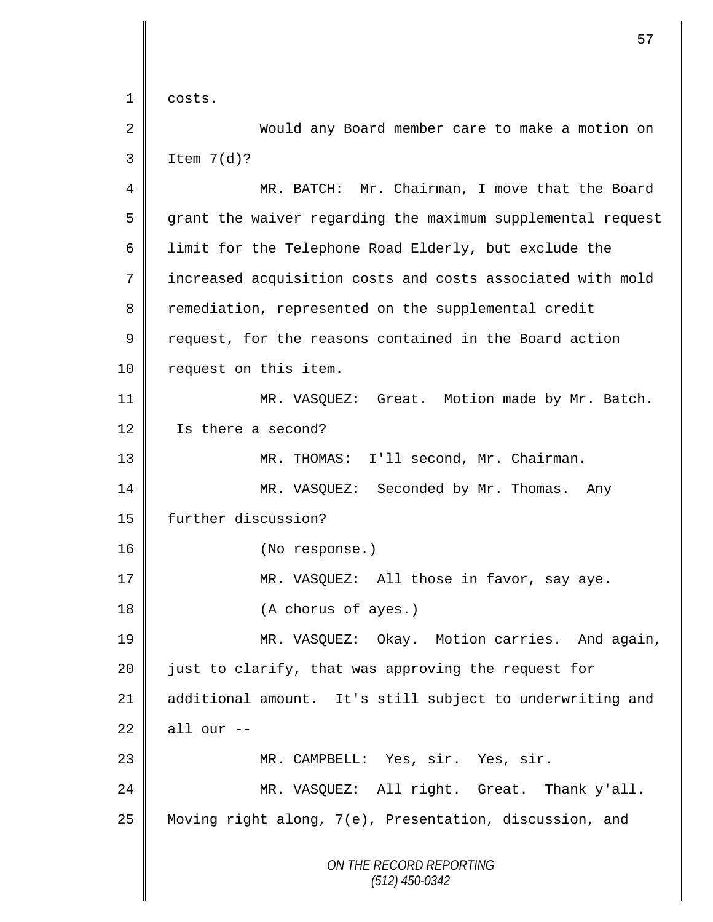costs.

Would any Board member care to make a motion on Item 7(d)?

MR. BATCH: Mr. Chairman, I move that the Board grant the waiver regarding the maximum supplemental request limit for the Telephone Road Elderly, but exclude the increased acquisition costs and costs associated with mold remediation, represented on the supplemental credit request, for the reasons contained in the Board action request on this item.

MR. VASQUEZ: Great. Motion made by Mr. Batch. Is there a second?

MR. THOMAS: I'll second, Mr. Chairman.

MR. VASQUEZ: Seconded by Mr. Thomas. Any further discussion?

(No response.)

MR. VASQUEZ: All those in favor, say aye.

(A chorus of ayes.)

MR. VASQUEZ: Okay. Motion carries. And again, just to clarify, that was approving the request for additional amount. It's still subject to underwriting and all our --

MR. CAMPBELL: Yes, sir. Yes, sir.

MR. VASQUEZ: All right. Great. Thank y'all. Moving right along, 7(e), Presentation, discussion, and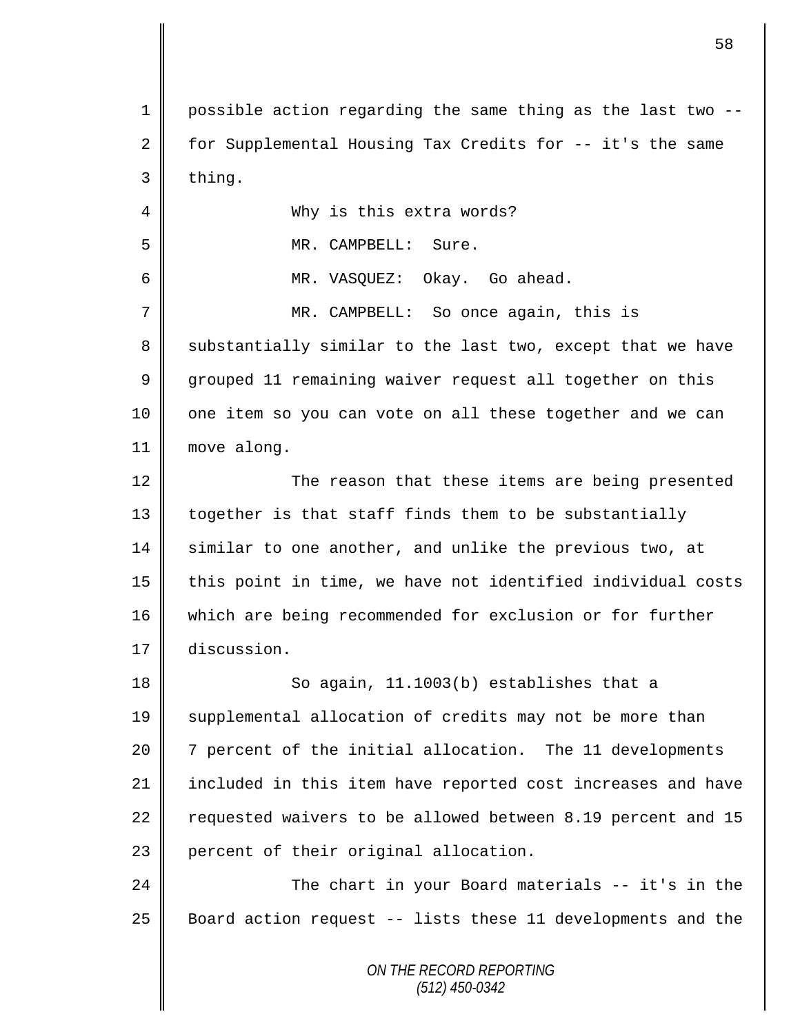possible action regarding the same thing as the last two -- for Supplemental Housing Tax Credits for -- it's the same thing.

Why is this extra words?

MR. CAMPBELL: Sure.

MR. VASQUEZ: Okay. Go ahead.

MR. CAMPBELL: So once again, this is substantially similar to the last two, except that we have grouped 11 remaining waiver request all together on this one item so you can vote on all these together and we can move along.

The reason that these items are being presented together is that staff finds them to be substantially similar to one another, and unlike the previous two, at this point in time, we have not identified individual costs which are being recommended for exclusion or for further discussion.

So again, 11.1003(b) establishes that a supplemental allocation of credits may not be more than 7 percent of the initial allocation. The 11 developments included in this item have reported cost increases and have requested waivers to be allowed between 8.19 percent and 15 percent of their original allocation.

The chart in your Board materials -- it's in the Board action request -- lists these 11 developments and the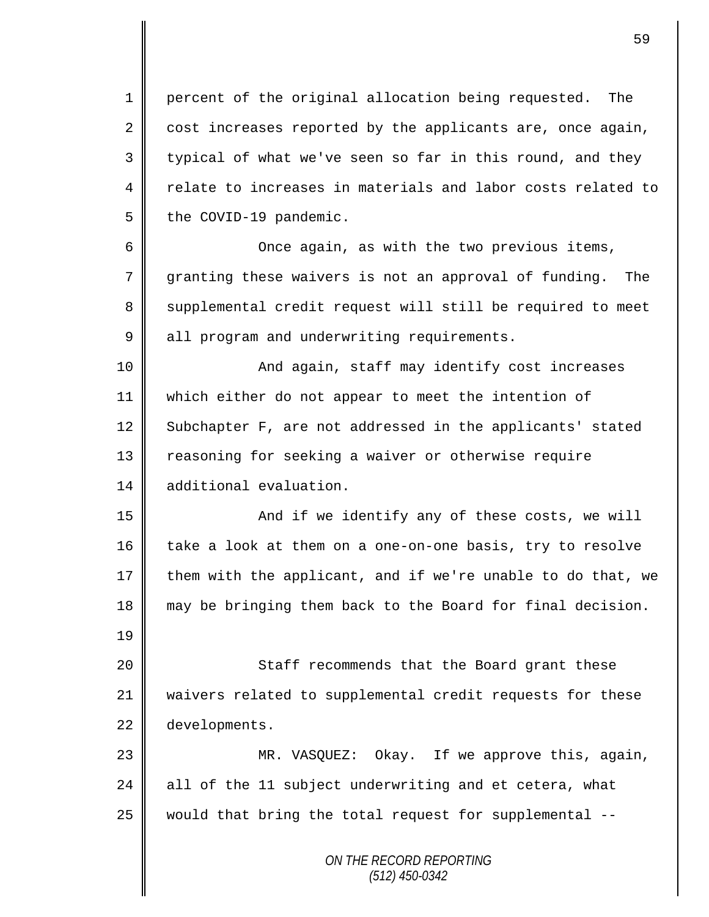percent of the original allocation being requested. The cost increases reported by the applicants are, once again, typical of what we've seen so far in this round, and they relate to increases in materials and labor costs related to the COVID-19 pandemic.

Once again, as with the two previous items, granting these waivers is not an approval of funding. The supplemental credit request will still be required to meet all program and underwriting requirements.

And again, staff may identify cost increases which either do not appear to meet the intention of Subchapter F, are not addressed in the applicants' stated reasoning for seeking a waiver or otherwise require additional evaluation.

And if we identify any of these costs, we will take a look at them on a one-on-one basis, try to resolve them with the applicant, and if we're unable to do that, we may be bringing them back to the Board for final decision.

Staff recommends that the Board grant these waivers related to supplemental credit requests for these developments.

MR. VASQUEZ: Okay. If we approve this, again, all of the 11 subject underwriting and et cetera, what would that bring the total request for supplemental --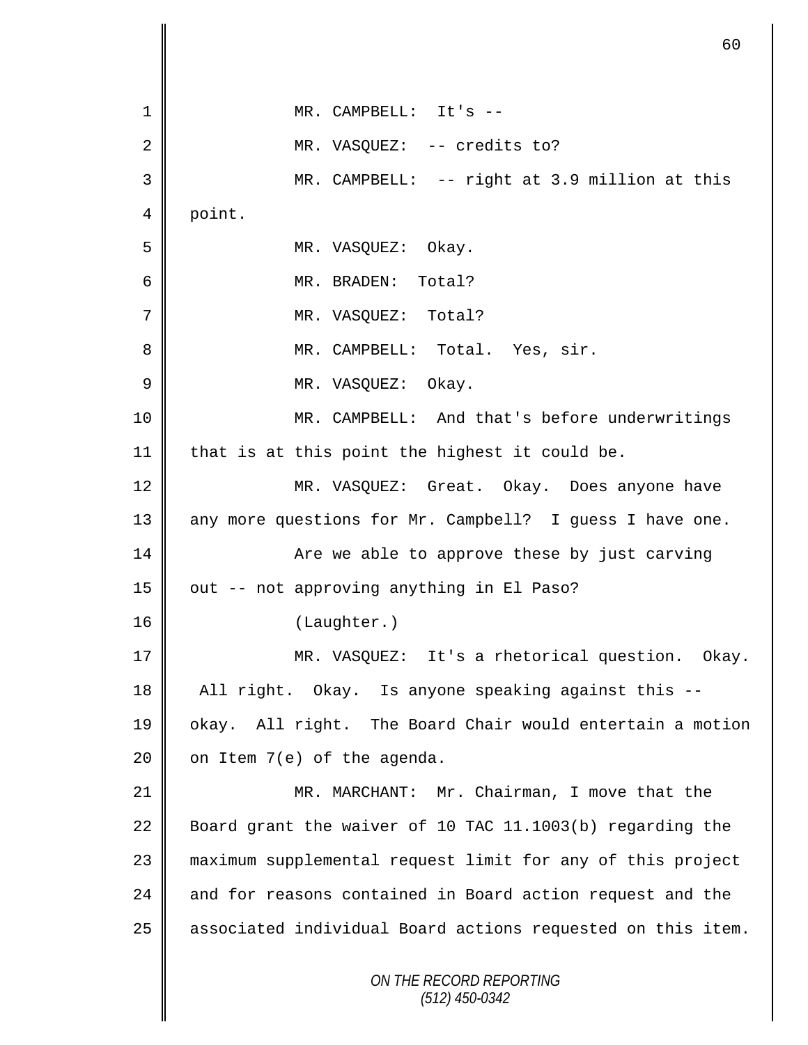MR. CAMPBELL: It's --

MR. VASQUEZ: -- credits to?

MR. CAMPBELL: -- right at 3.9 million at this point.

MR. VASQUEZ: Okay.

MR. BRADEN: Total?

MR. VASQUEZ: Total?

MR. CAMPBELL: Total. Yes, sir.

MR. VASQUEZ: Okay.

MR. CAMPBELL: And that's before underwritings that is at this point the highest it could be.

MR. VASQUEZ: Great. Okay. Does anyone have any more questions for Mr. Campbell? I guess I have one.

Are we able to approve these by just carving out -- not approving anything in El Paso?

(Laughter.)

MR. VASQUEZ: It's a rhetorical question. Okay. All right. Okay. Is anyone speaking against this -- okay. All right. The Board Chair would entertain a motion on Item 7(e) of the agenda.

MR. MARCHANT: Mr. Chairman, I move that the Board grant the waiver of 10 TAC 11.1003(b) regarding the maximum supplemental request limit for any of this project and for reasons contained in Board action request and the associated individual Board actions requested on this item.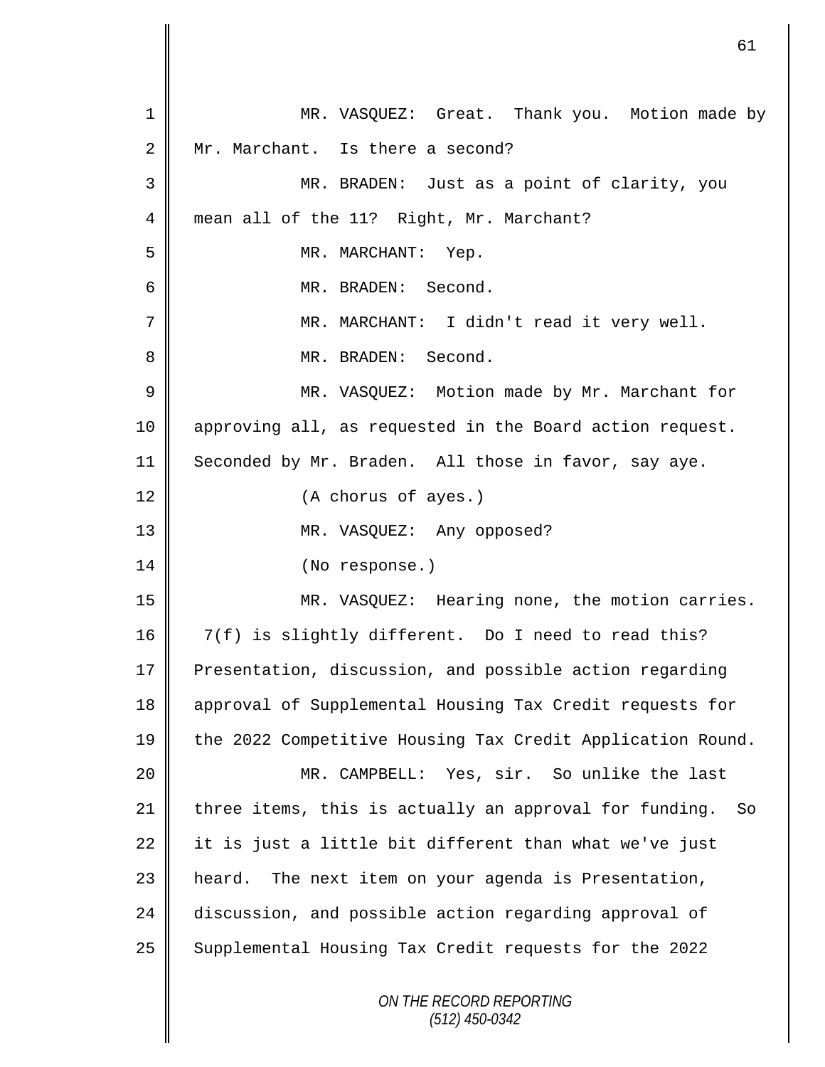MR. VASQUEZ: Great. Thank you. Motion made by Mr. Marchant. Is there a second?

MR. BRADEN: Just as a point of clarity, you mean all of the 11? Right, Mr. Marchant?

MR. MARCHANT: Yep.

MR. BRADEN: Second.

MR. MARCHANT: I didn't read it very well.

MR. BRADEN: Second.

MR. VASQUEZ: Motion made by Mr. Marchant for approving all, as requested in the Board action request. Seconded by Mr. Braden. All those in favor, say aye.

(A chorus of ayes.)

MR. VASQUEZ: Any opposed?

(No response.)

MR. VASQUEZ: Hearing none, the motion carries. 7(f) is slightly different. Do I need to read this? Presentation, discussion, and possible action regarding approval of Supplemental Housing Tax Credit requests for the 2022 Competitive Housing Tax Credit Application Round.

MR. CAMPBELL: Yes, sir. So unlike the last three items, this is actually an approval for funding. So it is just a little bit different than what we've just heard. The next item on your agenda is Presentation, discussion, and possible action regarding approval of Supplemental Housing Tax Credit requests for the 2022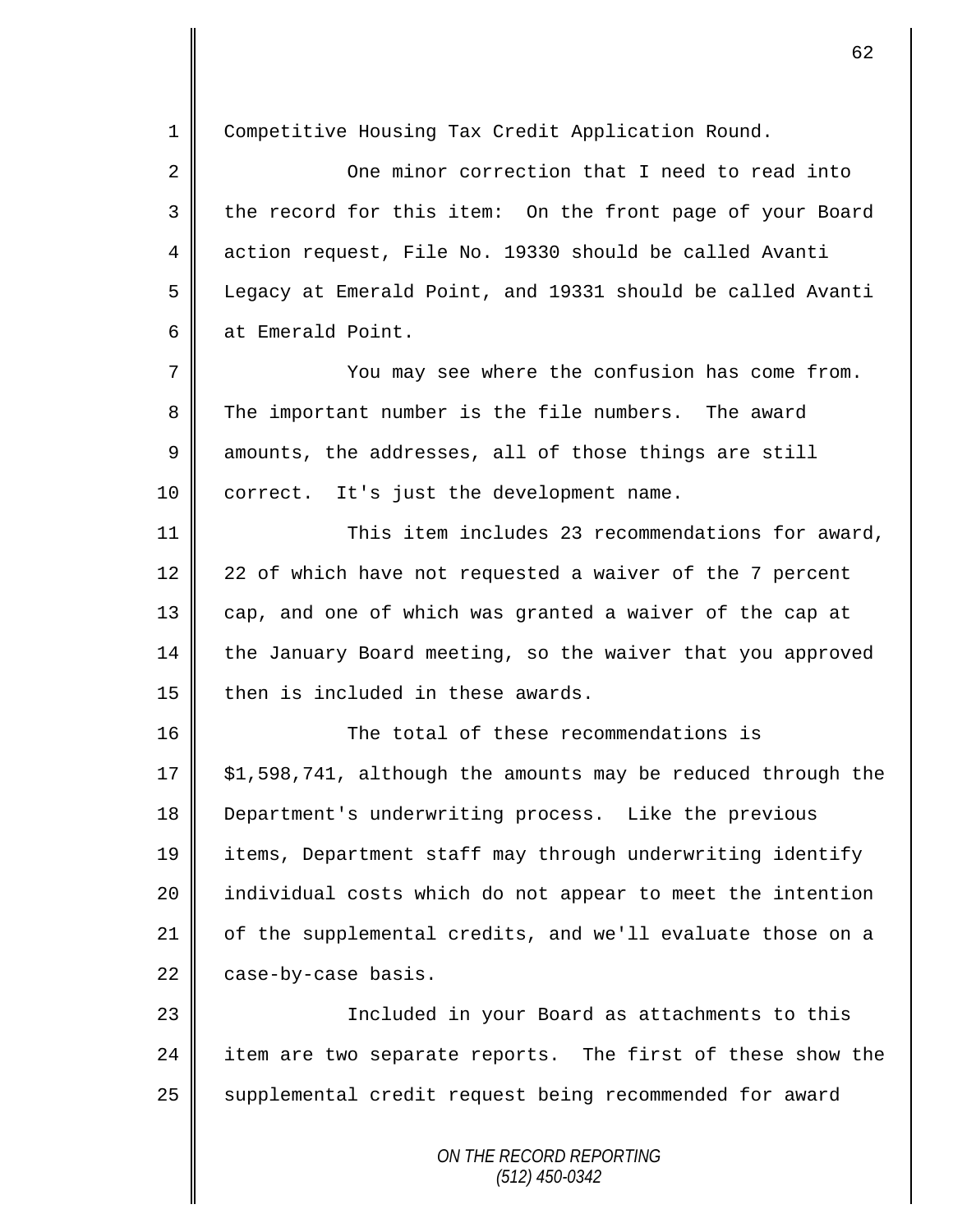Competitive Housing Tax Credit Application Round.

One minor correction that I need to read into the record for this item: On the front page of your Board action request, File No. 19330 should be called Avanti Legacy at Emerald Point, and 19331 should be called Avanti at Emerald Point.

You may see where the confusion has come from. The important number is the file numbers. The award amounts, the addresses, all of those things are still correct. It's just the development name.

This item includes 23 recommendations for award, 22 of which have not requested a waiver of the 7 percent cap, and one of which was granted a waiver of the cap at the January Board meeting, so the waiver that you approved then is included in these awards.

The total of these recommendations is $1,598,741, although the amounts may be reduced through the Department's underwriting process. Like the previous items, Department staff may through underwriting identify individual costs which do not appear to meet the intention of the supplemental credits, and we'll evaluate those on a case-by-case basis.

Included in your Board as attachments to this item are two separate reports. The first of these show the supplemental credit request being recommended for award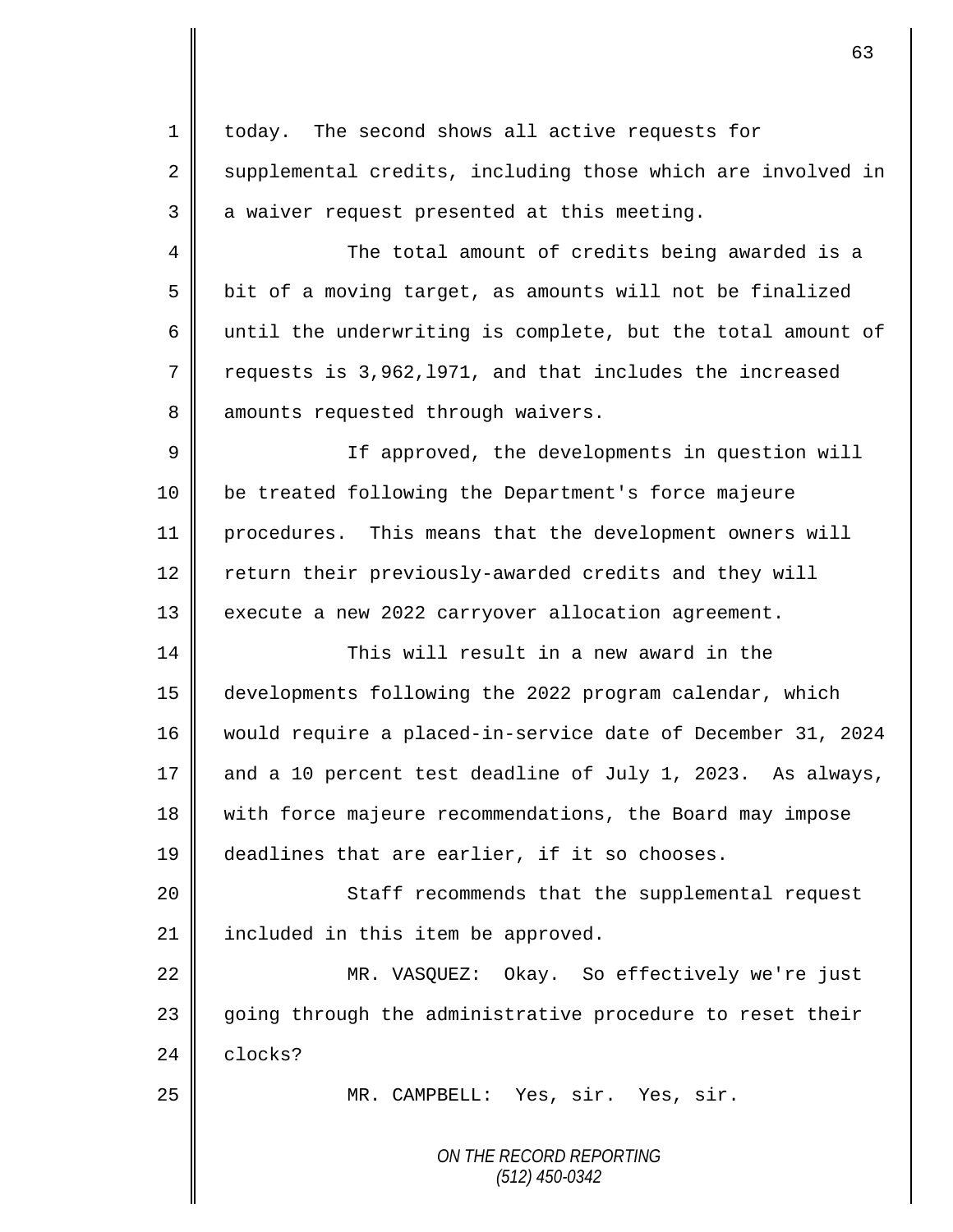today. The second shows all active requests for supplemental credits, including those which are involved in a waiver request presented at this meeting.

The total amount of credits being awarded is a bit of a moving target, as amounts will not be finalized until the underwriting is complete, but the total amount of requests is 3,962,l971, and that includes the increased amounts requested through waivers.

If approved, the developments in question will be treated following the Department's force majeure procedures. This means that the development owners will return their previously-awarded credits and they will execute a new 2022 carryover allocation agreement.

This will result in a new award in the developments following the 2022 program calendar, which would require a placed-in-service date of December 31, 2024 and a 10 percent test deadline of July 1, 2023. As always, with force majeure recommendations, the Board may impose deadlines that are earlier, if it so chooses.

Staff recommends that the supplemental request included in this item be approved.

MR. VASQUEZ: Okay. So effectively we're just going through the administrative procedure to reset their clocks?

MR. CAMPBELL: Yes, sir. Yes, sir.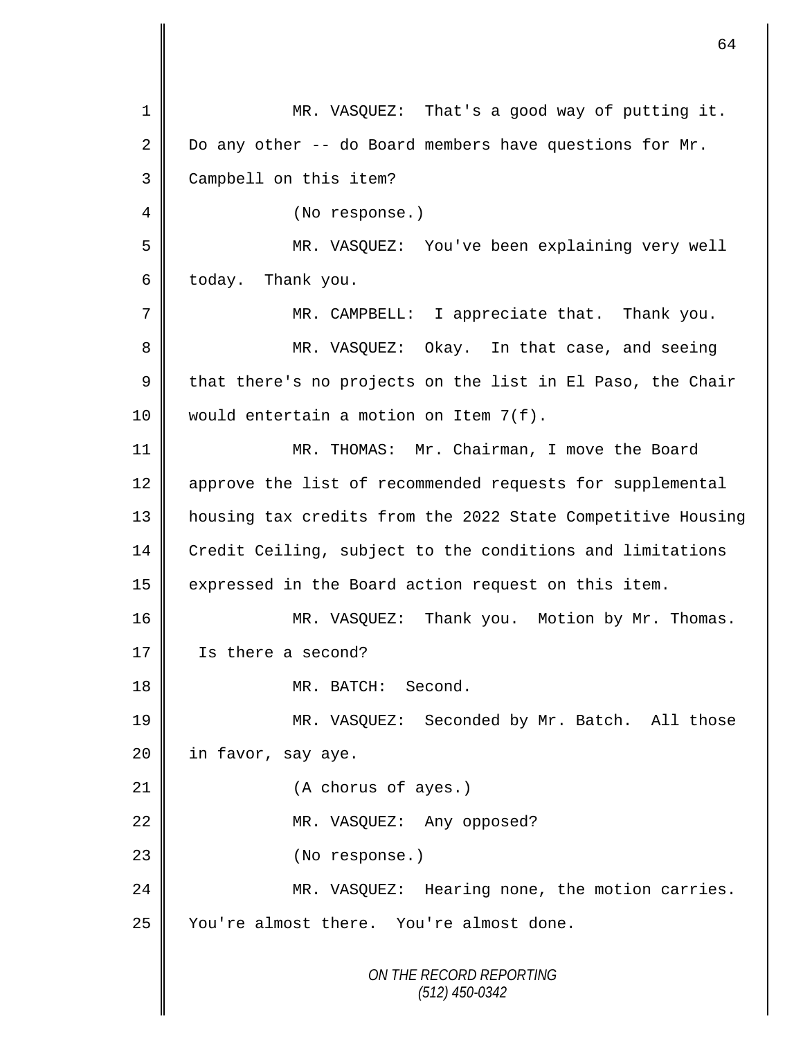MR. VASQUEZ: That's a good way of putting it. Do any other -- do Board members have questions for Mr. Campbell on this item?

(No response.)

MR. VASQUEZ: You've been explaining very well today. Thank you.

MR. CAMPBELL: I appreciate that. Thank you.

MR. VASQUEZ: Okay. In that case, and seeing that there's no projects on the list in El Paso, the Chair would entertain a motion on Item 7(f).

MR. THOMAS: Mr. Chairman, I move the Board approve the list of recommended requests for supplemental housing tax credits from the 2022 State Competitive Housing Credit Ceiling, subject to the conditions and limitations expressed in the Board action request on this item.

MR. VASQUEZ: Thank you. Motion by Mr. Thomas. Is there a second?

MR. BATCH: Second.

MR. VASQUEZ: Seconded by Mr. Batch. All those in favor, say aye.

(A chorus of ayes.)

MR. VASQUEZ: Any opposed?

(No response.)

MR. VASQUEZ: Hearing none, the motion carries. You're almost there. You're almost done.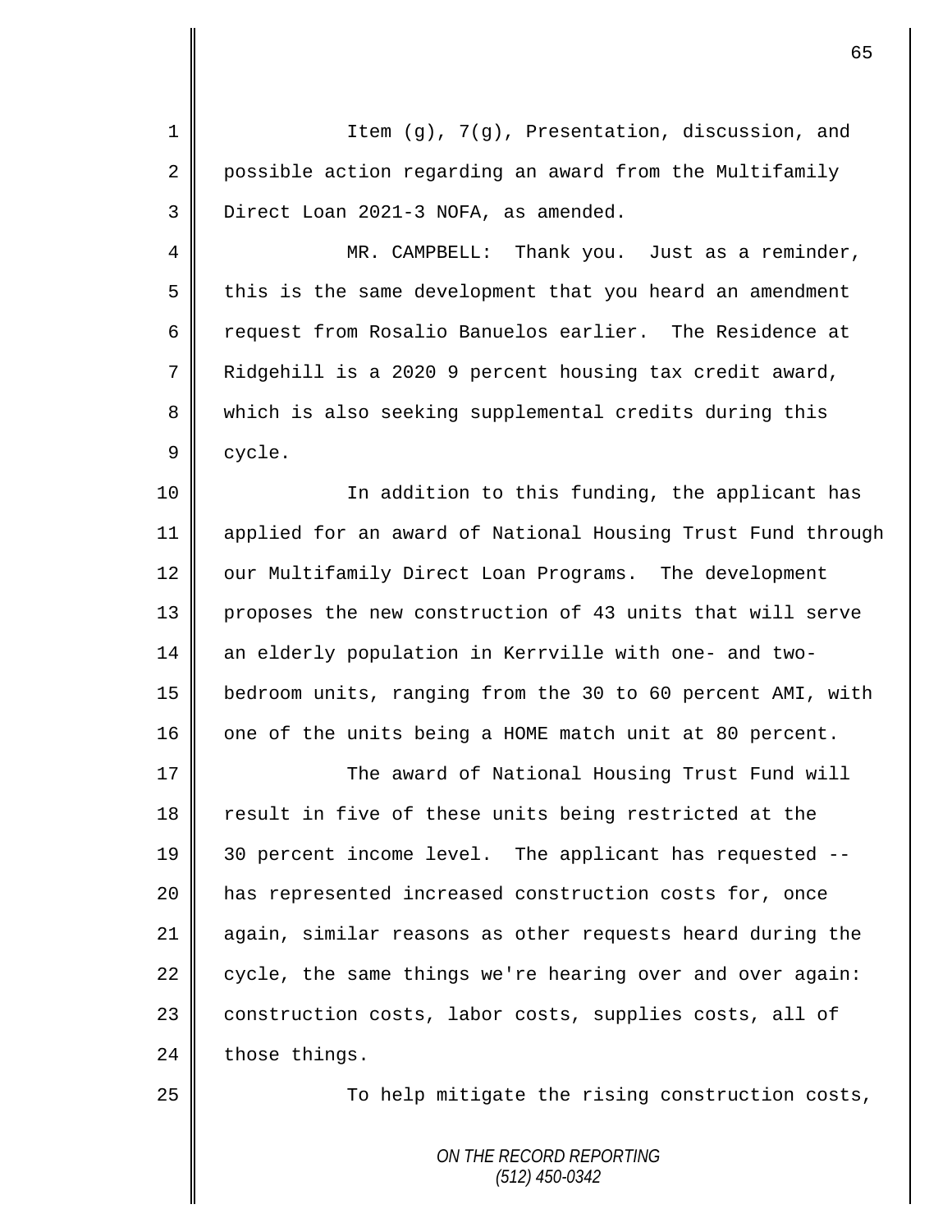Item (g), 7(g), Presentation, discussion, and possible action regarding an award from the Multifamily Direct Loan 2021-3 NOFA, as amended.

MR. CAMPBELL: Thank you. Just as a reminder, this is the same development that you heard an amendment request from Rosalio Banuelos earlier. The Residence at Ridgehill is a 2020 9 percent housing tax credit award, which is also seeking supplemental credits during this cycle.

In addition to this funding, the applicant has applied for an award of National Housing Trust Fund through our Multifamily Direct Loan Programs. The development proposes the new construction of 43 units that will serve an elderly population in Kerrville with one- and two-bedroom units, ranging from the 30 to 60 percent AMI, with one of the units being a HOME match unit at 80 percent.

The award of National Housing Trust Fund will result in five of these units being restricted at the 30 percent income level. The applicant has requested -- has represented increased construction costs for, once again, similar reasons as other requests heard during the cycle, the same things we're hearing over and over again: construction costs, labor costs, supplies costs, all of those things.

To help mitigate the rising construction costs,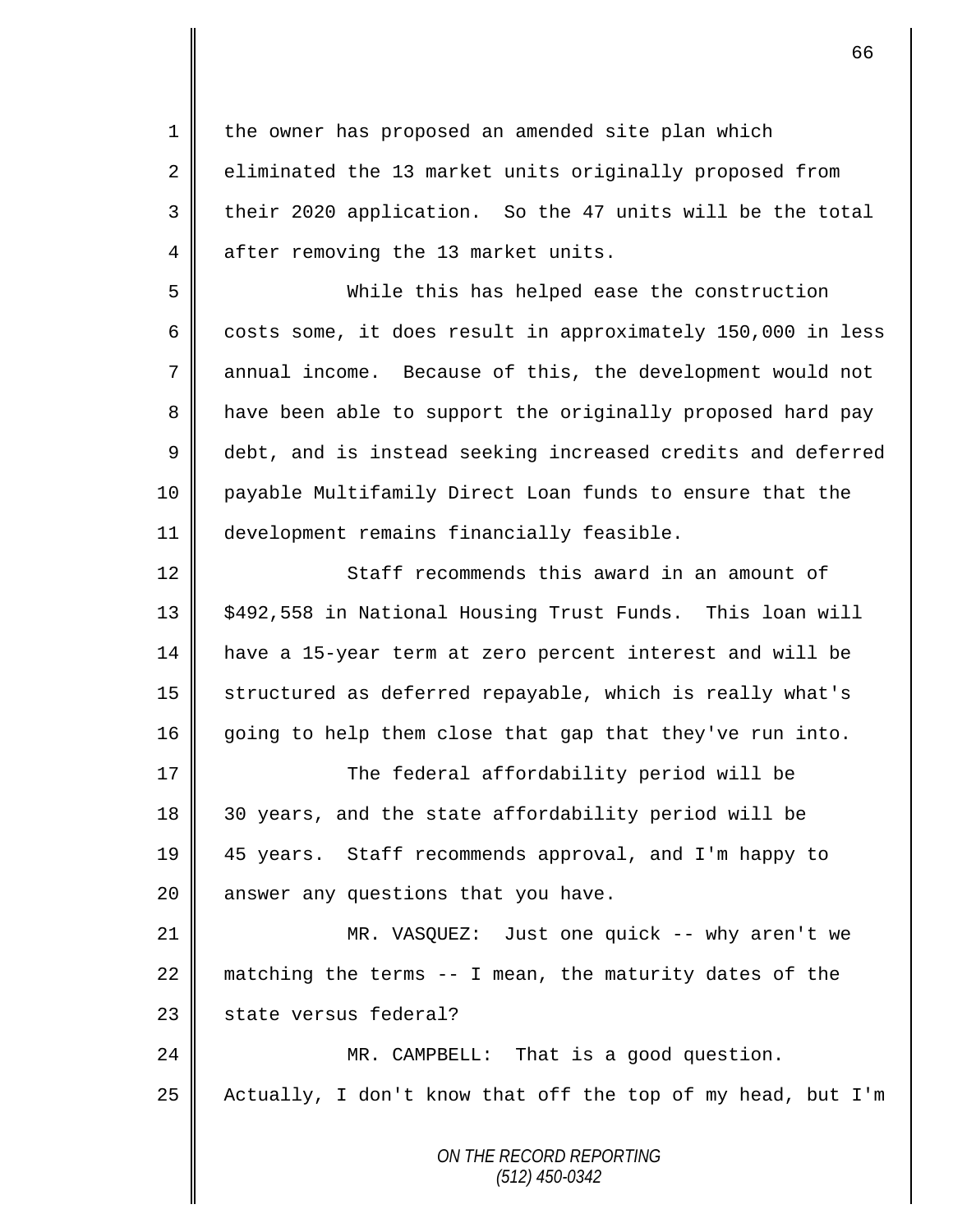the owner has proposed an amended site plan which eliminated the 13 market units originally proposed from their 2020 application. So the 47 units will be the total after removing the 13 market units.

While this has helped ease the construction costs some, it does result in approximately 150,000 in less annual income. Because of this, the development would not have been able to support the originally proposed hard pay debt, and is instead seeking increased credits and deferred payable Multifamily Direct Loan funds to ensure that the development remains financially feasible.

Staff recommends this award in an amount of $492,558 in National Housing Trust Funds. This loan will have a 15-year term at zero percent interest and will be structured as deferred repayable, which is really what's going to help them close that gap that they've run into.

The federal affordability period will be 30 years, and the state affordability period will be 45 years. Staff recommends approval, and I'm happy to answer any questions that you have.

MR. VASQUEZ: Just one quick -- why aren't we matching the terms -- I mean, the maturity dates of the state versus federal?

MR. CAMPBELL: That is a good question. Actually, I don't know that off the top of my head, but I'm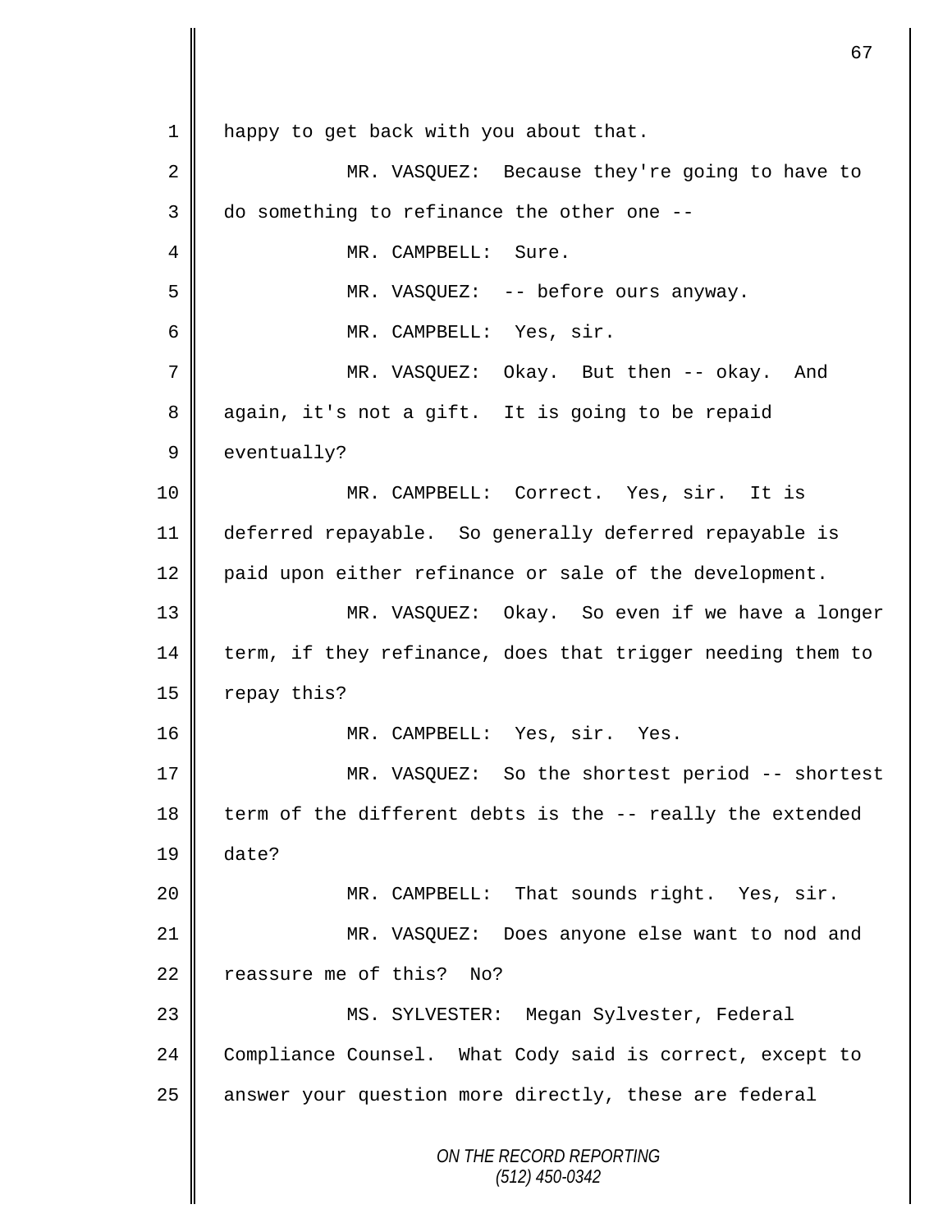happy to get back with you about that.

MR. VASQUEZ: Because they're going to have to do something to refinance the other one --

MR. CAMPBELL: Sure.

MR. VASQUEZ: -- before ours anyway.

MR. CAMPBELL: Yes, sir.

MR. VASQUEZ: Okay. But then -- okay. And again, it's not a gift. It is going to be repaid eventually?

MR. CAMPBELL: Correct. Yes, sir. It is deferred repayable. So generally deferred repayable is paid upon either refinance or sale of the development.

MR. VASQUEZ: Okay. So even if we have a longer term, if they refinance, does that trigger needing them to repay this?

MR. CAMPBELL: Yes, sir. Yes.

MR. VASQUEZ: So the shortest period -- shortest term of the different debts is the -- really the extended date?

MR. CAMPBELL: That sounds right. Yes, sir.

MR. VASQUEZ: Does anyone else want to nod and reassure me of this? No?

MS. SYLVESTER: Megan Sylvester, Federal Compliance Counsel. What Cody said is correct, except to answer your question more directly, these are federal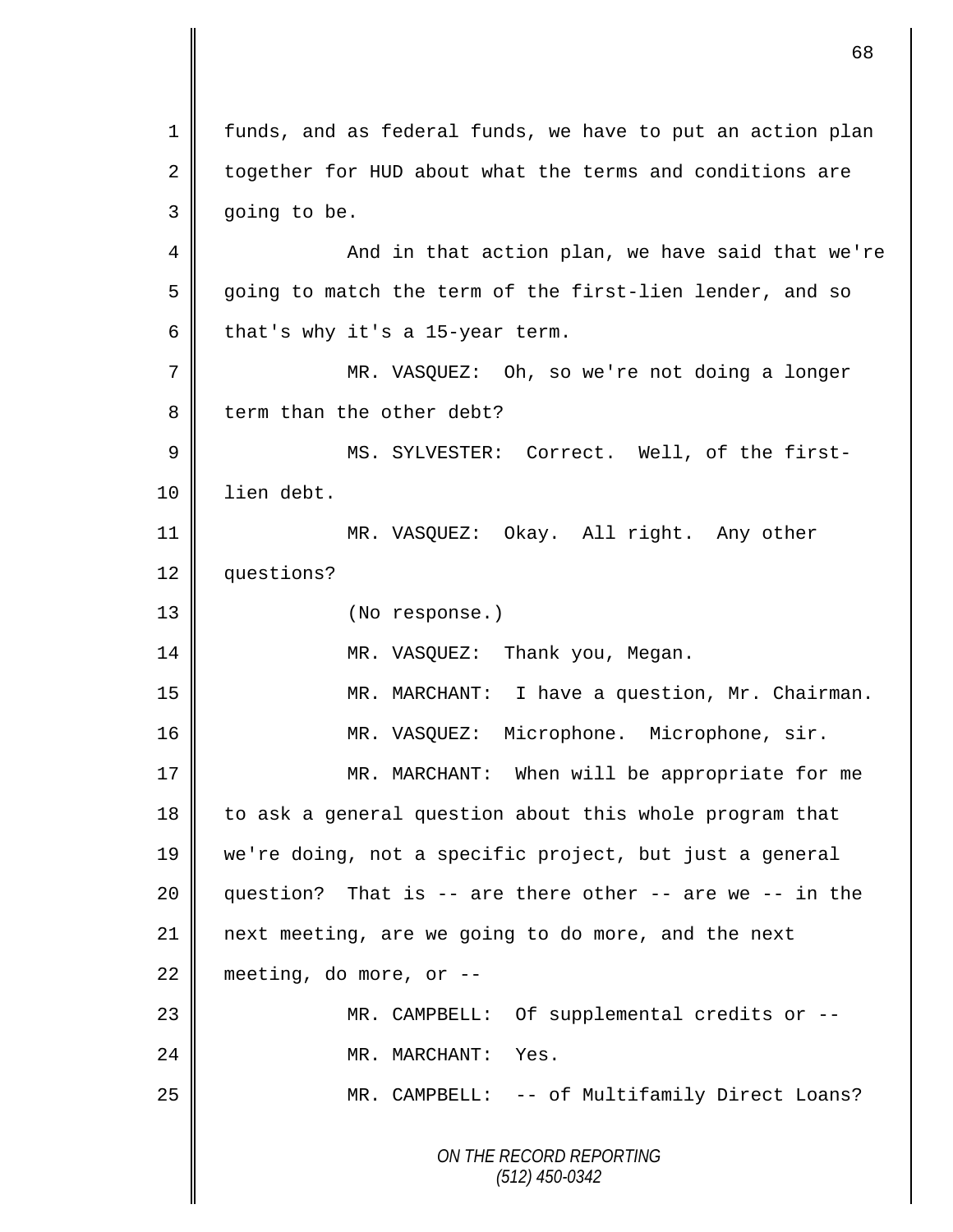funds, and as federal funds, we have to put an action plan together for HUD about what the terms and conditions are going to be.

And in that action plan, we have said that we're going to match the term of the first-lien lender, and so that's why it's a 15-year term.

MR. VASQUEZ: Oh, so we're not doing a longer term than the other debt?

MS. SYLVESTER: Correct. Well, of the first-lien debt.

MR. VASQUEZ: Okay. All right. Any other questions?

(No response.)

MR. VASQUEZ: Thank you, Megan.

MR. MARCHANT: I have a question, Mr. Chairman.

MR. VASQUEZ: Microphone. Microphone, sir.

MR. MARCHANT: When will be appropriate for me to ask a general question about this whole program that we're doing, not a specific project, but just a general question? That is -- are there other -- are we -- in the next meeting, are we going to do more, and the next meeting, do more, or --

MR. CAMPBELL: Of supplemental credits or --

MR. MARCHANT: Yes.

MR. CAMPBELL: -- of Multifamily Direct Loans?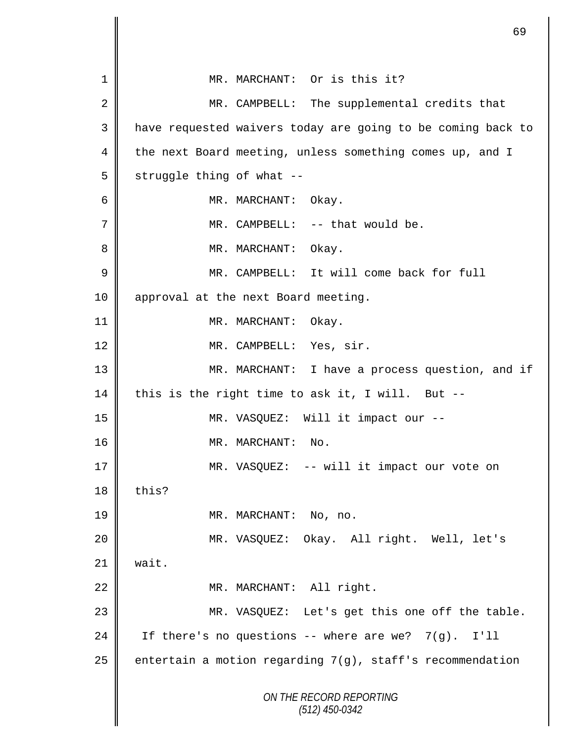MR. MARCHANT: Or is this it?

MR. CAMPBELL: The supplemental credits that have requested waivers today are going to be coming back to the next Board meeting, unless something comes up, and I struggle thing of what --

MR. MARCHANT: Okay.

MR. CAMPBELL: -- that would be.

MR. MARCHANT: Okay.

MR. CAMPBELL: It will come back for full approval at the next Board meeting.

MR. MARCHANT: Okay.

MR. CAMPBELL: Yes, sir.

MR. MARCHANT: I have a process question, and if this is the right time to ask it, I will. But --

MR. VASQUEZ: Will it impact our --

MR. MARCHANT: No.

MR. VASQUEZ: -- will it impact our vote on this?

MR. MARCHANT: No, no.

MR. VASQUEZ: Okay. All right. Well, let's wait.

MR. MARCHANT: All right.

MR. VASQUEZ: Let's get this one off the table. If there's no questions -- where are we? 7(g). I'll entertain a motion regarding 7(g), staff's recommendation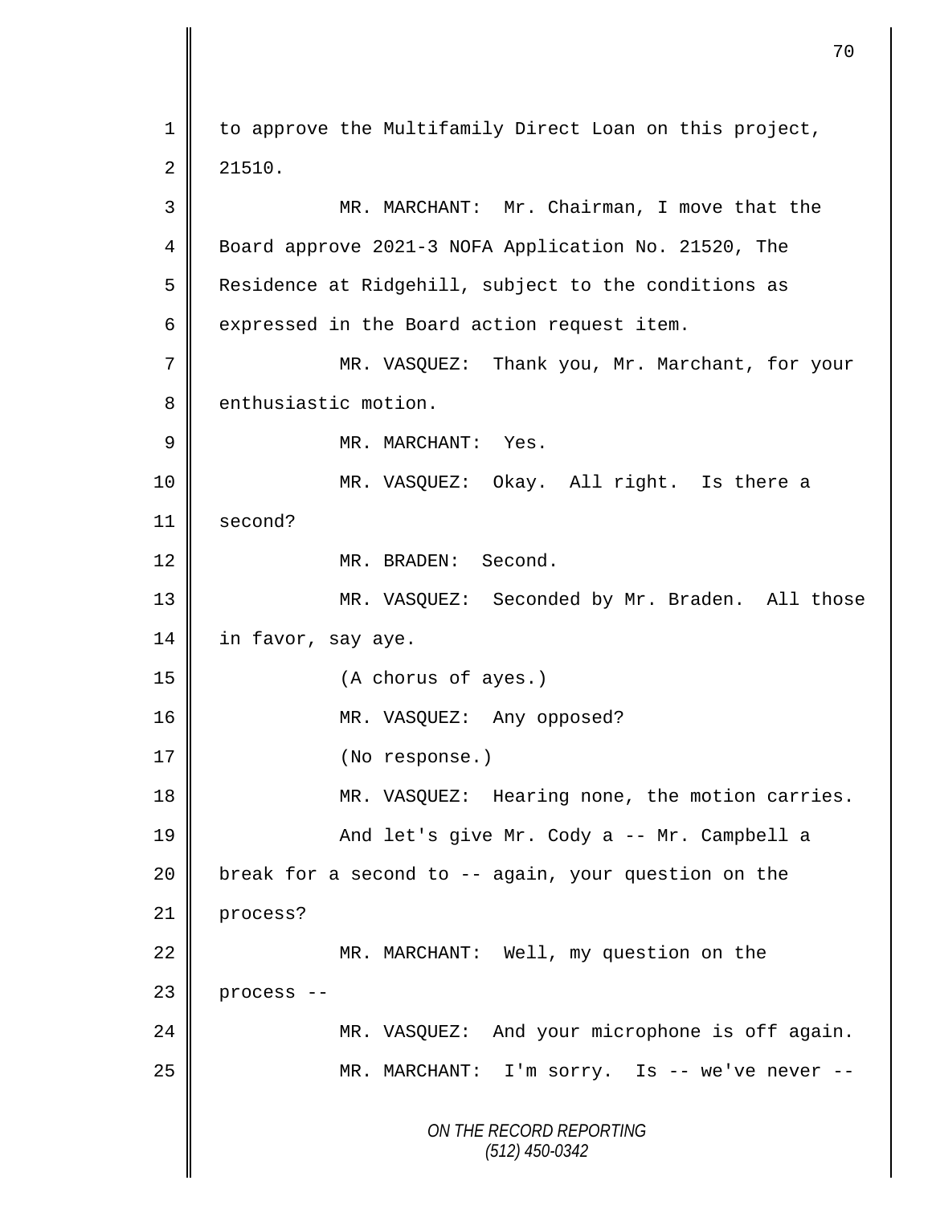to approve the Multifamily Direct Loan on this project, 21510.

MR. MARCHANT: Mr. Chairman, I move that the Board approve 2021-3 NOFA Application No. 21520, The Residence at Ridgehill, subject to the conditions as expressed in the Board action request item.

MR. VASQUEZ: Thank you, Mr. Marchant, for your enthusiastic motion.

MR. MARCHANT: Yes.

MR. VASQUEZ: Okay. All right. Is there a second?

MR. BRADEN: Second.

MR. VASQUEZ: Seconded by Mr. Braden. All those in favor, say aye.

(A chorus of ayes.)

MR. VASQUEZ: Any opposed?

(No response.)

MR. VASQUEZ: Hearing none, the motion carries.

And let's give Mr. Cody a -- Mr. Campbell a break for a second to -- again, your question on the process?

MR. MARCHANT: Well, my question on the process --

MR. VASQUEZ: And your microphone is off again.

MR. MARCHANT: I'm sorry. Is -- we've never --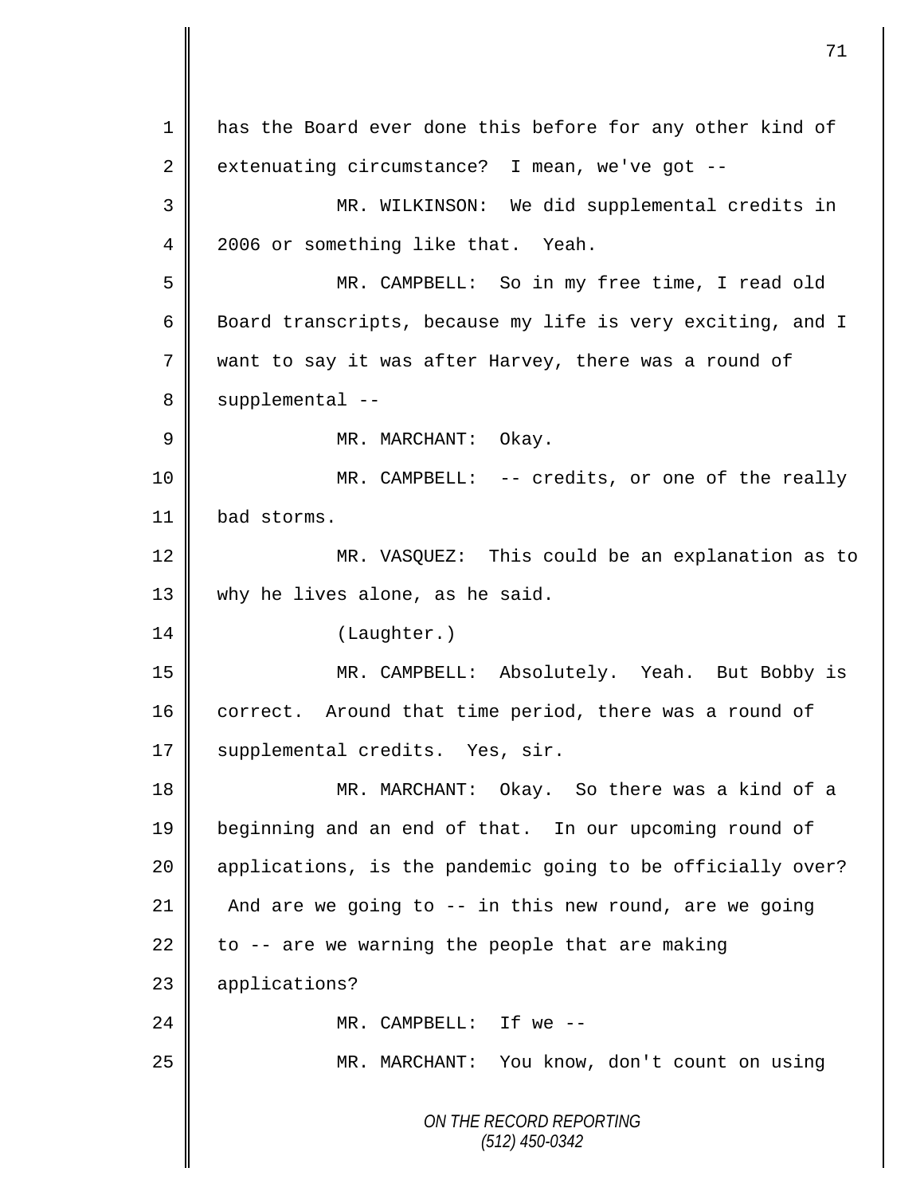has the Board ever done this before for any other kind of extenuating circumstance? I mean, we've got --

MR. WILKINSON: We did supplemental credits in 2006 or something like that. Yeah.

MR. CAMPBELL: So in my free time, I read old Board transcripts, because my life is very exciting, and I want to say it was after Harvey, there was a round of supplemental --

MR. MARCHANT: Okay.

MR. CAMPBELL: -- credits, or one of the really bad storms.

MR. VASQUEZ: This could be an explanation as to why he lives alone, as he said.

(Laughter.)

MR. CAMPBELL: Absolutely. Yeah. But Bobby is correct. Around that time period, there was a round of supplemental credits. Yes, sir.

MR. MARCHANT: Okay. So there was a kind of a beginning and an end of that. In our upcoming round of applications, is the pandemic going to be officially over? And are we going to -- in this new round, are we going to -- are we warning the people that are making applications?

MR. CAMPBELL: If we --

MR. MARCHANT: You know, don't count on using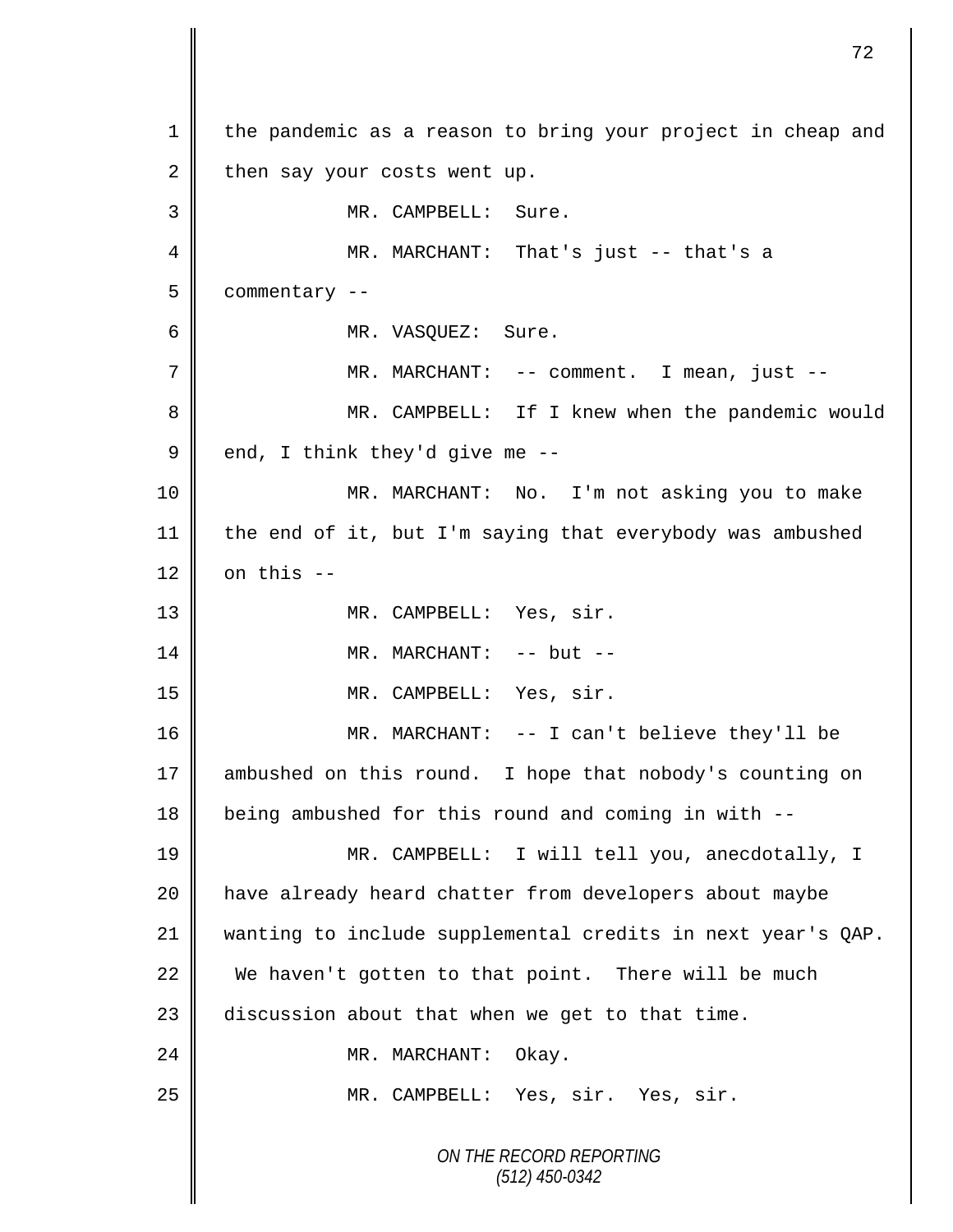1 the pandemic as a reason to bring your project in cheap and
2 then say your costs went up.
3 MR. CAMPBELL: Sure.
4 MR. MARCHANT: That's just -- that's a
5 commentary --
6 MR. VASQUEZ: Sure.
7 MR. MARCHANT: -- comment. I mean, just --
8 MR. CAMPBELL: If I knew when the pandemic would
9 end, I think they'd give me --
10 MR. MARCHANT: No. I'm not asking you to make
11 the end of it, but I'm saying that everybody was ambushed
12 on this --
13 MR. CAMPBELL: Yes, sir.
14 MR. MARCHANT: -- but --
15 MR. CAMPBELL: Yes, sir.
16 MR. MARCHANT: -- I can't believe they'll be
17 ambushed on this round. I hope that nobody's counting on
18 being ambushed for this round and coming in with --
19 MR. CAMPBELL: I will tell you, anecdotally, I
20 have already heard chatter from developers about maybe
21 wanting to include supplemental credits in next year's QAP.
22 We haven't gotten to that point. There will be much
23 discussion about that when we get to that time.
24 MR. MARCHANT: Okay.
25 MR. CAMPBELL: Yes, sir. Yes, sir.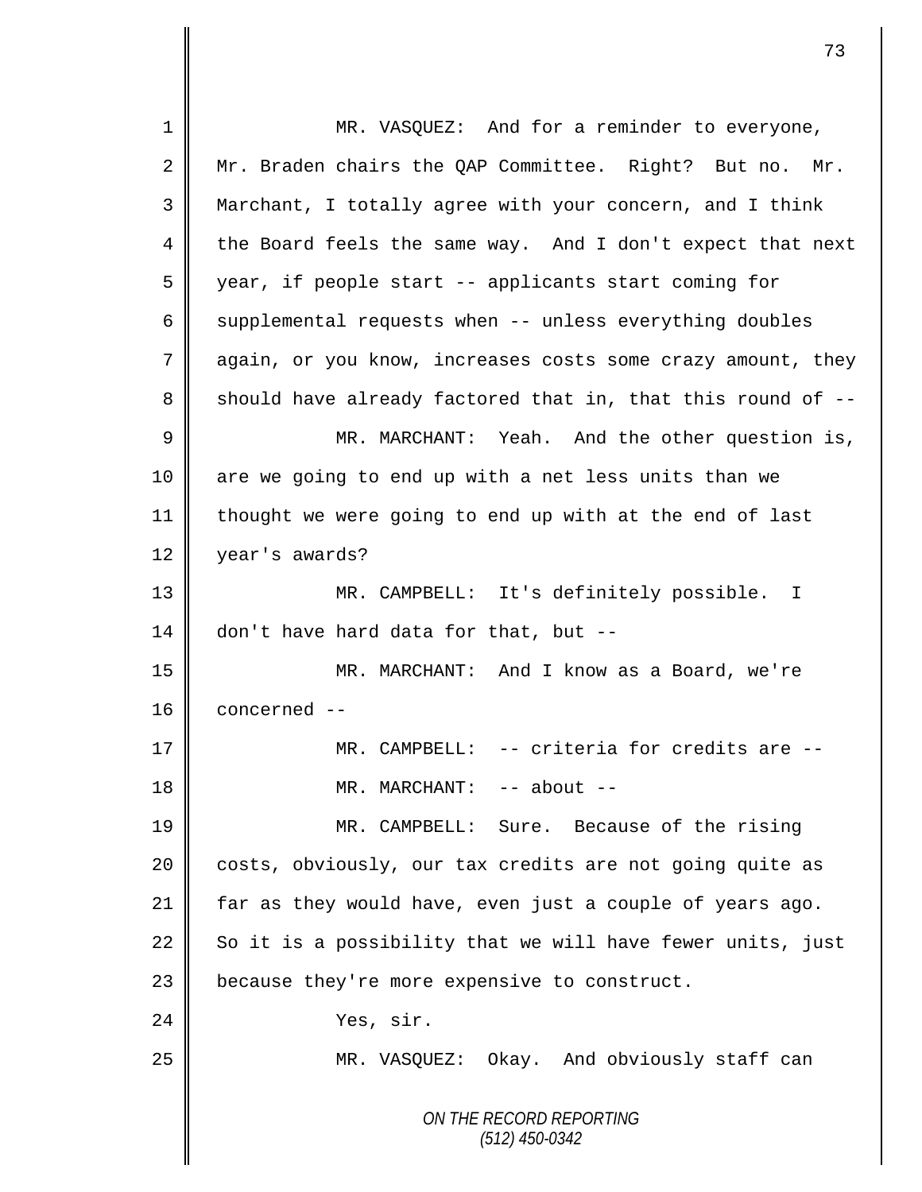MR. VASQUEZ: And for a reminder to everyone, Mr. Braden chairs the QAP Committee. Right? But no. Mr. Marchant, I totally agree with your concern, and I think the Board feels the same way. And I don't expect that next year, if people start -- applicants start coming for supplemental requests when -- unless everything doubles again, or you know, increases costs some crazy amount, they should have already factored that in, that this round of --

MR. MARCHANT: Yeah. And the other question is, are we going to end up with a net less units than we thought we were going to end up with at the end of last year's awards?

MR. CAMPBELL: It's definitely possible. I don't have hard data for that, but --

MR. MARCHANT: And I know as a Board, we're concerned --

MR. CAMPBELL: -- criteria for credits are --

MR. MARCHANT: -- about --

MR. CAMPBELL: Sure. Because of the rising costs, obviously, our tax credits are not going quite as far as they would have, even just a couple of years ago. So it is a possibility that we will have fewer units, just because they're more expensive to construct.

Yes, sir.

MR. VASQUEZ: Okay. And obviously staff can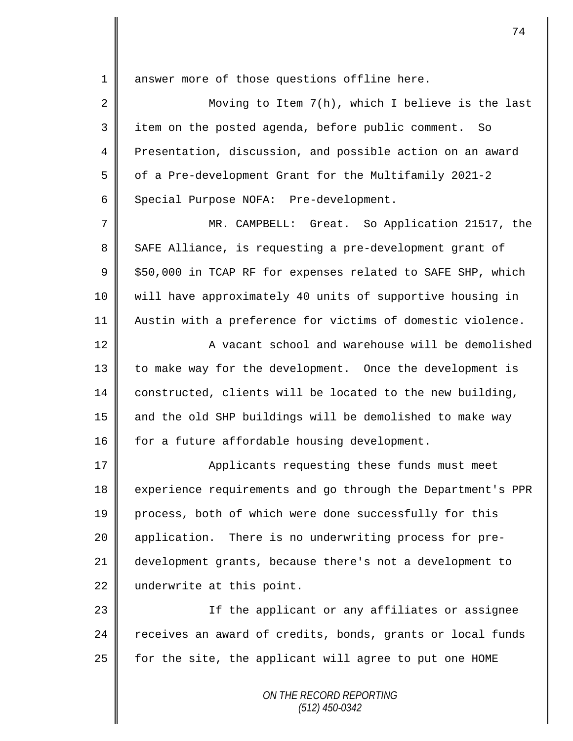answer more of those questions offline here.

Moving to Item 7(h), which I believe is the last item on the posted agenda, before public comment. So Presentation, discussion, and possible action on an award of a Pre-development Grant for the Multifamily 2021-2 Special Purpose NOFA: Pre-development.

MR. CAMPBELL: Great. So Application 21517, the SAFE Alliance, is requesting a pre-development grant of $50,000 in TCAP RF for expenses related to SAFE SHP, which will have approximately 40 units of supportive housing in Austin with a preference for victims of domestic violence.

A vacant school and warehouse will be demolished to make way for the development. Once the development is constructed, clients will be located to the new building, and the old SHP buildings will be demolished to make way for a future affordable housing development.

Applicants requesting these funds must meet experience requirements and go through the Department's PPR process, both of which were done successfully for this application. There is no underwriting process for pre-development grants, because there's not a development to underwrite at this point.

If the applicant or any affiliates or assignee receives an award of credits, bonds, grants or local funds for the site, the applicant will agree to put one HOME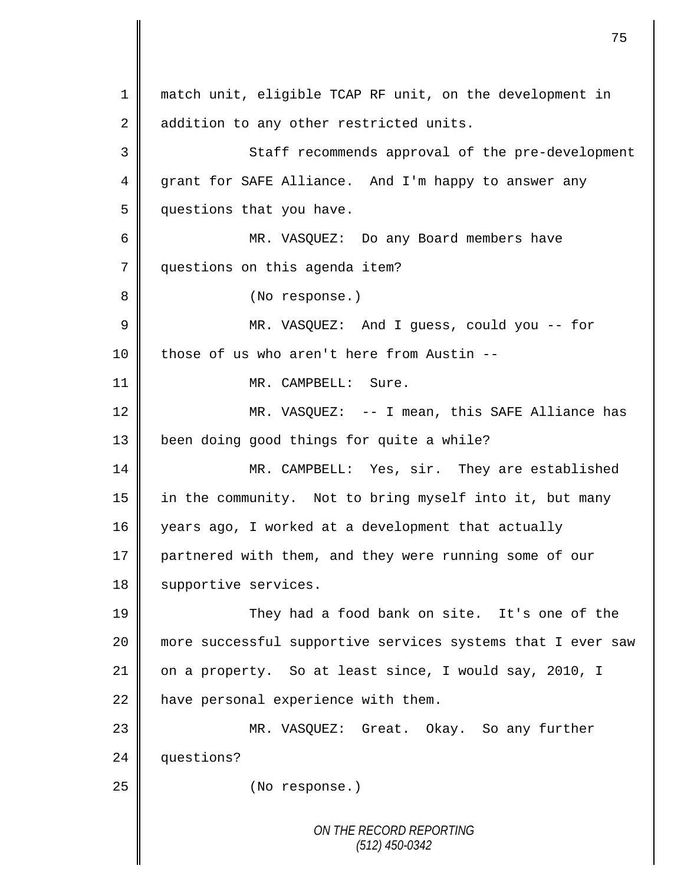match unit, eligible TCAP RF unit, on the development in addition to any other restricted units.

Staff recommends approval of the pre-development grant for SAFE Alliance. And I'm happy to answer any questions that you have.

MR. VASQUEZ: Do any Board members have questions on this agenda item?

(No response.)

MR. VASQUEZ: And I guess, could you -- for those of us who aren't here from Austin --

MR. CAMPBELL: Sure.

MR. VASQUEZ: -- I mean, this SAFE Alliance has been doing good things for quite a while?

MR. CAMPBELL: Yes, sir. They are established in the community. Not to bring myself into it, but many years ago, I worked at a development that actually partnered with them, and they were running some of our supportive services.

They had a food bank on site. It's one of the more successful supportive services systems that I ever saw on a property. So at least since, I would say, 2010, I have personal experience with them.

MR. VASQUEZ: Great. Okay. So any further questions?

(No response.)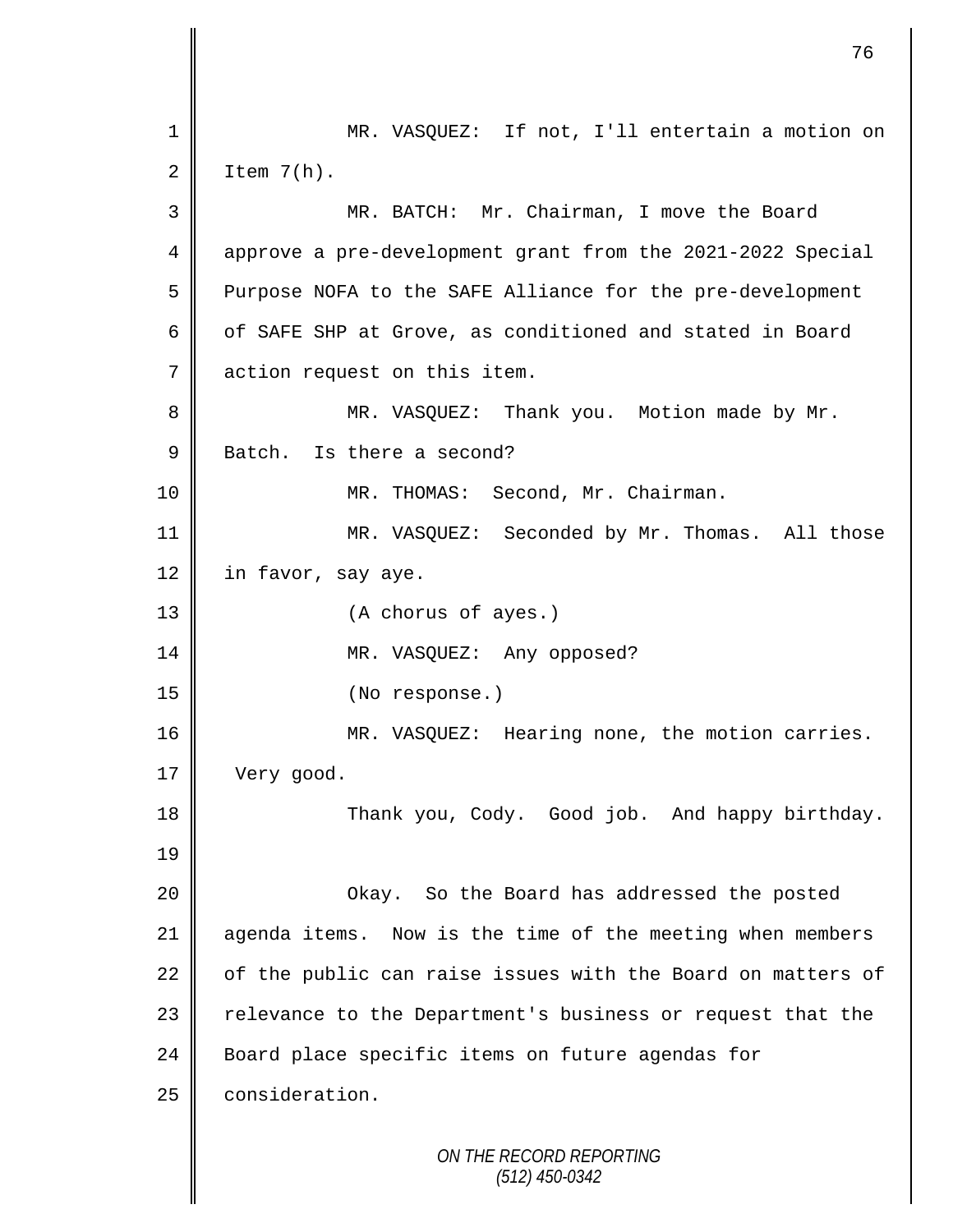MR. VASQUEZ: If not, I'll entertain a motion on Item 7(h).

MR. BATCH: Mr. Chairman, I move the Board approve a pre-development grant from the 2021-2022 Special Purpose NOFA to the SAFE Alliance for the pre-development of SAFE SHP at Grove, as conditioned and stated in Board action request on this item.

MR. VASQUEZ: Thank you. Motion made by Mr. Batch. Is there a second?

MR. THOMAS: Second, Mr. Chairman.

MR. VASQUEZ: Seconded by Mr. Thomas. All those in favor, say aye.

(A chorus of ayes.)

MR. VASQUEZ: Any opposed?

(No response.)

MR. VASQUEZ: Hearing none, the motion carries. Very good.

Thank you, Cody. Good job. And happy birthday.

Okay. So the Board has addressed the posted agenda items. Now is the time of the meeting when members of the public can raise issues with the Board on matters of relevance to the Department's business or request that the Board place specific items on future agendas for consideration.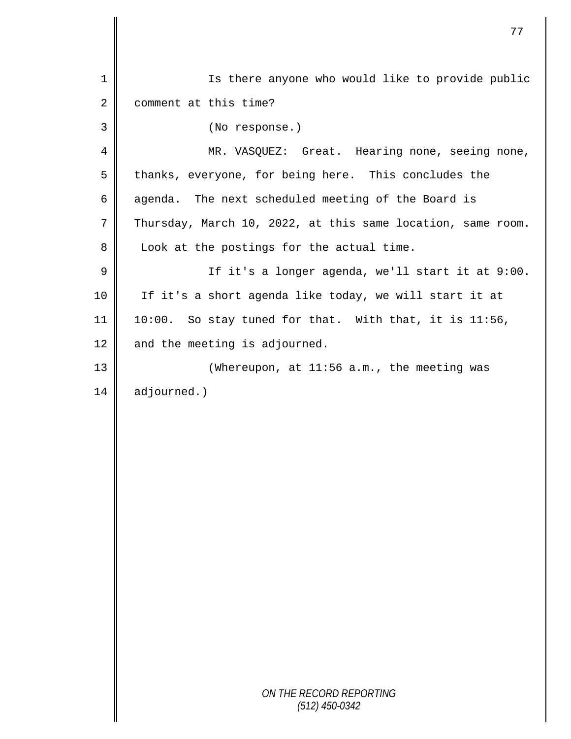Is there anyone who would like to provide public comment at this time?

(No response.)

MR. VASQUEZ: Great. Hearing none, seeing none, thanks, everyone, for being here. This concludes the agenda. The next scheduled meeting of the Board is Thursday, March 10, 2022, at this same location, same room. Look at the postings for the actual time.

If it's a longer agenda, we'll start it at 9:00. If it's a short agenda like today, we will start it at 10:00. So stay tuned for that. With that, it is 11:56, and the meeting is adjourned.

(Whereupon, at 11:56 a.m., the meeting was adjourned.)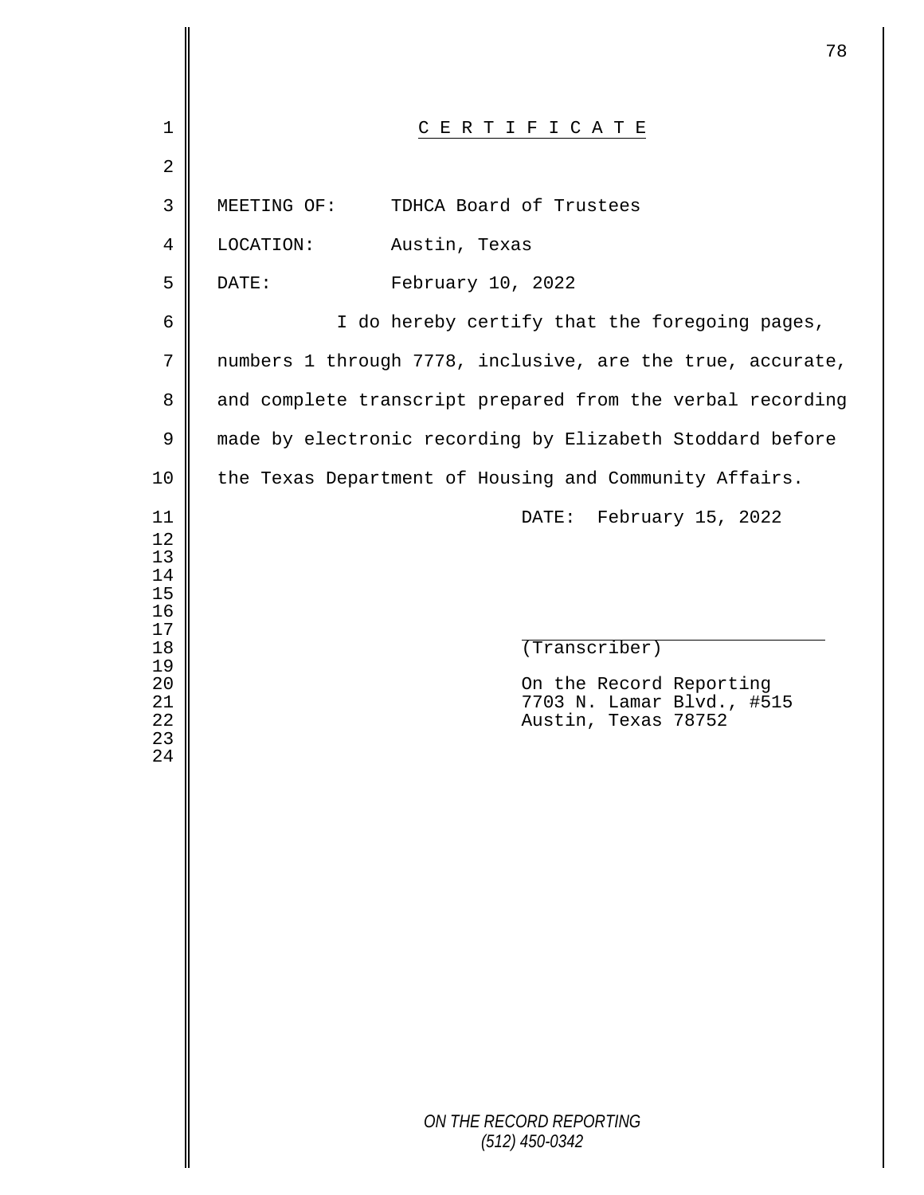# C E R T I F I C A T E

MEETING OF: TDHCA Board of Trustees

LOCATION: Austin, Texas

DATE: February 10, 2022

I do hereby certify that the foregoing pages, numbers 1 through 7778, inclusive, are the true, accurate, and complete transcript prepared from the verbal recording made by electronic recording by Elizabeth Stoddard before the Texas Department of Housing and Community Affairs.

DATE: February 15, 2022

(Transcriber)

On the Record Reporting
7703 N. Lamar Blvd., #515
Austin, Texas 78752